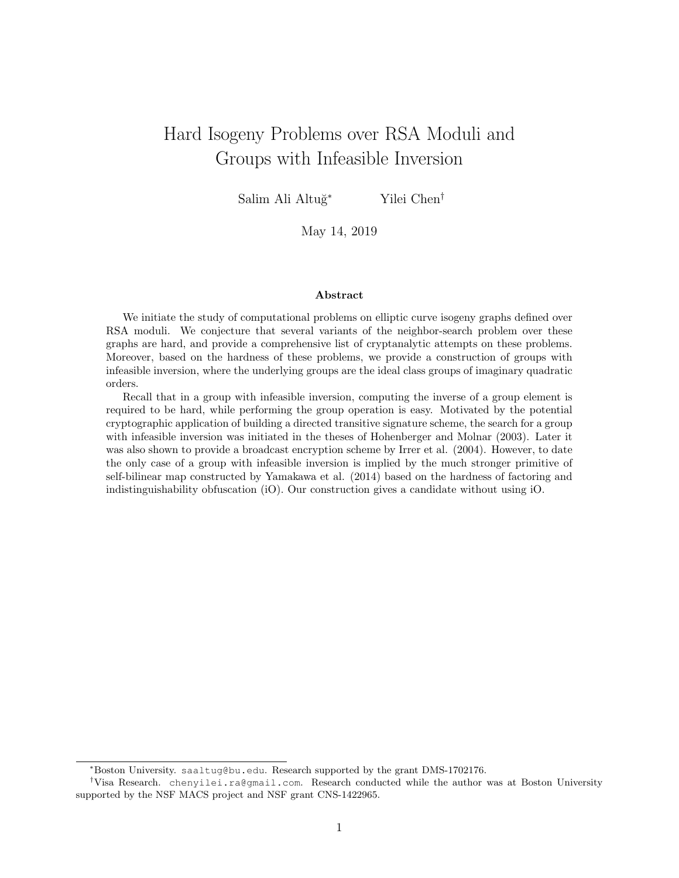# Hard Isogeny Problems over RSA Moduli and Groups with Infeasible Inversion

Salim Ali Altuğ[*] Yilei Chen[†]

May 14, 2019

### Abstract

We initiate the study of computational problems on elliptic curve isogeny graphs defined over RSA moduli. We conjecture that several variants of the neighbor-search problem over these graphs are hard, and provide a comprehensive list of cryptanalytic attempts on these problems. Moreover, based on the hardness of these problems, we provide a construction of groups with infeasible inversion, where the underlying groups are the ideal class groups of imaginary quadratic orders.

Recall that in a group with infeasible inversion, computing the inverse of a group element is required to be hard, while performing the group operation is easy. Motivated by the potential cryptographic application of building a directed transitive signature scheme, the search for a group with infeasible inversion was initiated in the theses of Hohenberger and Molnar (2003). Later it was also shown to provide a broadcast encryption scheme by Irrer et al. (2004). However, to date the only case of a group with infeasible inversion is implied by the much stronger primitive of self-bilinear map constructed by Yamakawa et al. (2014) based on the hardness of factoring and indistinguishability obfuscation (iO). Our construction gives a candidate without using iO.

---

[*] Boston University. saaltug@bu.edu. Research supported by the grant DMS-1702176.

[†] Visa Research. chenyilei.ra@gmail.com. Research conducted while the author was at Boston University supported by the NSF MACS project and NSF grant CNS-1422965.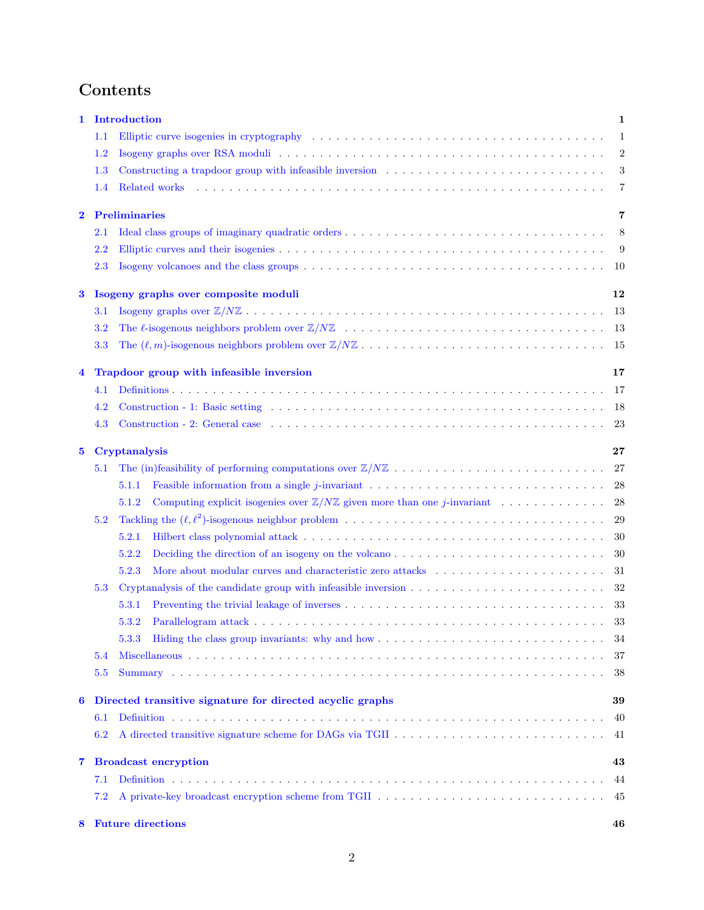# Contents

**1 Introduction** — 1
- 1.1 Elliptic curve isogenies in cryptography — 1
- 1.2 Isogeny graphs over RSA moduli — 2
- 1.3 Constructing a trapdoor group with infeasible inversion — 3
- 1.4 Related works — 7

**2 Preliminaries** — 7
- 2.1 Ideal class groups of imaginary quadratic orders — 8
- 2.2 Elliptic curves and their isogenies — 9
- 2.3 Isogeny volcanoes and the class groups — 10

**3 Isogeny graphs over composite moduli** — 12
- 3.1 Isogeny graphs over $\mathbb{Z}/N\mathbb{Z}$ — 13
- 3.2 The $\ell$-isogenous neighbors problem over $\mathbb{Z}/N\mathbb{Z}$ — 13
- 3.3 The $(\ell, m)$-isogenous neighbors problem over $\mathbb{Z}/N\mathbb{Z}$ — 15

**4 Trapdoor group with infeasible inversion** — 17
- 4.1 Definitions — 17
- 4.2 Construction - 1: Basic setting — 18
- 4.3 Construction - 2: General case — 23

**5 Cryptanalysis** — 27
- 5.1 The (in)feasibility of performing computations over $\mathbb{Z}/N\mathbb{Z}$ — 27
  - 5.1.1 Feasible information from a single $j$-invariant — 28
  - 5.1.2 Computing explicit isogenies over $\mathbb{Z}/N\mathbb{Z}$ given more than one $j$-invariant — 28
- 5.2 Tackling the $(\ell, \ell^2)$-isogenous neighbor problem — 29
  - 5.2.1 Hilbert class polynomial attack — 30
  - 5.2.2 Deciding the direction of an isogeny on the volcano — 30
  - 5.2.3 More about modular curves and characteristic zero attacks — 31
- 5.3 Cryptanalysis of the candidate group with infeasible inversion — 32
  - 5.3.1 Preventing the trivial leakage of inverses — 33
  - 5.3.2 Parallelogram attack — 33
  - 5.3.3 Hiding the class group invariants: why and how — 34
- 5.4 Miscellaneous — 37
- 5.5 Summary — 38

**6 Directed transitive signature for directed acyclic graphs** — 39
- 6.1 Definition — 40
- 6.2 A directed transitive signature scheme for DAGs via TGII — 41

**7 Broadcast encryption** — 43
- 7.1 Definition — 44
- 7.2 A private-key broadcast encryption scheme from TGII — 45

**8 Future directions** — 46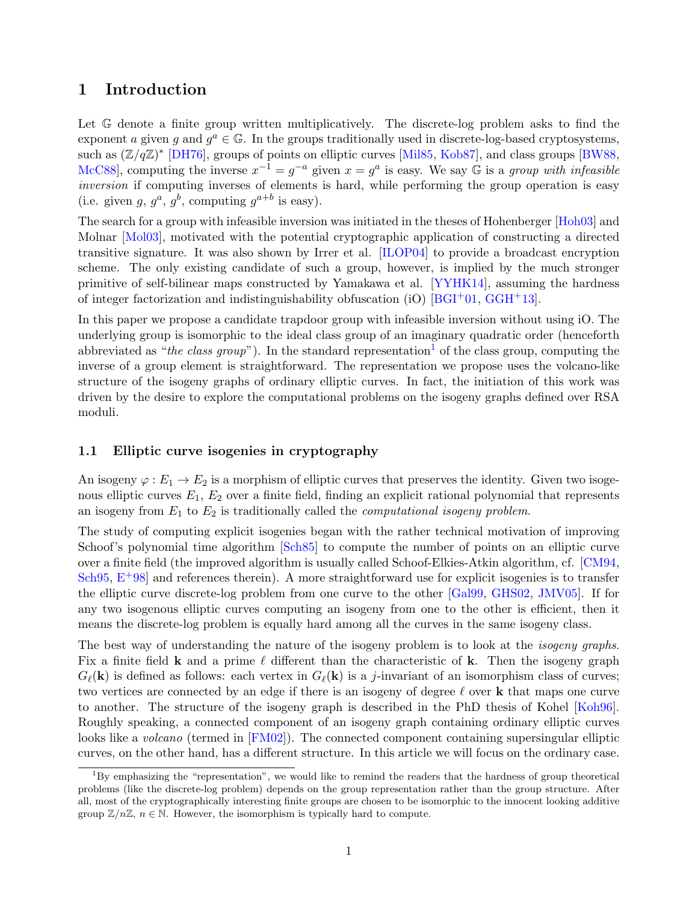# 1 Introduction

Let $\mathbb{G}$ denote a finite group written multiplicatively. The discrete-log problem asks to find the exponent $a$ given $g$ and $g^a \in \mathbb{G}$. In the groups traditionally used in discrete-log-based cryptosystems, such as $(\mathbb{Z}/q\mathbb{Z})^*$ [DH76], groups of points on elliptic curves [Mil85, Kob87], and class groups [BW88, McC88], computing the inverse $x^{-1} = g^{-a}$ given $x = g^a$ is easy. We say $\mathbb{G}$ is a *group with infeasible inversion* if computing inverses of elements is hard, while performing the group operation is easy (i.e. given $g$, $g^a$, $g^b$, computing $g^{a+b}$ is easy).

The search for a group with infeasible inversion was initiated in the theses of Hohenberger [Hoh03] and Molnar [Mol03], motivated with the potential cryptographic application of constructing a directed transitive signature. It was also shown by Irrer et al. [ILOP04] to provide a broadcast encryption scheme. The only existing candidate of such a group, however, is implied by the much stronger primitive of self-bilinear maps constructed by Yamakawa et al. [YYHK14], assuming the hardness of integer factorization and indistinguishability obfuscation (iO) [BGI+01, GGH+13].

In this paper we propose a candidate trapdoor group with infeasible inversion without using iO. The underlying group is isomorphic to the ideal class group of an imaginary quadratic order (henceforth abbreviated as "*the class group*"). In the standard representation[1] of the class group, computing the inverse of a group element is straightforward. The representation we propose uses the volcano-like structure of the isogeny graphs of ordinary elliptic curves. In fact, the initiation of this work was driven by the desire to explore the computational problems on the isogeny graphs defined over RSA moduli.

## 1.1 Elliptic curve isogenies in cryptography

An isogeny $\varphi : E_1 \to E_2$ is a morphism of elliptic curves that preserves the identity. Given two isogenous elliptic curves $E_1$, $E_2$ over a finite field, finding an explicit rational polynomial that represents an isogeny from $E_1$ to $E_2$ is traditionally called the *computational isogeny problem*.

The study of computing explicit isogenies began with the rather technical motivation of improving Schoof's polynomial time algorithm [Sch85] to compute the number of points on an elliptic curve over a finite field (the improved algorithm is usually called Schoof-Elkies-Atkin algorithm, cf. [CM94, Sch95, E+98] and references therein). A more straightforward use for explicit isogenies is to transfer the elliptic curve discrete-log problem from one curve to the other [Gal99, GHS02, JMV05]. If for any two isogenous elliptic curves computing an isogeny from one to the other is efficient, then it means the discrete-log problem is equally hard among all the curves in the same isogeny class.

The best way of understanding the nature of the isogeny problem is to look at the *isogeny graphs*. Fix a finite field $\mathbf{k}$ and a prime $\ell$ different than the characteristic of $\mathbf{k}$. Then the isogeny graph $G_\ell(\mathbf{k})$ is defined as follows: each vertex in $G_\ell(\mathbf{k})$ is a $j$-invariant of an isomorphism class of curves; two vertices are connected by an edge if there is an isogeny of degree $\ell$ over $\mathbf{k}$ that maps one curve to another. The structure of the isogeny graph is described in the PhD thesis of Kohel [Koh96]. Roughly speaking, a connected component of an isogeny graph containing ordinary elliptic curves looks like a *volcano* (termed in [FM02]). The connected component containing supersingular elliptic curves, on the other hand, has a different structure. In this article we will focus on the ordinary case.

[1] By emphasizing the "representation", we would like to remind the readers that the hardness of group theoretical problems (like the discrete-log problem) depends on the group representation rather than the group structure. After all, most of the cryptographically interesting finite groups are chosen to be isomorphic to the innocent looking additive group $\mathbb{Z}/n\mathbb{Z}$, $n \in \mathbb{N}$. However, the isomorphism is typically hard to compute.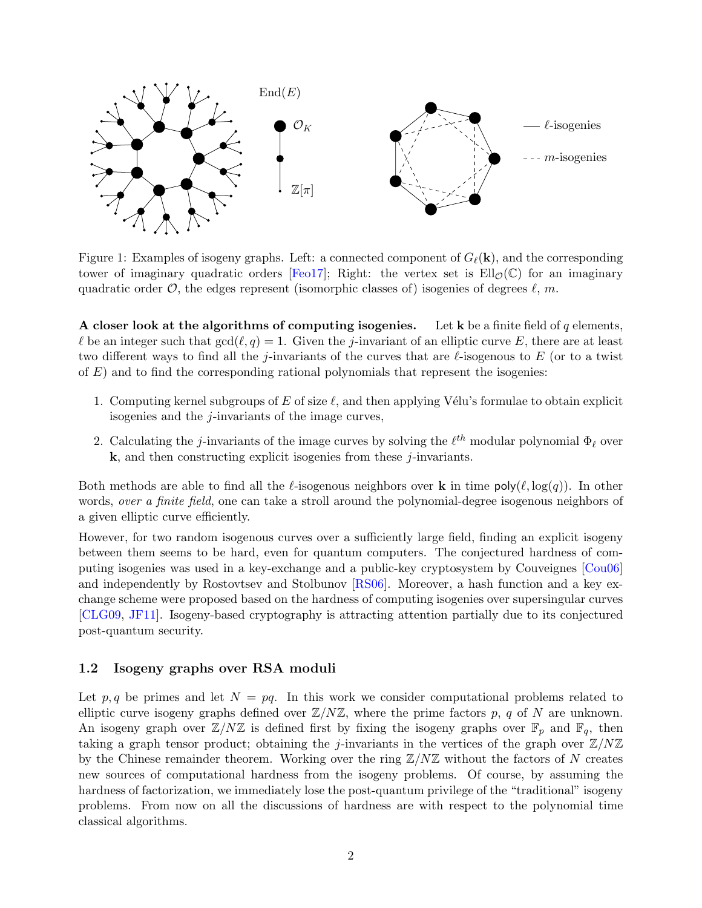Figure 1: Examples of isogeny graphs. Left: a connected component of $G_\ell(\mathbf{k})$, and the corresponding tower of imaginary quadratic orders [Feo17]; Right: the vertex set is $\text{Ell}_{\mathcal{O}}(\mathbb{C})$ for an imaginary quadratic order $\mathcal{O}$, the edges represent (isomorphic classes of) isogenies of degrees $\ell$, $m$.

**A closer look at the algorithms of computing isogenies.** Let $\mathbf{k}$ be a finite field of $q$ elements, $\ell$ be an integer such that $\gcd(\ell, q) = 1$. Given the $j$-invariant of an elliptic curve $E$, there are at least two different ways to find all the $j$-invariants of the curves that are $\ell$-isogenous to $E$ (or to a twist of $E$) and to find the corresponding rational polynomials that represent the isogenies:

1. Computing kernel subgroups of $E$ of size $\ell$, and then applying Vélu's formulae to obtain explicit isogenies and the $j$-invariants of the image curves,
2. Calculating the $j$-invariants of the image curves by solving the $\ell^{th}$ modular polynomial $\Phi_\ell$ over $\mathbf{k}$, and then constructing explicit isogenies from these $j$-invariants.

Both methods are able to find all the $\ell$-isogenous neighbors over $\mathbf{k}$ in time $\mathsf{poly}(\ell, \log(q))$. In other words, *over a finite field*, one can take a stroll around the polynomial-degree isogenous neighbors of a given elliptic curve efficiently.

However, for two random isogenous curves over a sufficiently large field, finding an explicit isogeny between them seems to be hard, even for quantum computers. The conjectured hardness of computing isogenies was used in a key-exchange and a public-key cryptosystem by Couveignes [Cou06] and independently by Rostovtsev and Stolbunov [RS06]. Moreover, a hash function and a key exchange scheme were proposed based on the hardness of computing isogenies over supersingular curves [CLG09, JF11]. Isogeny-based cryptography is attracting attention partially due to its conjectured post-quantum security.

### 1.2 Isogeny graphs over RSA moduli

Let $p, q$ be primes and let $N = pq$. In this work we consider computational problems related to elliptic curve isogeny graphs defined over $\mathbb{Z}/N\mathbb{Z}$, where the prime factors $p$, $q$ of $N$ are unknown. An isogeny graph over $\mathbb{Z}/N\mathbb{Z}$ is defined first by fixing the isogeny graphs over $\mathbb{F}_p$ and $\mathbb{F}_q$, then taking a graph tensor product; obtaining the $j$-invariants in the vertices of the graph over $\mathbb{Z}/N\mathbb{Z}$ by the Chinese remainder theorem. Working over the ring $\mathbb{Z}/N\mathbb{Z}$ without the factors of $N$ creates new sources of computational hardness from the isogeny problems. Of course, by assuming the hardness of factorization, we immediately lose the post-quantum privilege of the "traditional" isogeny problems. From now on all the discussions of hardness are with respect to the polynomial time classical algorithms.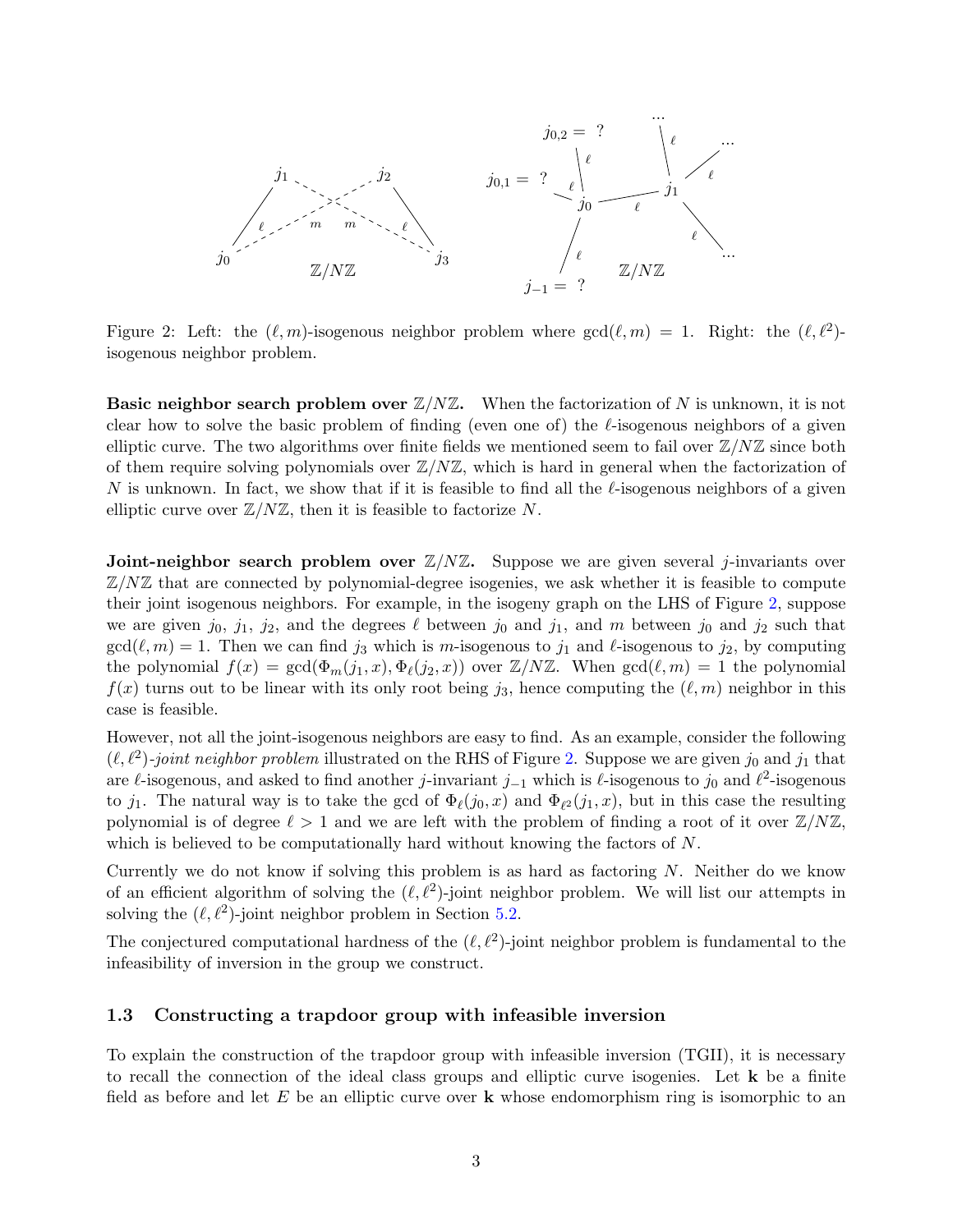Figure 2: Left: the $(\ell, m)$-isogenous neighbor problem where $\gcd(\ell, m) = 1$. Right: the $(\ell, \ell^2)$-isogenous neighbor problem.

**Basic neighbor search problem over $\mathbb{Z}/N\mathbb{Z}$.** When the factorization of $N$ is unknown, it is not clear how to solve the basic problem of finding (even one of) the $\ell$-isogenous neighbors of a given elliptic curve. The two algorithms over finite fields we mentioned seem to fail over $\mathbb{Z}/N\mathbb{Z}$ since both of them require solving polynomials over $\mathbb{Z}/N\mathbb{Z}$, which is hard in general when the factorization of $N$ is unknown. In fact, we show that if it is feasible to find all the $\ell$-isogenous neighbors of a given elliptic curve over $\mathbb{Z}/N\mathbb{Z}$, then it is feasible to factorize $N$.

**Joint-neighbor search problem over $\mathbb{Z}/N\mathbb{Z}$.** Suppose we are given several $j$-invariants over $\mathbb{Z}/N\mathbb{Z}$ that are connected by polynomial-degree isogenies, we ask whether it is feasible to compute their joint isogenous neighbors. For example, in the isogeny graph on the LHS of Figure 2, suppose we are given $j_0$, $j_1$, $j_2$, and the degrees $\ell$ between $j_0$ and $j_1$, and $m$ between $j_0$ and $j_2$ such that $\gcd(\ell, m) = 1$. Then we can find $j_3$ which is $m$-isogenous to $j_1$ and $\ell$-isogenous to $j_2$, by computing the polynomial $f(x) = \gcd(\Phi_m(j_1, x), \Phi_\ell(j_2, x))$ over $\mathbb{Z}/N\mathbb{Z}$. When $\gcd(\ell, m) = 1$ the polynomial $f(x)$ turns out to be linear with its only root being $j_3$, hence computing the $(\ell, m)$ neighbor in this case is feasible.

However, not all the joint-isogenous neighbors are easy to find. As an example, consider the following $(\ell, \ell^2)$-*joint neighbor problem* illustrated on the RHS of Figure 2. Suppose we are given $j_0$ and $j_1$ that are $\ell$-isogenous, and asked to find another $j$-invariant $j_{-1}$ which is $\ell$-isogenous to $j_0$ and $\ell^2$-isogenous to $j_1$. The natural way is to take the gcd of $\Phi_\ell(j_0, x)$ and $\Phi_{\ell^2}(j_1, x)$, but in this case the resulting polynomial is of degree $\ell > 1$ and we are left with the problem of finding a root of it over $\mathbb{Z}/N\mathbb{Z}$, which is believed to be computationally hard without knowing the factors of $N$.

Currently we do not know if solving this problem is as hard as factoring $N$. Neither do we know of an efficient algorithm of solving the $(\ell, \ell^2)$-joint neighbor problem. We will list our attempts in solving the $(\ell, \ell^2)$-joint neighbor problem in Section 5.2.

The conjectured computational hardness of the $(\ell, \ell^2)$-joint neighbor problem is fundamental to the infeasibility of inversion in the group we construct.

### 1.3 Constructing a trapdoor group with infeasible inversion

To explain the construction of the trapdoor group with infeasible inversion (TGII), it is necessary to recall the connection of the ideal class groups and elliptic curve isogenies. Let $\mathbf{k}$ be a finite field as before and let $E$ be an elliptic curve over $\mathbf{k}$ whose endomorphism ring is isomorphic to an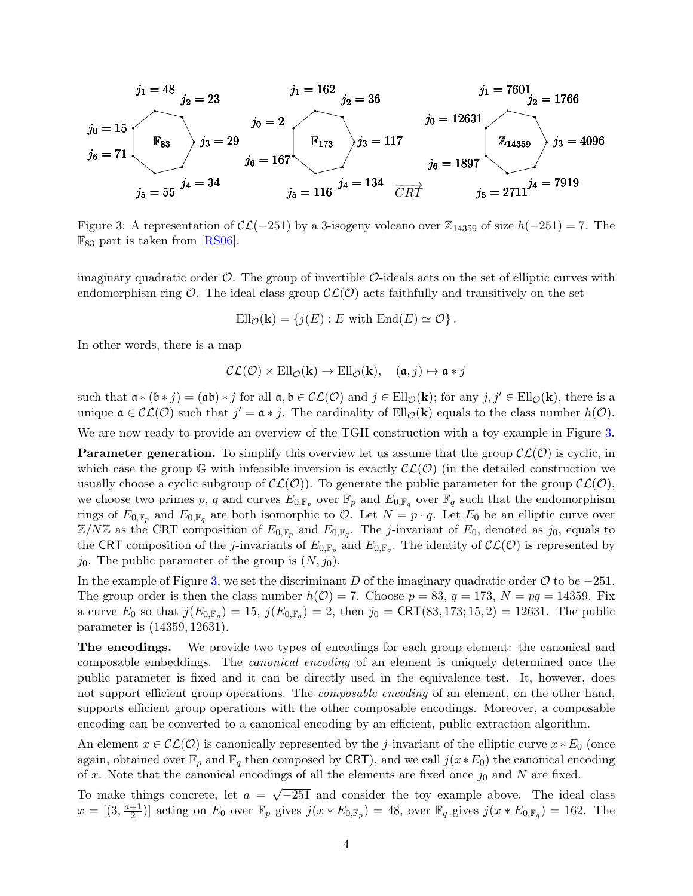Figure 3: A representation of $\mathcal{CL}(-251)$ by a 3-isogeny volcano over $\mathbb{Z}_{14359}$ of size $h(-251) = 7$. The $\mathbb{F}_{83}$ part is taken from [RS06].

imaginary quadratic order $\mathcal{O}$. The group of invertible $\mathcal{O}$-ideals acts on the set of elliptic curves with endomorphism ring $\mathcal{O}$. The ideal class group $\mathcal{CL}(\mathcal{O})$ acts faithfully and transitively on the set

$$\mathrm{Ell}_{\mathcal{O}}(\mathbf{k}) = \{j(E) : E \text{ with } \mathrm{End}(E) \simeq \mathcal{O}\}.$$

In other words, there is a map

$$\mathcal{CL}(\mathcal{O}) \times \mathrm{Ell}_{\mathcal{O}}(\mathbf{k}) \to \mathrm{Ell}_{\mathcal{O}}(\mathbf{k}), \quad (\mathfrak{a}, j) \mapsto \mathfrak{a} * j$$

such that $\mathfrak{a} * (\mathfrak{b} * j) = (\mathfrak{a}\mathfrak{b}) * j$ for all $\mathfrak{a}, \mathfrak{b} \in \mathcal{CL}(\mathcal{O})$ and $j \in \mathrm{Ell}_{\mathcal{O}}(\mathbf{k})$; for any $j, j' \in \mathrm{Ell}_{\mathcal{O}}(\mathbf{k})$, there is a unique $\mathfrak{a} \in \mathcal{CL}(\mathcal{O})$ such that $j' = \mathfrak{a} * j$. The cardinality of $\mathrm{Ell}_{\mathcal{O}}(\mathbf{k})$ equals to the class number $h(\mathcal{O})$.

We are now ready to provide an overview of the TGII construction with a toy example in Figure 3.

**Parameter generation.** To simplify this overview let us assume that the group $\mathcal{CL}(\mathcal{O})$ is cyclic, in which case the group $\mathbb{G}$ with infeasible inversion is exactly $\mathcal{CL}(\mathcal{O})$ (in the detailed construction we usually choose a cyclic subgroup of $\mathcal{CL}(\mathcal{O})$). To generate the public parameter for the group $\mathcal{CL}(\mathcal{O})$, we choose two primes $p$, $q$ and curves $E_{0,\mathbb{F}_p}$ over $\mathbb{F}_p$ and $E_{0,\mathbb{F}_q}$ over $\mathbb{F}_q$ such that the endomorphism rings of $E_{0,\mathbb{F}_p}$ and $E_{0,\mathbb{F}_q}$ are both isomorphic to $\mathcal{O}$. Let $N = p \cdot q$. Let $E_0$ be an elliptic curve over $\mathbb{Z}/N\mathbb{Z}$ as the CRT composition of $E_{0,\mathbb{F}_p}$ and $E_{0,\mathbb{F}_q}$. The $j$-invariant of $E_0$, denoted as $j_0$, equals to the CRT composition of the $j$-invariants of $E_{0,\mathbb{F}_p}$ and $E_{0,\mathbb{F}_q}$. The identity of $\mathcal{CL}(\mathcal{O})$ is represented by $j_0$. The public parameter of the group is $(N, j_0)$.

In the example of Figure 3, we set the discriminant $D$ of the imaginary quadratic order $\mathcal{O}$ to be $-251$. The group order is then the class number $h(\mathcal{O}) = 7$. Choose $p = 83$, $q = 173$, $N = pq = 14359$. Fix a curve $E_0$ so that $j(E_{0,\mathbb{F}_p}) = 15$, $j(E_{0,\mathbb{F}_q}) = 2$, then $j_0 = \mathsf{CRT}(83, 173; 15, 2) = 12631$. The public parameter is $(14359, 12631)$.

**The encodings.** We provide two types of encodings for each group element: the canonical and composable embeddings. The *canonical encoding* of an element is uniquely determined once the public parameter is fixed and it can be directly used in the equivalence test. It, however, does not support efficient group operations. The *composable encoding* of an element, on the other hand, supports efficient group operations with the other composable encodings. Moreover, a composable encoding can be converted to a canonical encoding by an efficient, public extraction algorithm.

An element $x \in \mathcal{CL}(\mathcal{O})$ is canonically represented by the $j$-invariant of the elliptic curve $x * E_0$ (once again, obtained over $\mathbb{F}_p$ and $\mathbb{F}_q$ then composed by $\mathsf{CRT}$), and we call $j(x * E_0)$ the canonical encoding of $x$. Note that the canonical encodings of all the elements are fixed once $j_0$ and $N$ are fixed.

To make things concrete, let $a = \sqrt{-251}$ and consider the toy example above. The ideal class $x = [(3, \frac{a+1}{2})]$ acting on $E_0$ over $\mathbb{F}_p$ gives $j(x * E_{0,\mathbb{F}_p}) = 48$, over $\mathbb{F}_q$ gives $j(x * E_{0,\mathbb{F}_q}) = 162$. The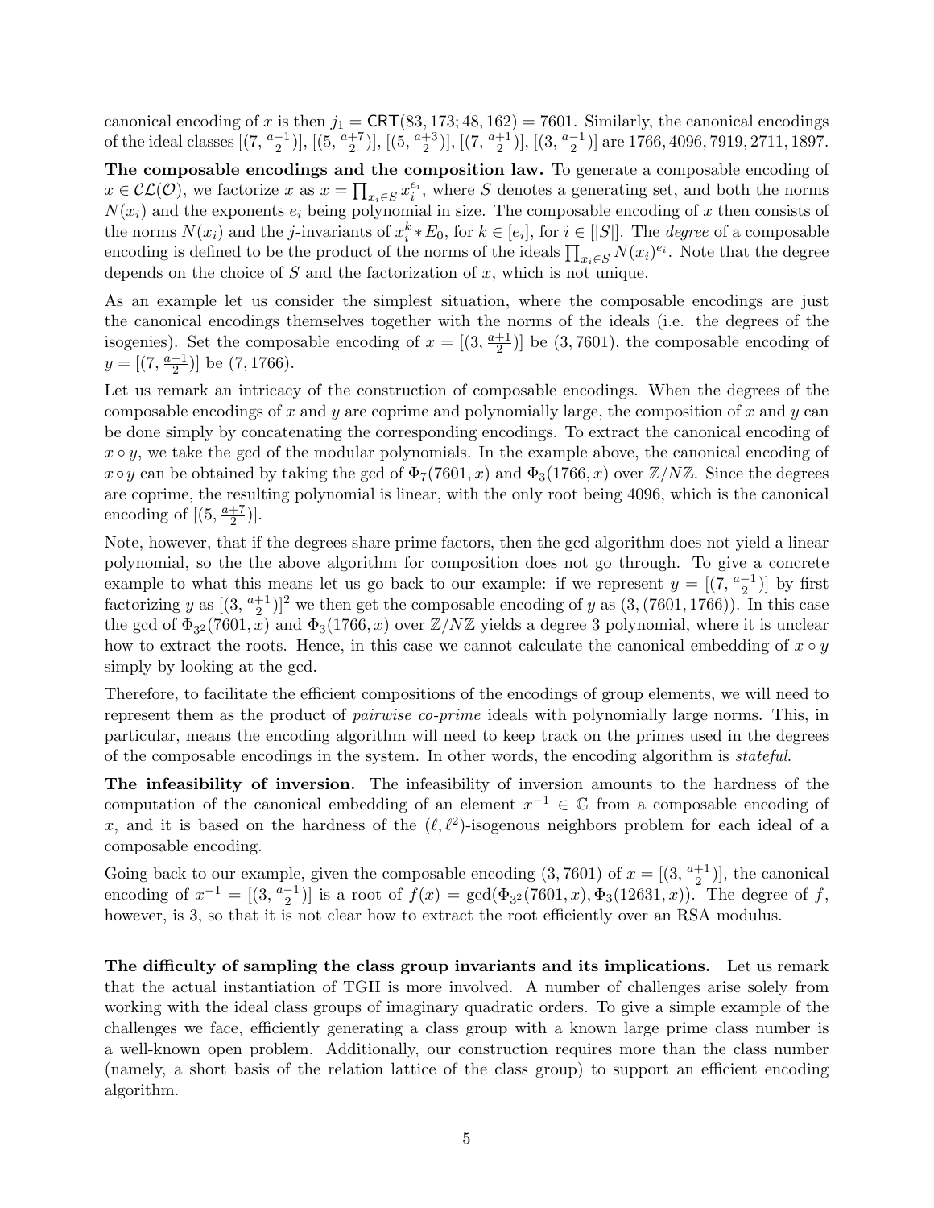canonical encoding of $x$ is then $j_1 = \mathsf{CRT}(83, 173; 48, 162) = 7601$. Similarly, the canonical encodings of the ideal classes $[(7, \frac{a-1}{2})]$, $[(5, \frac{a+7}{2})]$, $[(5, \frac{a+3}{2})]$, $[(7, \frac{a+1}{2})]$, $[(3, \frac{a-1}{2})]$ are $1766, 4096, 7919, 2711, 1897$.

**The composable encodings and the composition law.** To generate a composable encoding of $x \in \mathcal{CL}(\mathcal{O})$, we factorize $x$ as $x = \prod_{x_i \in S} x_i^{e_i}$, where $S$ denotes a generating set, and both the norms $N(x_i)$ and the exponents $e_i$ being polynomial in size. The composable encoding of $x$ then consists of the norms $N(x_i)$ and the $j$-invariants of $x_i^k * E_0$, for $k \in [e_i]$, for $i \in [|S|]$. The *degree* of a composable encoding is defined to be the product of the norms of the ideals $\prod_{x_i \in S} N(x_i)^{e_i}$. Note that the degree depends on the choice of $S$ and the factorization of $x$, which is not unique.

As an example let us consider the simplest situation, where the composable encodings are just the canonical encodings themselves together with the norms of the ideals (i.e. the degrees of the isogenies). Set the composable encoding of $x = [(3, \frac{a+1}{2})]$ be $(3, 7601)$, the composable encoding of $y = [(7, \frac{a-1}{2})]$ be $(7, 1766)$.

Let us remark an intricacy of the construction of composable encodings. When the degrees of the composable encodings of $x$ and $y$ are coprime and polynomially large, the composition of $x$ and $y$ can be done simply by concatenating the corresponding encodings. To extract the canonical encoding of $x \circ y$, we take the gcd of the modular polynomials. In the example above, the canonical encoding of $x \circ y$ can be obtained by taking the gcd of $\Phi_7(7601, x)$ and $\Phi_3(1766, x)$ over $\mathbb{Z}/N\mathbb{Z}$. Since the degrees are coprime, the resulting polynomial is linear, with the only root being 4096, which is the canonical encoding of $[(5, \frac{a+7}{2})]$.

Note, however, that if the degrees share prime factors, then the gcd algorithm does not yield a linear polynomial, so the the above algorithm for composition does not go through. To give a concrete example to what this means let us go back to our example: if we represent $y = [(7, \frac{a-1}{2})]$ by first factorizing $y$ as $[(3, \frac{a+1}{2})]^2$ we then get the composable encoding of $y$ as $(3, (7601, 1766))$. In this case the gcd of $\Phi_{3^2}(7601, x)$ and $\Phi_3(1766, x)$ over $\mathbb{Z}/N\mathbb{Z}$ yields a degree 3 polynomial, where it is unclear how to extract the roots. Hence, in this case we cannot calculate the canonical embedding of $x \circ y$ simply by looking at the gcd.

Therefore, to facilitate the efficient compositions of the encodings of group elements, we will need to represent them as the product of *pairwise co-prime* ideals with polynomially large norms. This, in particular, means the encoding algorithm will need to keep track on the primes used in the degrees of the composable encodings in the system. In other words, the encoding algorithm is *stateful*.

**The infeasibility of inversion.** The infeasibility of inversion amounts to the hardness of the computation of the canonical embedding of an element $x^{-1} \in \mathbb{G}$ from a composable encoding of $x$, and it is based on the hardness of the $(\ell, \ell^2)$-isogenous neighbors problem for each ideal of a composable encoding.

Going back to our example, given the composable encoding $(3, 7601)$ of $x = [(3, \frac{a+1}{2})]$, the canonical encoding of $x^{-1} = [(3, \frac{a-1}{2})]$ is a root of $f(x) = \gcd(\Phi_{3^2}(7601, x), \Phi_3(12631, x))$. The degree of $f$, however, is 3, so that it is not clear how to extract the root efficiently over an RSA modulus.

**The difficulty of sampling the class group invariants and its implications.** Let us remark that the actual instantiation of TGII is more involved. A number of challenges arise solely from working with the ideal class groups of imaginary quadratic orders. To give a simple example of the challenges we face, efficiently generating a class group with a known large prime class number is a well-known open problem. Additionally, our construction requires more than the class number (namely, a short basis of the relation lattice of the class group) to support an efficient encoding algorithm.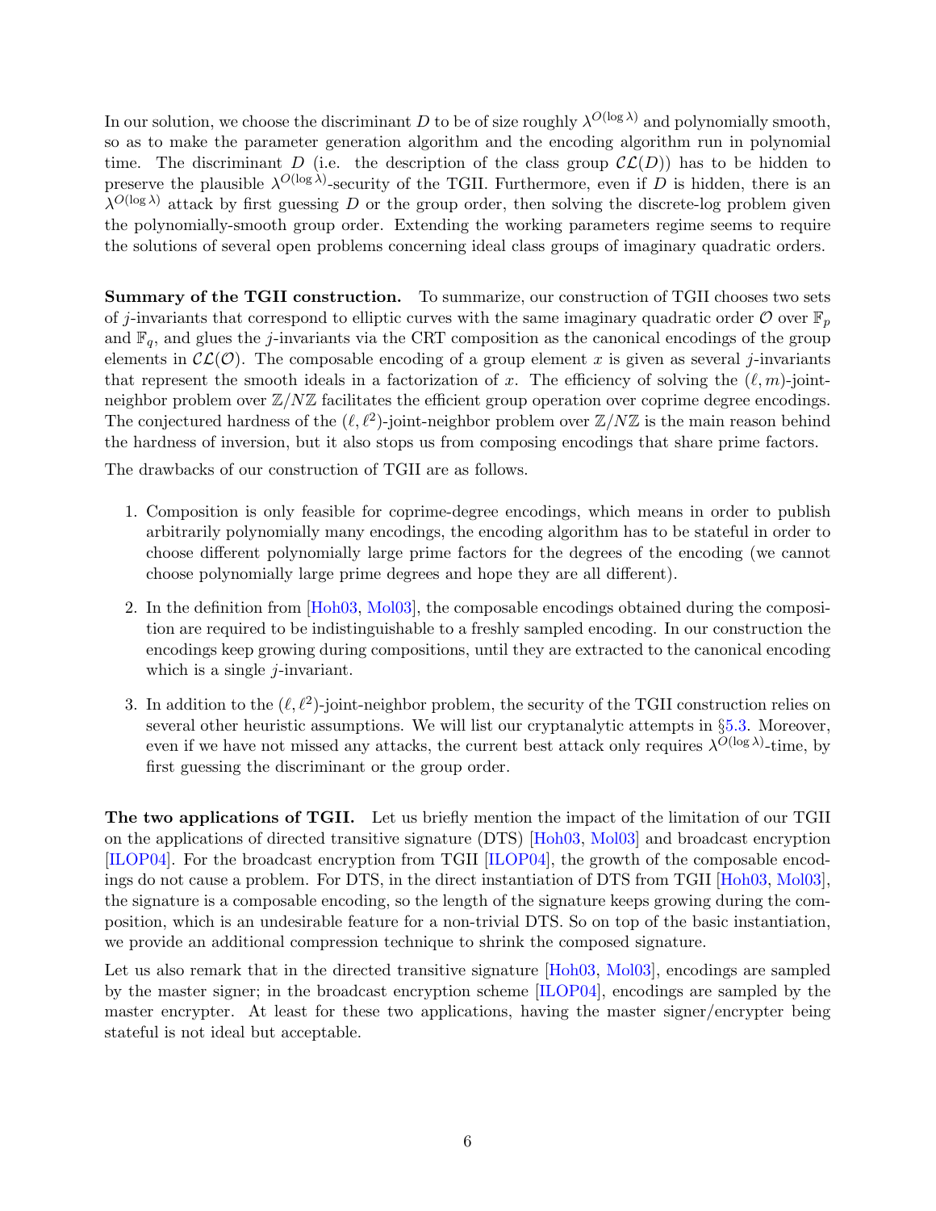In our solution, we choose the discriminant $D$ to be of size roughly $\lambda^{O(\log\lambda)}$ and polynomially smooth, so as to make the parameter generation algorithm and the encoding algorithm run in polynomial time. The discriminant $D$ (i.e. the description of the class group $\mathcal{CL}(D)$) has to be hidden to preserve the plausible $\lambda^{O(\log\lambda)}$-security of the TGII. Furthermore, even if $D$ is hidden, there is an $\lambda^{O(\log\lambda)}$ attack by first guessing $D$ or the group order, then solving the discrete-log problem given the polynomially-smooth group order. Extending the working parameters regime seems to require the solutions of several open problems concerning ideal class groups of imaginary quadratic orders.

**Summary of the TGII construction.** To summarize, our construction of TGII chooses two sets of $j$-invariants that correspond to elliptic curves with the same imaginary quadratic order $\mathcal{O}$ over $\mathbb{F}_p$ and $\mathbb{F}_q$, and glues the $j$-invariants via the CRT composition as the canonical encodings of the group elements in $\mathcal{CL}(\mathcal{O})$. The composable encoding of a group element $x$ is given as several $j$-invariants that represent the smooth ideals in a factorization of $x$. The efficiency of solving the $(\ell, m)$-joint-neighbor problem over $\mathbb{Z}/N\mathbb{Z}$ facilitates the efficient group operation over coprime degree encodings. The conjectured hardness of the $(\ell, \ell^2)$-joint-neighbor problem over $\mathbb{Z}/N\mathbb{Z}$ is the main reason behind the hardness of inversion, but it also stops us from composing encodings that share prime factors.

The drawbacks of our construction of TGII are as follows.

1. Composition is only feasible for coprime-degree encodings, which means in order to publish arbitrarily polynomially many encodings, the encoding algorithm has to be stateful in order to choose different polynomially large prime factors for the degrees of the encoding (we cannot choose polynomially large prime degrees and hope they are all different).
2. In the definition from [Hoh03, Mol03], the composable encodings obtained during the composition are required to be indistinguishable to a freshly sampled encoding. In our construction the encodings keep growing during compositions, until they are extracted to the canonical encoding which is a single $j$-invariant.
3. In addition to the $(\ell, \ell^2)$-joint-neighbor problem, the security of the TGII construction relies on several other heuristic assumptions. We will list our cryptanalytic attempts in §5.3. Moreover, even if we have not missed any attacks, the current best attack only requires $\lambda^{O(\log\lambda)}$-time, by first guessing the discriminant or the group order.

**The two applications of TGII.** Let us briefly mention the impact of the limitation of our TGII on the applications of directed transitive signature (DTS) [Hoh03, Mol03] and broadcast encryption [ILOP04]. For the broadcast encryption from TGII [ILOP04], the growth of the composable encodings do not cause a problem. For DTS, in the direct instantiation of DTS from TGII [Hoh03, Mol03], the signature is a composable encoding, so the length of the signature keeps growing during the composition, which is an undesirable feature for a non-trivial DTS. So on top of the basic instantiation, we provide an additional compression technique to shrink the composed signature.

Let us also remark that in the directed transitive signature [Hoh03, Mol03], encodings are sampled by the master signer; in the broadcast encryption scheme [ILOP04], encodings are sampled by the master encrypter. At least for these two applications, having the master signer/encrypter being stateful is not ideal but acceptable.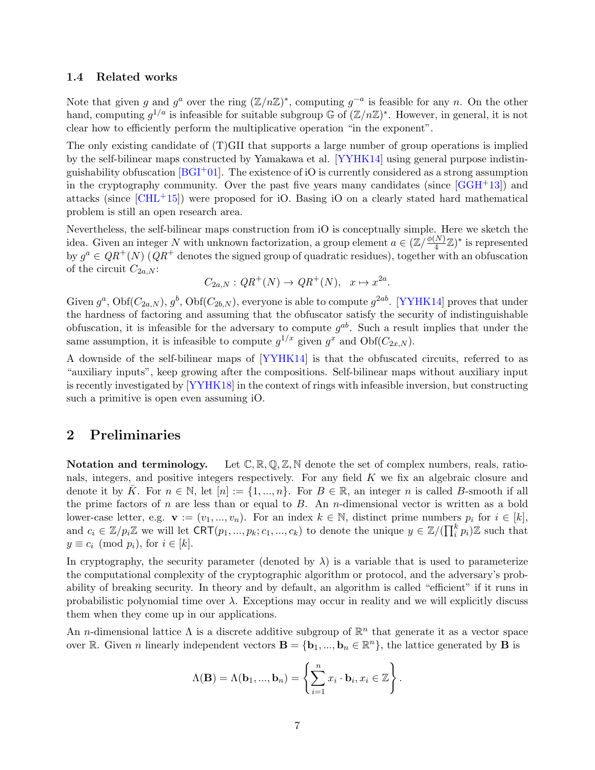### 1.4 Related works

Note that given $g$ and $g^a$ over the ring $(\mathbb{Z}/n\mathbb{Z})^*$, computing $g^{-a}$ is feasible for any $n$. On the other hand, computing $g^{1/a}$ is infeasible for suitable subgroup $\mathbb{G}$ of $(\mathbb{Z}/n\mathbb{Z})^*$. However, in general, it is not clear how to efficiently perform the multiplicative operation "in the exponent".

The only existing candidate of (T)GII that supports a large number of group operations is implied by the self-bilinear maps constructed by Yamakawa et al. [YYHK14] using general purpose indistinguishability obfuscation [BGI+01]. The existence of iO is currently considered as a strong assumption in the cryptography community. Over the past five years many candidates (since [GGH+13]) and attacks (since [CHL+15]) were proposed for iO. Basing iO on a clearly stated hard mathematical problem is still an open research area.

Nevertheless, the self-bilinear maps construction from iO is conceptually simple. Here we sketch the idea. Given an integer $N$ with unknown factorization, a group element $a \in (\mathbb{Z}/\frac{\phi(N)}{4}\mathbb{Z})^*$ is represented by $g^a \in QR^+(N)$ ($QR^+$ denotes the signed group of quadratic residues), together with an obfuscation of the circuit $C_{2a,N}$:

$$C_{2a,N} : QR^+(N) \to QR^+(N), \quad x \mapsto x^{2a}.$$

Given $g^a$, $\mathrm{Obf}(C_{2a,N})$, $g^b$, $\mathrm{Obf}(C_{2b,N})$, everyone is able to compute $g^{2ab}$. [YYHK14] proves that under the hardness of factoring and assuming that the obfuscator satisfy the security of indistinguishable obfuscation, it is infeasible for the adversary to compute $g^{ab}$. Such a result implies that under the same assumption, it is infeasible to compute $g^{1/x}$ given $g^x$ and $\mathrm{Obf}(C_{2x,N})$.

A downside of the self-bilinear maps of [YYHK14] is that the obfuscated circuits, referred to as "auxiliary inputs", keep growing after the compositions. Self-bilinear maps without auxiliary input is recently investigated by [YYHK18] in the context of rings with infeasible inversion, but constructing such a primitive is open even assuming iO.

## 2 Preliminaries

**Notation and terminology.** Let $\mathbb{C}, \mathbb{R}, \mathbb{Q}, \mathbb{Z}, \mathbb{N}$ denote the set of complex numbers, reals, rationals, integers, and positive integers respectively. For any field $K$ we fix an algebraic closure and denote it by $\bar{K}$. For $n \in \mathbb{N}$, let $[n] := \{1, ..., n\}$. For $B \in \mathbb{R}$, an integer $n$ is called $B$-smooth if all the prime factors of $n$ are less than or equal to $B$. An $n$-dimensional vector is written as a bold lower-case letter, e.g. $\mathbf{v} := (v_1, ..., v_n)$. For an index $k \in \mathbb{N}$, distinct prime numbers $p_i$ for $i \in [k]$, and $c_i \in \mathbb{Z}/p_i\mathbb{Z}$ we will let $\mathsf{CRT}(p_1, ..., p_k; c_1, ..., c_k)$ to denote the unique $y \in \mathbb{Z}/(\prod_i^k p_i)\mathbb{Z}$ such that $y \equiv c_i \pmod{p_i}$, for $i \in [k]$.

In cryptography, the security parameter (denoted by $\lambda$) is a variable that is used to parameterize the computational complexity of the cryptographic algorithm or protocol, and the adversary's probability of breaking security. In theory and by default, an algorithm is called "efficient" if it runs in probabilistic polynomial time over $\lambda$. Exceptions may occur in reality and we will explicitly discuss them when they come up in our applications.

An $n$-dimensional lattice $\Lambda$ is a discrete additive subgroup of $\mathbb{R}^n$ that generate it as a vector space over $\mathbb{R}$. Given $n$ linearly independent vectors $\mathbf{B} = \{\mathbf{b}_1, ..., \mathbf{b}_n \in \mathbb{R}^n\}$, the lattice generated by $\mathbf{B}$ is

$$\Lambda(\mathbf{B}) = \Lambda(\mathbf{b}_1, ..., \mathbf{b}_n) = \left\{ \sum_{i=1}^{n} x_i \cdot \mathbf{b}_i, x_i \in \mathbb{Z} \right\}.$$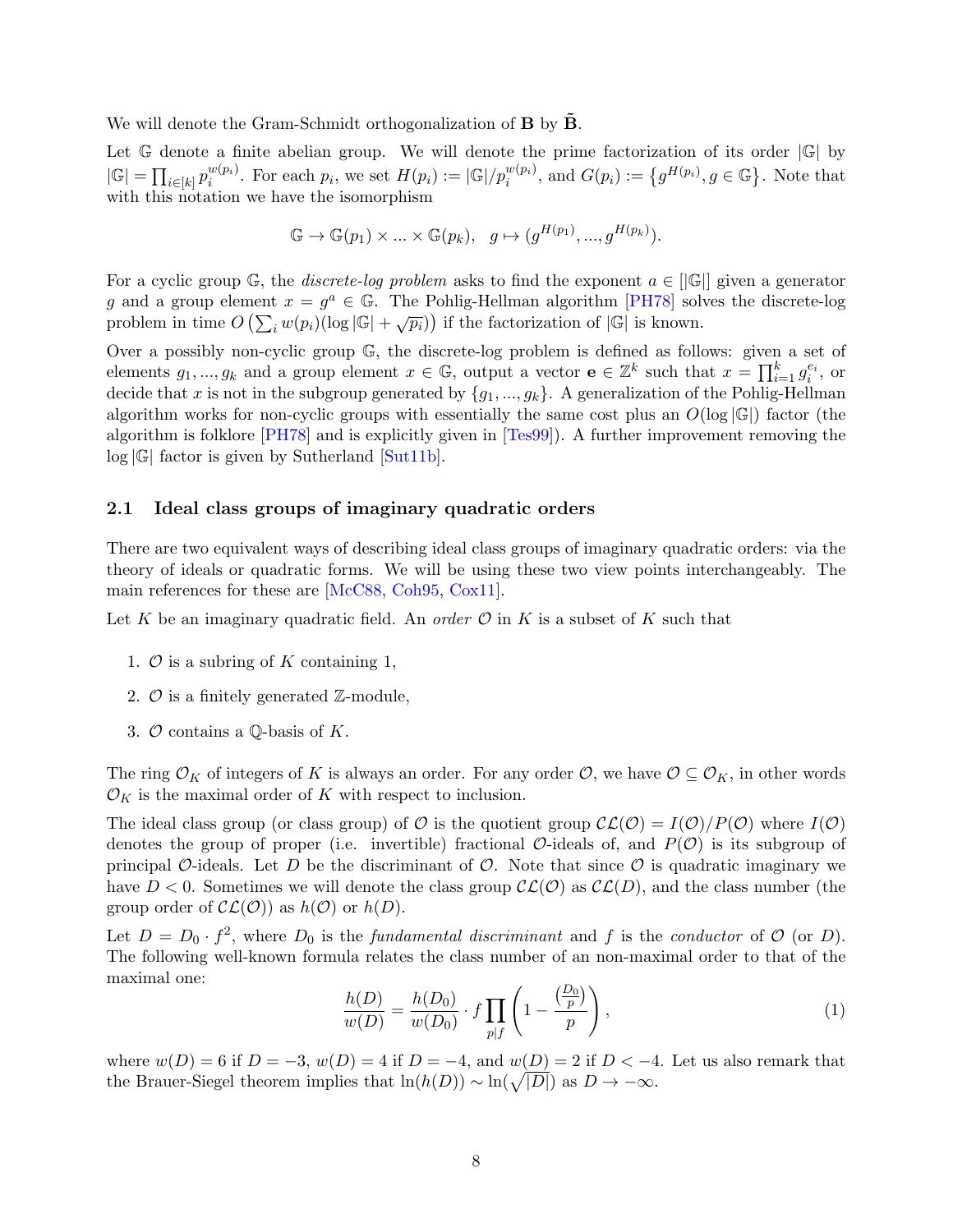We will denote the Gram-Schmidt orthogonalization of $\mathbf{B}$ by $\tilde{\mathbf{B}}$.

Let $\mathbb{G}$ denote a finite abelian group. We will denote the prime factorization of its order $|\mathbb{G}|$ by $|\mathbb{G}| = \prod_{i\in[k]} p_i^{w(p_i)}$. For each $p_i$, we set $H(p_i) := |\mathbb{G}|/p_i^{w(p_i)}$, and $G(p_i) := \{g^{H(p_i)}, g \in \mathbb{G}\}$. Note that with this notation we have the isomorphism

$$\mathbb{G} \to \mathbb{G}(p_1) \times ... \times \mathbb{G}(p_k), \quad g \mapsto (g^{H(p_1)}, ..., g^{H(p_k)}).$$

For a cyclic group $\mathbb{G}$, the *discrete-log problem* asks to find the exponent $a \in [|\mathbb{G}|]$ given a generator $g$ and a group element $x = g^a \in \mathbb{G}$. The Pohlig-Hellman algorithm [PH78] solves the discrete-log problem in time $O\left(\sum_i w(p_i)(\log|\mathbb{G}| + \sqrt{p_i})\right)$ if the factorization of $|\mathbb{G}|$ is known.

Over a possibly non-cyclic group $\mathbb{G}$, the discrete-log problem is defined as follows: given a set of elements $g_1, ..., g_k$ and a group element $x \in \mathbb{G}$, output a vector $\mathbf{e} \in \mathbb{Z}^k$ such that $x = \prod_{i=1}^k g_i^{e_i}$, or decide that $x$ is not in the subgroup generated by $\{g_1, ..., g_k\}$. A generalization of the Pohlig-Hellman algorithm works for non-cyclic groups with essentially the same cost plus an $O(\log|\mathbb{G}|)$ factor (the algorithm is folklore [PH78] and is explicitly given in [Tes99]). A further improvement removing the $\log|\mathbb{G}|$ factor is given by Sutherland [Sut11b].

## 2.1 Ideal class groups of imaginary quadratic orders

There are two equivalent ways of describing ideal class groups of imaginary quadratic orders: via the theory of ideals or quadratic forms. We will be using these two view points interchangeably. The main references for these are [McC88, Coh95, Cox11].

Let $K$ be an imaginary quadratic field. An *order* $\mathcal{O}$ in $K$ is a subset of $K$ such that

1. $\mathcal{O}$ is a subring of $K$ containing 1,
2. $\mathcal{O}$ is a finitely generated $\mathbb{Z}$-module,
3. $\mathcal{O}$ contains a $\mathbb{Q}$-basis of $K$.

The ring $\mathcal{O}_K$ of integers of $K$ is always an order. For any order $\mathcal{O}$, we have $\mathcal{O} \subseteq \mathcal{O}_K$, in other words $\mathcal{O}_K$ is the maximal order of $K$ with respect to inclusion.

The ideal class group (or class group) of $\mathcal{O}$ is the quotient group $\mathcal{CL}(\mathcal{O}) = I(\mathcal{O})/P(\mathcal{O})$ where $I(\mathcal{O})$ denotes the group of proper (i.e. invertible) fractional $\mathcal{O}$-ideals of, and $P(\mathcal{O})$ is its subgroup of principal $\mathcal{O}$-ideals. Let $D$ be the discriminant of $\mathcal{O}$. Note that since $\mathcal{O}$ is quadratic imaginary we have $D < 0$. Sometimes we will denote the class group $\mathcal{CL}(\mathcal{O})$ as $\mathcal{CL}(D)$, and the class number (the group order of $\mathcal{CL}(\mathcal{O})$) as $h(\mathcal{O})$ or $h(D)$.

Let $D = D_0 \cdot f^2$, where $D_0$ is the *fundamental discriminant* and $f$ is the *conductor* of $\mathcal{O}$ (or $D$). The following well-known formula relates the class number of an non-maximal order to that of the maximal one:

$$\frac{h(D)}{w(D)} = \frac{h(D_0)}{w(D_0)} \cdot f \prod_{p|f} \left(1 - \frac{\left(\frac{D_0}{p}\right)}{p}\right), \tag{1}$$

where $w(D) = 6$ if $D = -3$, $w(D) = 4$ if $D = -4$, and $w(D) = 2$ if $D < -4$. Let us also remark that the Brauer-Siegel theorem implies that $\ln(h(D)) \sim \ln(\sqrt{|D|})$ as $D \to -\infty$.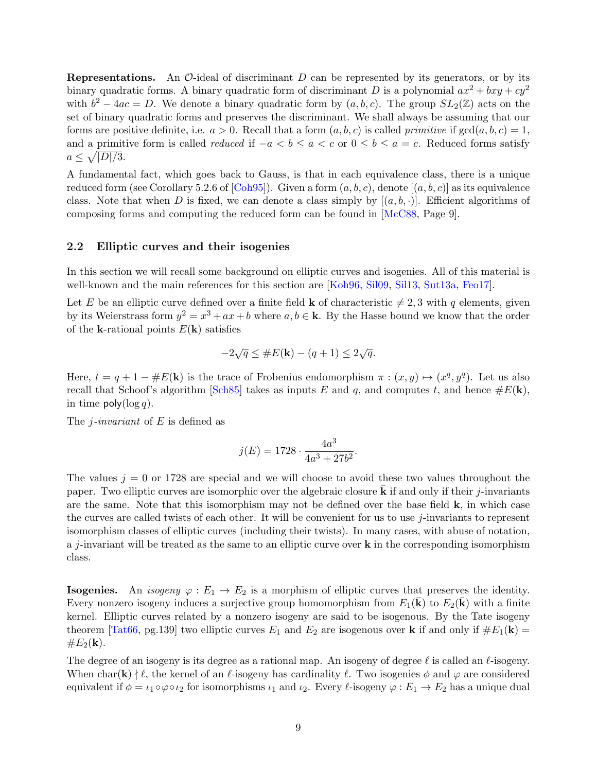**Representations.** An $\mathcal{O}$-ideal of discriminant $D$ can be represented by its generators, or by its binary quadratic forms. A binary quadratic form of discriminant $D$ is a polynomial $ax^2 + bxy + cy^2$ with $b^2 - 4ac = D$. We denote a binary quadratic form by $(a, b, c)$. The group $SL_2(\mathbb{Z})$ acts on the set of binary quadratic forms and preserves the discriminant. We shall always be assuming that our forms are positive definite, i.e. $a > 0$. Recall that a form $(a, b, c)$ is called *primitive* if $\gcd(a, b, c) = 1$, and a primitive form is called *reduced* if $-a < b \leq a < c$ or $0 \leq b \leq a = c$. Reduced forms satisfy $a \leq \sqrt{|D|/3}$.

A fundamental fact, which goes back to Gauss, is that in each equivalence class, there is a unique reduced form (see Corollary 5.2.6 of [Coh95]). Given a form $(a, b, c)$, denote $[(a, b, c)]$ as its equivalence class. Note that when $D$ is fixed, we can denote a class simply by $[(a, b, \cdot)]$. Efficient algorithms of composing forms and computing the reduced form can be found in [McC88, Page 9].

## 2.2 Elliptic curves and their isogenies

In this section we will recall some background on elliptic curves and isogenies. All of this material is well-known and the main references for this section are [Koh96, Sil09, Sil13, Sut13a, Feo17].

Let $E$ be an elliptic curve defined over a finite field $\mathbf{k}$ of characteristic $\neq 2, 3$ with $q$ elements, given by its Weierstrass form $y^2 = x^3 + ax + b$ where $a, b \in \mathbf{k}$. By the Hasse bound we know that the order of the $\mathbf{k}$-rational points $E(\mathbf{k})$ satisfies

$$-2\sqrt{q} \leq \#E(\mathbf{k}) - (q + 1) \leq 2\sqrt{q}.$$

Here, $t = q + 1 - \#E(\mathbf{k})$ is the trace of Frobenius endomorphism $\pi : (x, y) \mapsto (x^q, y^q)$. Let us also recall that Schoof's algorithm [Sch85] takes as inputs $E$ and $q$, and computes $t$, and hence $\#E(\mathbf{k})$, in time $\mathsf{poly}(\log q)$.

The *$j$-invariant* of $E$ is defined as

$$j(E) = 1728 \cdot \frac{4a^3}{4a^3 + 27b^2}.$$

The values $j = 0$ or $1728$ are special and we will choose to avoid these two values throughout the paper. Two elliptic curves are isomorphic over the algebraic closure $\bar{\mathbf{k}}$ if and only if their $j$-invariants are the same. Note that this isomorphism may not be defined over the base field $\mathbf{k}$, in which case the curves are called twists of each other. It will be convenient for us to use $j$-invariants to represent isomorphism classes of elliptic curves (including their twists). In many cases, with abuse of notation, a $j$-invariant will be treated as the same to an elliptic curve over $\mathbf{k}$ in the corresponding isomorphism class.

**Isogenies.** An *isogeny* $\varphi : E_1 \to E_2$ is a morphism of elliptic curves that preserves the identity. Every nonzero isogeny induces a surjective group homomorphism from $E_1(\bar{\mathbf{k}})$ to $E_2(\bar{\mathbf{k}})$ with a finite kernel. Elliptic curves related by a nonzero isogeny are said to be isogenous. By the Tate isogeny theorem [Tat66, pg.139] two elliptic curves $E_1$ and $E_2$ are isogenous over $\mathbf{k}$ if and only if $\#E_1(\mathbf{k}) = \#E_2(\mathbf{k})$.

The degree of an isogeny is its degree as a rational map. An isogeny of degree $\ell$ is called an $\ell$-isogeny. When $\mathrm{char}(\mathbf{k}) \nmid \ell$, the kernel of an $\ell$-isogeny has cardinality $\ell$. Two isogenies $\phi$ and $\varphi$ are considered equivalent if $\phi = \iota_1 \circ \varphi \circ \iota_2$ for isomorphisms $\iota_1$ and $\iota_2$. Every $\ell$-isogeny $\varphi : E_1 \to E_2$ has a unique dual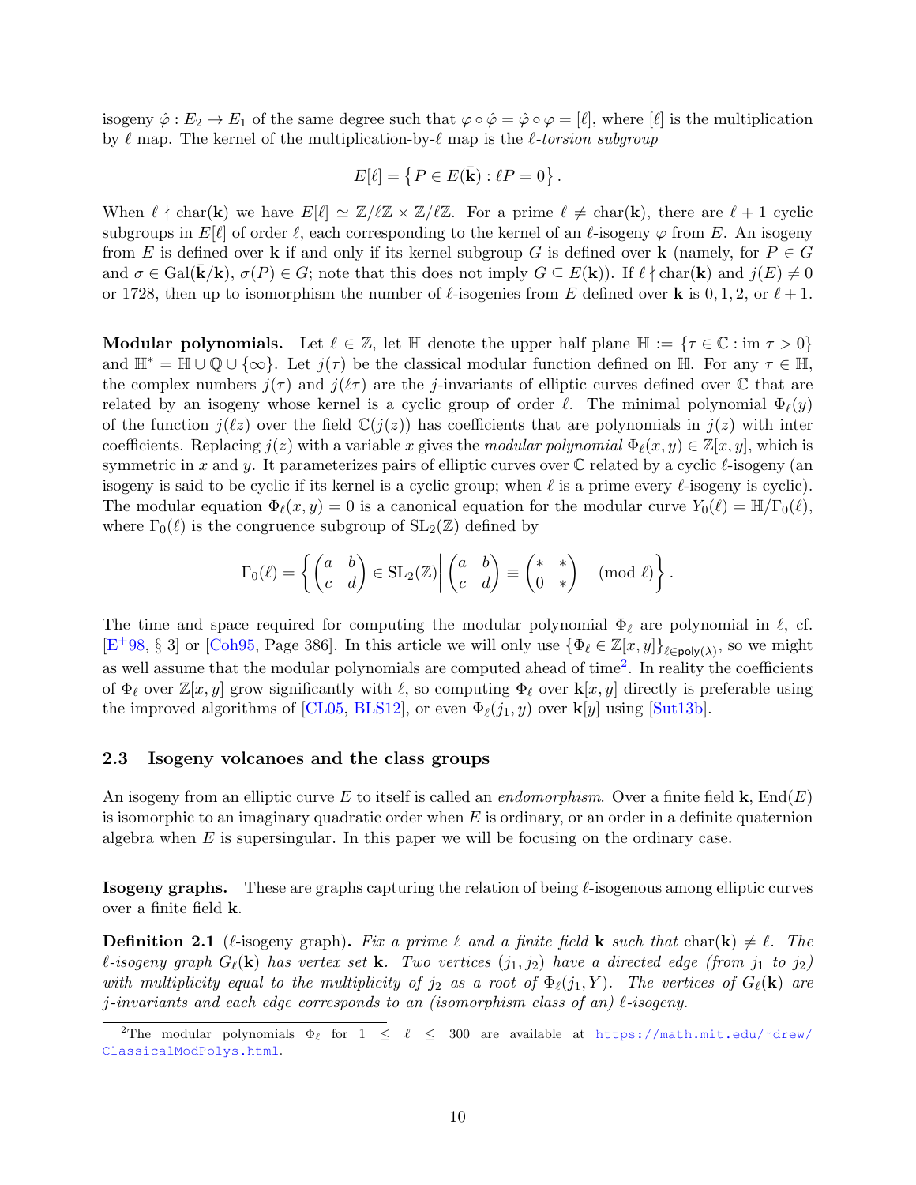isogeny $\hat{\varphi} : E_2 \to E_1$ of the same degree such that $\varphi \circ \hat{\varphi} = \hat{\varphi} \circ \varphi = [\ell]$, where $[\ell]$ is the multiplication by $\ell$ map. The kernel of the multiplication-by-$\ell$ map is the *$\ell$-torsion subgroup*

$$E[\ell] = \left\{ P \in E(\bar{\mathbf{k}}) : \ell P = 0 \right\}.$$

When $\ell \nmid \mathrm{char}(\mathbf{k})$ we have $E[\ell] \simeq \mathbb{Z}/\ell\mathbb{Z} \times \mathbb{Z}/\ell\mathbb{Z}$. For a prime $\ell \neq \mathrm{char}(\mathbf{k})$, there are $\ell + 1$ cyclic subgroups in $E[\ell]$ of order $\ell$, each corresponding to the kernel of an $\ell$-isogeny $\varphi$ from $E$. An isogeny from $E$ is defined over $\mathbf{k}$ if and only if its kernel subgroup $G$ is defined over $\mathbf{k}$ (namely, for $P \in G$ and $\sigma \in \mathrm{Gal}(\bar{\mathbf{k}}/\mathbf{k})$, $\sigma(P) \in G$; note that this does not imply $G \subseteq E(\mathbf{k})$). If $\ell \nmid \mathrm{char}(\mathbf{k})$ and $j(E) \neq 0$ or 1728, then up to isomorphism the number of $\ell$-isogenies from $E$ defined over $\mathbf{k}$ is $0, 1, 2$, or $\ell + 1$.

**Modular polynomials.** Let $\ell \in \mathbb{Z}$, let $\mathbb{H}$ denote the upper half plane $\mathbb{H} := \{\tau \in \mathbb{C} : \mathrm{im}\, \tau > 0\}$ and $\mathbb{H}^* = \mathbb{H} \cup \mathbb{Q} \cup \{\infty\}$. Let $j(\tau)$ be the classical modular function defined on $\mathbb{H}$. For any $\tau \in \mathbb{H}$, the complex numbers $j(\tau)$ and $j(\ell\tau)$ are the $j$-invariants of elliptic curves defined over $\mathbb{C}$ that are related by an isogeny whose kernel is a cyclic group of order $\ell$. The minimal polynomial $\Phi_\ell(y)$ of the function $j(\ell z)$ over the field $\mathbb{C}(j(z))$ has coefficients that are polynomials in $j(z)$ with inter coefficients. Replacing $j(z)$ with a variable $x$ gives the *modular polynomial* $\Phi_\ell(x, y) \in \mathbb{Z}[x, y]$, which is symmetric in $x$ and $y$. It parameterizes pairs of elliptic curves over $\mathbb{C}$ related by a cyclic $\ell$-isogeny (an isogeny is said to be cyclic if its kernel is a cyclic group; when $\ell$ is a prime every $\ell$-isogeny is cyclic). The modular equation $\Phi_\ell(x, y) = 0$ is a canonical equation for the modular curve $Y_0(\ell) = \mathbb{H}/\Gamma_0(\ell)$, where $\Gamma_0(\ell)$ is the congruence subgroup of $\mathrm{SL}_2(\mathbb{Z})$ defined by

$$\Gamma_0(\ell) = \left\{ \begin{pmatrix} a & b \\ c & d \end{pmatrix} \in \mathrm{SL}_2(\mathbb{Z}) \middle| \begin{pmatrix} a & b \\ c & d \end{pmatrix} \equiv \begin{pmatrix} * & * \\ 0 & * \end{pmatrix} \pmod{\ell} \right\}.$$

The time and space required for computing the modular polynomial $\Phi_\ell$ are polynomial in $\ell$, cf. [E+98, § 3] or [Coh95, Page 386]. In this article we will only use $\{\Phi_\ell \in \mathbb{Z}[x, y]\}_{\ell \in \mathsf{poly}(\lambda)}$, so we might as well assume that the modular polynomials are computed ahead of time[2]. In reality the coefficients of $\Phi_\ell$ over $\mathbb{Z}[x, y]$ grow significantly with $\ell$, so computing $\Phi_\ell$ over $\mathbf{k}[x, y]$ directly is preferable using the improved algorithms of [CL05, BLS12], or even $\Phi_\ell(j_1, y)$ over $\mathbf{k}[y]$ using [Sut13b].

### 2.3 Isogeny volcanoes and the class groups

An isogeny from an elliptic curve $E$ to itself is called an *endomorphism*. Over a finite field $\mathbf{k}$, $\mathrm{End}(E)$ is isomorphic to an imaginary quadratic order when $E$ is ordinary, or an order in a definite quaternion algebra when $E$ is supersingular. In this paper we will be focusing on the ordinary case.

**Isogeny graphs.** These are graphs capturing the relation of being $\ell$-isogenous among elliptic curves over a finite field $\mathbf{k}$.

**Definition 2.1** ($\ell$-isogeny graph)**.** *Fix a prime $\ell$ and a finite field $\mathbf{k}$ such that $\mathrm{char}(\mathbf{k}) \neq \ell$. The $\ell$-isogeny graph $G_\ell(\mathbf{k})$ has vertex set $\mathbf{k}$. Two vertices $(j_1, j_2)$ have a directed edge (from $j_1$ to $j_2$) with multiplicity equal to the multiplicity of $j_2$ as a root of $\Phi_\ell(j_1, Y)$. The vertices of $G_\ell(\mathbf{k})$ are $j$-invariants and each edge corresponds to an (isomorphism class of an) $\ell$-isogeny.*

[2] The modular polynomials $\Phi_\ell$ for $1 \leq \ell \leq 300$ are available at https://math.mit.edu/~drew/ClassicalModPolys.html.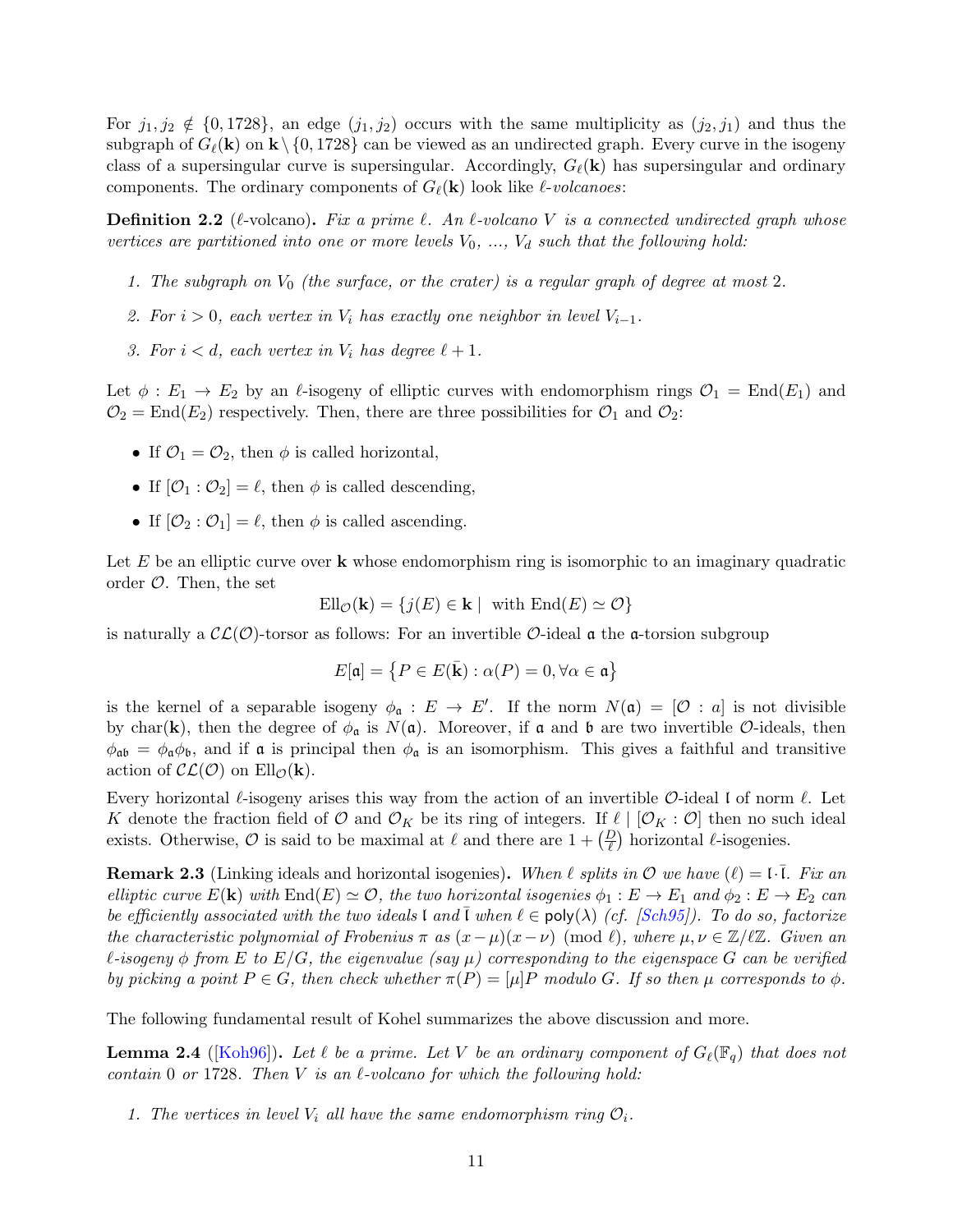For $j_1, j_2 \notin \{0, 1728\}$, an edge $(j_1, j_2)$ occurs with the same multiplicity as $(j_2, j_1)$ and thus the subgraph of $G_\ell(\mathbf{k})$ on $\mathbf{k} \setminus \{0, 1728\}$ can be viewed as an undirected graph. Every curve in the isogeny class of a supersingular curve is supersingular. Accordingly, $G_\ell(\mathbf{k})$ has supersingular and ordinary components. The ordinary components of $G_\ell(\mathbf{k})$ look like *$\ell$-volcanoes*:

**Definition 2.2** ($\ell$-volcano)**.** *Fix a prime $\ell$. An $\ell$-volcano $V$ is a connected undirected graph whose vertices are partitioned into one or more levels $V_0$, ..., $V_d$ such that the following hold:*

1. *The subgraph on $V_0$ (the surface, or the crater) is a regular graph of degree at most 2.*
2. *For $i > 0$, each vertex in $V_i$ has exactly one neighbor in level $V_{i-1}$.*
3. *For $i < d$, each vertex in $V_i$ has degree $\ell + 1$.*

Let $\phi : E_1 \to E_2$ by an $\ell$-isogeny of elliptic curves with endomorphism rings $\mathcal{O}_1 = \mathrm{End}(E_1)$ and $\mathcal{O}_2 = \mathrm{End}(E_2)$ respectively. Then, there are three possibilities for $\mathcal{O}_1$ and $\mathcal{O}_2$:

- If $\mathcal{O}_1 = \mathcal{O}_2$, then $\phi$ is called horizontal,
- If $[\mathcal{O}_1 : \mathcal{O}_2] = \ell$, then $\phi$ is called descending,
- If $[\mathcal{O}_2 : \mathcal{O}_1] = \ell$, then $\phi$ is called ascending.

Let $E$ be an elliptic curve over $\mathbf{k}$ whose endomorphism ring is isomorphic to an imaginary quadratic order $\mathcal{O}$. Then, the set

$$\mathrm{Ell}_{\mathcal{O}}(\mathbf{k}) = \{j(E) \in \mathbf{k} \mid \text{ with } \mathrm{End}(E) \simeq \mathcal{O}\}$$

is naturally a $\mathcal{CL}(\mathcal{O})$-torsor as follows: For an invertible $\mathcal{O}$-ideal $\mathfrak{a}$ the $\mathfrak{a}$-torsion subgroup

$$E[\mathfrak{a}] = \left\{P \in E(\bar{\mathbf{k}}) : \alpha(P) = 0, \forall \alpha \in \mathfrak{a}\right\}$$

is the kernel of a separable isogeny $\phi_{\mathfrak{a}} : E \to E'$. If the norm $N(\mathfrak{a}) = [\mathcal{O} : a]$ is not divisible by $\mathrm{char}(\mathbf{k})$, then the degree of $\phi_{\mathfrak{a}}$ is $N(\mathfrak{a})$. Moreover, if $\mathfrak{a}$ and $\mathfrak{b}$ are two invertible $\mathcal{O}$-ideals, then $\phi_{\mathfrak{ab}} = \phi_{\mathfrak{a}}\phi_{\mathfrak{b}}$, and if $\mathfrak{a}$ is principal then $\phi_{\mathfrak{a}}$ is an isomorphism. This gives a faithful and transitive action of $\mathcal{CL}(\mathcal{O})$ on $\mathrm{Ell}_{\mathcal{O}}(\mathbf{k})$.

Every horizontal $\ell$-isogeny arises this way from the action of an invertible $\mathcal{O}$-ideal $\mathfrak{l}$ of norm $\ell$. Let $K$ denote the fraction field of $\mathcal{O}$ and $\mathcal{O}_K$ be its ring of integers. If $\ell \mid [\mathcal{O}_K : \mathcal{O}]$ then no such ideal exists. Otherwise, $\mathcal{O}$ is said to be maximal at $\ell$ and there are $1 + \left(\frac{D}{\ell}\right)$ horizontal $\ell$-isogenies.

**Remark 2.3** (Linking ideals and horizontal isogenies)**.** *When $\ell$ splits in $\mathcal{O}$ we have $(\ell) = \mathfrak{l} \cdot \bar{\mathfrak{l}}$. Fix an elliptic curve $E(\mathbf{k})$ with $\mathrm{End}(E) \simeq \mathcal{O}$, the two horizontal isogenies $\phi_1 : E \to E_1$ and $\phi_2 : E \to E_2$ can be efficiently associated with the two ideals $\mathfrak{l}$ and $\bar{\mathfrak{l}}$ when $\ell \in \mathsf{poly}(\lambda)$ (cf. [Sch95]). To do so, factorize the characteristic polynomial of Frobenius $\pi$ as $(x - \mu)(x - \nu) \pmod{\ell}$, where $\mu, \nu \in \mathbb{Z}/\ell\mathbb{Z}$. Given an $\ell$-isogeny $\phi$ from $E$ to $E/G$, the eigenvalue (say $\mu$) corresponding to the eigenspace $G$ can be verified by picking a point $P \in G$, then check whether $\pi(P) = [\mu]P$ modulo $G$. If so then $\mu$ corresponds to $\phi$.*

The following fundamental result of Kohel summarizes the above discussion and more.

**Lemma 2.4** ([Koh96])**.** *Let $\ell$ be a prime. Let $V$ be an ordinary component of $G_\ell(\mathbb{F}_q)$ that does not contain 0 or 1728. Then $V$ is an $\ell$-volcano for which the following hold:*

1. *The vertices in level $V_i$ all have the same endomorphism ring $\mathcal{O}_i$.*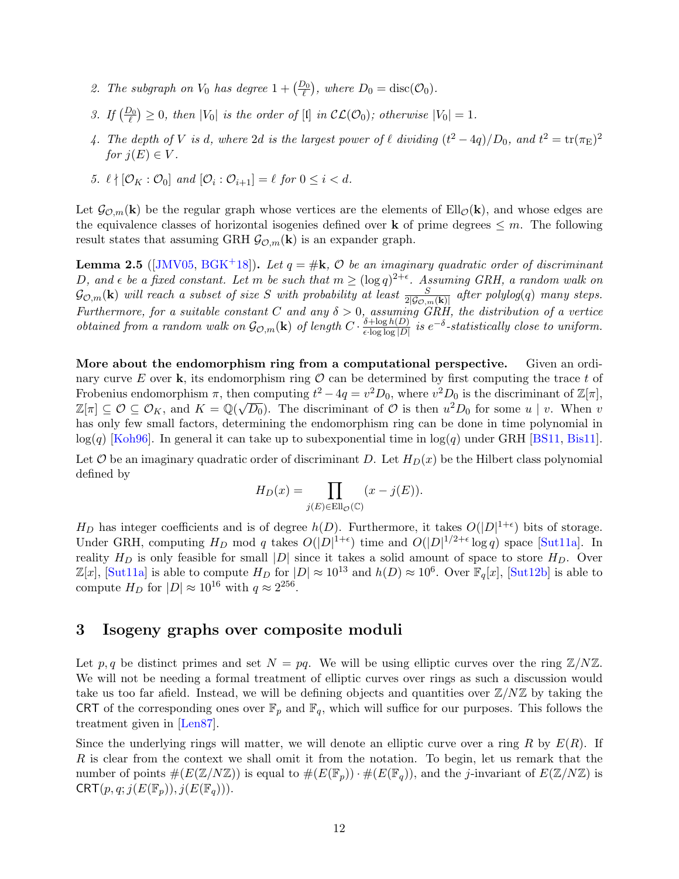2. *The subgraph on $V_0$ has degree $1 + \left(\frac{D_0}{\ell}\right)$, where $D_0 = \mathrm{disc}(\mathcal{O}_0)$.*

3. *If $\left(\frac{D_0}{\ell}\right) \geq 0$, then $|V_0|$ is the order of $[\mathfrak{l}]$ in $\mathcal{CL}(\mathcal{O}_0)$; otherwise $|V_0| = 1$.*

4. *The depth of $V$ is $d$, where $2d$ is the largest power of $\ell$ dividing $(t^2 - 4q)/D_0$, and $t^2 = \mathrm{tr}(\pi_{\mathrm{E}})^2$ for $j(E) \in V$.*

5. *$\ell \nmid [\mathcal{O}_K : \mathcal{O}_0]$ and $[\mathcal{O}_i : \mathcal{O}_{i+1}] = \ell$ for $0 \leq i < d$.*

Let $\mathcal{G}_{\mathcal{O},m}(\mathbf{k})$ be the regular graph whose vertices are the elements of $\mathrm{Ell}_{\mathcal{O}}(\mathbf{k})$, and whose edges are the equivalence classes of horizontal isogenies defined over $\mathbf{k}$ of prime degrees $\leq m$. The following result states that assuming GRH $\mathcal{G}_{\mathcal{O},m}(\mathbf{k})$ is an expander graph.

**Lemma 2.5** ([JMV05, BGK+18]). *Let $q = \#\mathbf{k}$, $\mathcal{O}$ be an imaginary quadratic order of discriminant $D$, and $\epsilon$ be a fixed constant. Let $m$ be such that $m \geq (\log q)^{2+\epsilon}$. Assuming GRH, a random walk on $\mathcal{G}_{\mathcal{O},m}(\mathbf{k})$ will reach a subset of size $S$ with probability at least $\frac{S}{2|\mathcal{G}_{\mathcal{O},m}(\mathbf{k})|}$ after polylog$(q)$ many steps. Furthermore, for a suitable constant $C$ and any $\delta > 0$, assuming GRH, the distribution of a vertice obtained from a random walk on $\mathcal{G}_{\mathcal{O},m}(\mathbf{k})$ of length $C \cdot \frac{\delta + \log h(D)}{\epsilon \cdot \log\log |D|}$ is $e^{-\delta}$-statistically close to uniform.*

**More about the endomorphism ring from a computational perspective.** Given an ordinary curve $E$ over $\mathbf{k}$, its endomorphism ring $\mathcal{O}$ can be determined by first computing the trace $t$ of Frobenius endomorphism $\pi$, then computing $t^2 - 4q = v^2 D_0$, where $v^2 D_0$ is the discriminant of $\mathbb{Z}[\pi]$, $\mathbb{Z}[\pi] \subseteq \mathcal{O} \subseteq \mathcal{O}_K$, and $K = \mathbb{Q}(\sqrt{D_0})$. The discriminant of $\mathcal{O}$ is then $u^2 D_0$ for some $u \mid v$. When $v$ has only few small factors, determining the endomorphism ring can be done in time polynomial in $\log(q)$ [Koh96]. In general it can take up to subexponential time in $\log(q)$ under GRH [BS11, Bis11].

Let $\mathcal{O}$ be an imaginary quadratic order of discriminant $D$. Let $H_D(x)$ be the Hilbert class polynomial defined by

$$H_D(x) = \prod_{j(E) \in \mathrm{Ell}_{\mathcal{O}}(\mathbb{C})} (x - j(E)).$$

$H_D$ has integer coefficients and is of degree $h(D)$. Furthermore, it takes $O(|D|^{1+\epsilon})$ bits of storage. Under GRH, computing $H_D$ mod $q$ takes $O(|D|^{1+\epsilon})$ time and $O(|D|^{1/2+\epsilon} \log q)$ space [Sut11a]. In reality $H_D$ is only feasible for small $|D|$ since it takes a solid amount of space to store $H_D$. Over $\mathbb{Z}[x]$, [Sut11a] is able to compute $H_D$ for $|D| \approx 10^{13}$ and $h(D) \approx 10^6$. Over $\mathbb{F}_q[x]$, [Sut12b] is able to compute $H_D$ for $|D| \approx 10^{16}$ with $q \approx 2^{256}$.

## 3 Isogeny graphs over composite moduli

Let $p, q$ be distinct primes and set $N = pq$. We will be using elliptic curves over the ring $\mathbb{Z}/N\mathbb{Z}$. We will not be needing a formal treatment of elliptic curves over rings as such a discussion would take us too far afield. Instead, we will be defining objects and quantities over $\mathbb{Z}/N\mathbb{Z}$ by taking the $\mathsf{CRT}$ of the corresponding ones over $\mathbb{F}_p$ and $\mathbb{F}_q$, which will suffice for our purposes. This follows the treatment given in [Len87].

Since the underlying rings will matter, we will denote an elliptic curve over a ring $R$ by $E(R)$. If $R$ is clear from the context we shall omit it from the notation. To begin, let us remark that the number of points $\#(E(\mathbb{Z}/N\mathbb{Z}))$ is equal to $\#(E(\mathbb{F}_p)) \cdot \#(E(\mathbb{F}_q))$, and the $j$-invariant of $E(\mathbb{Z}/N\mathbb{Z})$ is $\mathsf{CRT}(p, q; j(E(\mathbb{F}_p)), j(E(\mathbb{F}_q)))$.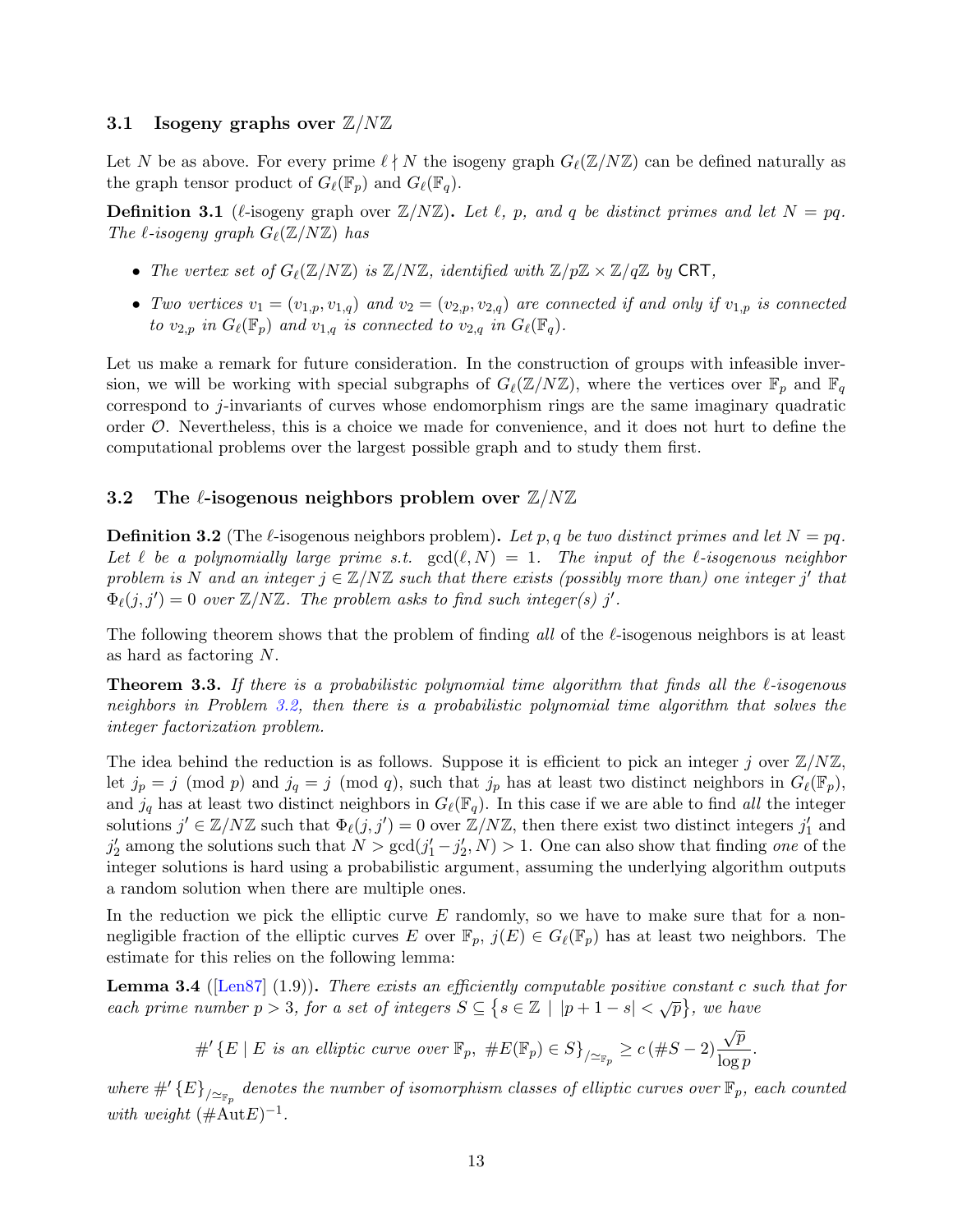### 3.1 Isogeny graphs over $\mathbb{Z}/N\mathbb{Z}$

Let $N$ be as above. For every prime $\ell \nmid N$ the isogeny graph $G_\ell(\mathbb{Z}/N\mathbb{Z})$ can be defined naturally as the graph tensor product of $G_\ell(\mathbb{F}_p)$ and $G_\ell(\mathbb{F}_q)$.

**Definition 3.1** ($\ell$-isogeny graph over $\mathbb{Z}/N\mathbb{Z}$)**.** *Let $\ell$, $p$, and $q$ be distinct primes and let $N = pq$. The $\ell$-isogeny graph $G_\ell(\mathbb{Z}/N\mathbb{Z})$ has*

- *The vertex set of $G_\ell(\mathbb{Z}/N\mathbb{Z})$ is $\mathbb{Z}/N\mathbb{Z}$, identified with $\mathbb{Z}/p\mathbb{Z} \times \mathbb{Z}/q\mathbb{Z}$ by* CRT*,*
- *Two vertices $v_1 = (v_{1,p}, v_{1,q})$ and $v_2 = (v_{2,p}, v_{2,q})$ are connected if and only if $v_{1,p}$ is connected to $v_{2,p}$ in $G_\ell(\mathbb{F}_p)$ and $v_{1,q}$ is connected to $v_{2,q}$ in $G_\ell(\mathbb{F}_q)$.*

Let us make a remark for future consideration. In the construction of groups with infeasible inversion, we will be working with special subgraphs of $G_\ell(\mathbb{Z}/N\mathbb{Z})$, where the vertices over $\mathbb{F}_p$ and $\mathbb{F}_q$ correspond to $j$-invariants of curves whose endomorphism rings are the same imaginary quadratic order $\mathcal{O}$. Nevertheless, this is a choice we made for convenience, and it does not hurt to define the computational problems over the largest possible graph and to study them first.

### 3.2 The $\ell$-isogenous neighbors problem over $\mathbb{Z}/N\mathbb{Z}$

**Definition 3.2** (The $\ell$-isogenous neighbors problem)**.** *Let $p, q$ be two distinct primes and let $N = pq$. Let $\ell$ be a polynomially large prime s.t. $\gcd(\ell, N) = 1$. The input of the $\ell$-isogenous neighbor problem is $N$ and an integer $j \in \mathbb{Z}/N\mathbb{Z}$ such that there exists (possibly more than) one integer $j'$ that $\Phi_\ell(j, j') = 0$ over $\mathbb{Z}/N\mathbb{Z}$. The problem asks to find such integer(s) $j'$.*

The following theorem shows that the problem of finding *all* of the $\ell$-isogenous neighbors is at least as hard as factoring $N$.

**Theorem 3.3.** *If there is a probabilistic polynomial time algorithm that finds all the $\ell$-isogenous neighbors in Problem 3.2, then there is a probabilistic polynomial time algorithm that solves the integer factorization problem.*

The idea behind the reduction is as follows. Suppose it is efficient to pick an integer $j$ over $\mathbb{Z}/N\mathbb{Z}$, let $j_p = j \pmod p$ and $j_q = j \pmod q$, such that $j_p$ has at least two distinct neighbors in $G_\ell(\mathbb{F}_p)$, and $j_q$ has at least two distinct neighbors in $G_\ell(\mathbb{F}_q)$. In this case if we are able to find *all* the integer solutions $j' \in \mathbb{Z}/N\mathbb{Z}$ such that $\Phi_\ell(j, j') = 0$ over $\mathbb{Z}/N\mathbb{Z}$, then there exist two distinct integers $j'_1$ and $j'_2$ among the solutions such that $N > \gcd(j'_1 - j'_2, N) > 1$. One can also show that finding *one* of the integer solutions is hard using a probabilistic argument, assuming the underlying algorithm outputs a random solution when there are multiple ones.

In the reduction we pick the elliptic curve $E$ randomly, so we have to make sure that for a non-negligible fraction of the elliptic curves $E$ over $\mathbb{F}_p$, $j(E) \in G_\ell(\mathbb{F}_p)$ has at least two neighbors. The estimate for this relies on the following lemma:

**Lemma 3.4** ([Len87] (1.9))**.** *There exists an efficiently computable positive constant $c$ such that for each prime number $p > 3$, for a set of integers $S \subseteq \{ s \in \mathbb{Z} \mid |p + 1 - s| < \sqrt{p} \}$, we have*

$$\#' \{ E \mid E \text{ is an elliptic curve over } \mathbb{F}_p,\ \#E(\mathbb{F}_p) \in S \}_{/\simeq_{\mathbb{F}_p}} \geq c\,(\#S - 2)\frac{\sqrt{p}}{\log p}.$$

*where $\#' \{E\}_{/\simeq_{\mathbb{F}_p}}$ denotes the number of isomorphism classes of elliptic curves over $\mathbb{F}_p$, each counted with weight $(\#\mathrm{Aut}E)^{-1}$.*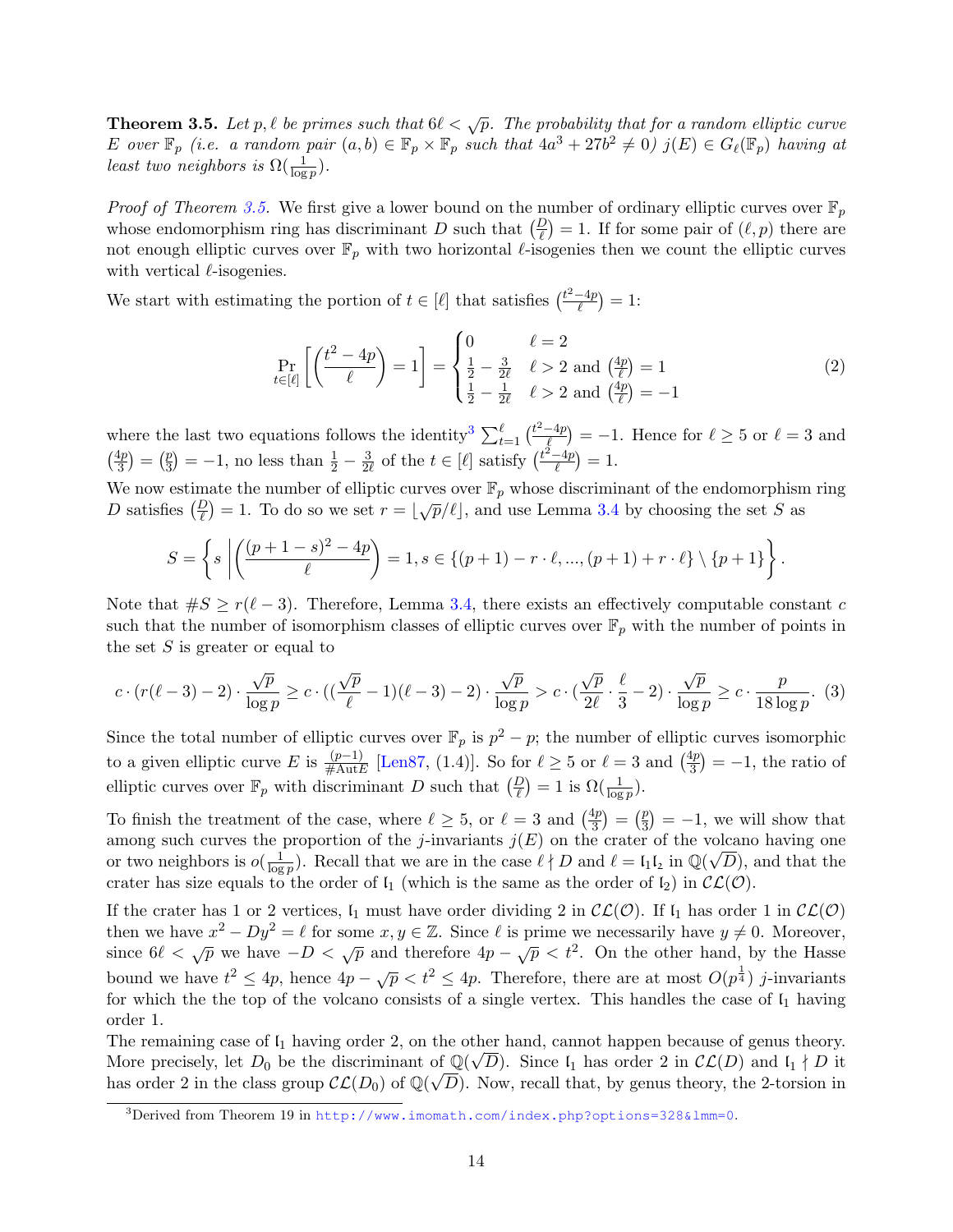**Theorem 3.5.** *Let $p, \ell$ be primes such that $6\ell < \sqrt{p}$. The probability that for a random elliptic curve $E$ over $\mathbb{F}_p$ (i.e. a random pair $(a,b) \in \mathbb{F}_p \times \mathbb{F}_p$ such that $4a^3 + 27b^2 \neq 0$) $j(E) \in G_\ell(\mathbb{F}_p)$ having at least two neighbors is $\Omega(\frac{1}{\log p})$.*

*Proof of Theorem 3.5.* We first give a lower bound on the number of ordinary elliptic curves over $\mathbb{F}_p$ whose endomorphism ring has discriminant $D$ such that $\left(\frac{D}{\ell}\right) = 1$. If for some pair of $(\ell, p)$ there are not enough elliptic curves over $\mathbb{F}_p$ with two horizontal $\ell$-isogenies then we count the elliptic curves with vertical $\ell$-isogenies.

We start with estimating the portion of $t \in [\ell]$ that satisfies $\left(\frac{t^2-4p}{\ell}\right) = 1$:

$$\Pr_{t \in [\ell]}\left[\left(\frac{t^2-4p}{\ell}\right) = 1\right] = \begin{cases} 0 & \ell = 2 \\ \frac{1}{2} - \frac{3}{2\ell} & \ell > 2 \text{ and } \left(\frac{4p}{\ell}\right) = 1 \\ \frac{1}{2} - \frac{1}{2\ell} & \ell > 2 \text{ and } \left(\frac{4p}{\ell}\right) = -1 \end{cases} \tag{2}$$

where the last two equations follows the identity[3] $\sum_{t=1}^{\ell}\left(\frac{t^2-4p}{\ell}\right) = -1$. Hence for $\ell \geq 5$ or $\ell = 3$ and $\left(\frac{4p}{3}\right) = \left(\frac{p}{3}\right) = -1$, no less than $\frac{1}{2} - \frac{3}{2\ell}$ of the $t \in [\ell]$ satisfy $\left(\frac{t^2-4p}{\ell}\right) = 1$.

We now estimate the number of elliptic curves over $\mathbb{F}_p$ whose discriminant of the endomorphism ring $D$ satisfies $\left(\frac{D}{\ell}\right) = 1$. To do so we set $r = \lfloor \sqrt{p}/\ell \rfloor$, and use Lemma 3.4 by choosing the set $S$ as

$$S = \left\{ s \;\middle|\; \left(\frac{(p+1-s)^2 - 4p}{\ell}\right) = 1, s \in \{(p+1) - r \cdot \ell, ..., (p+1) + r \cdot \ell\} \setminus \{p+1\} \right\}.$$

Note that $\#S \geq r(\ell - 3)$. Therefore, Lemma 3.4, there exists an effectively computable constant $c$ such that the number of isomorphism classes of elliptic curves over $\mathbb{F}_p$ with the number of points in the set $S$ is greater or equal to

$$c \cdot (r(\ell-3) - 2) \cdot \frac{\sqrt{p}}{\log p} \geq c \cdot ((\frac{\sqrt{p}}{\ell} - 1)(\ell - 3) - 2) \cdot \frac{\sqrt{p}}{\log p} > c \cdot (\frac{\sqrt{p}}{2\ell} \cdot \frac{\ell}{3} - 2) \cdot \frac{\sqrt{p}}{\log p} \geq c \cdot \frac{p}{18 \log p}. \tag{3}$$

Since the total number of elliptic curves over $\mathbb{F}_p$ is $p^2 - p$; the number of elliptic curves isomorphic to a given elliptic curve $E$ is $\frac{(p-1)}{\#\mathrm{Aut}E}$ [Len87, (1.4)]. So for $\ell \geq 5$ or $\ell = 3$ and $\left(\frac{4p}{3}\right) = -1$, the ratio of elliptic curves over $\mathbb{F}_p$ with discriminant $D$ such that $\left(\frac{D}{\ell}\right) = 1$ is $\Omega(\frac{1}{\log p})$.

To finish the treatment of the case, where $\ell \geq 5$, or $\ell = 3$ and $\left(\frac{4p}{3}\right) = \left(\frac{p}{3}\right) = -1$, we will show that among such curves the proportion of the $j$-invariants $j(E)$ on the crater of the volcano having one or two neighbors is $o(\frac{1}{\log p})$. Recall that we are in the case $\ell \nmid D$ and $\ell = \mathfrak{l}_1\mathfrak{l}_2$ in $\mathbb{Q}(\sqrt{D})$, and that the crater has size equals to the order of $\mathfrak{l}_1$ (which is the same as the order of $\mathfrak{l}_2$) in $\mathcal{CL}(\mathcal{O})$.

If the crater has 1 or 2 vertices, $\mathfrak{l}_1$ must have order dividing 2 in $\mathcal{CL}(\mathcal{O})$. If $\mathfrak{l}_1$ has order 1 in $\mathcal{CL}(\mathcal{O})$ then we have $x^2 - Dy^2 = \ell$ for some $x, y \in \mathbb{Z}$. Since $\ell$ is prime we necessarily have $y \neq 0$. Moreover, since $6\ell < \sqrt{p}$ we have $-D < \sqrt{p}$ and therefore $4p - \sqrt{p} < t^2$. On the other hand, by the Hasse bound we have $t^2 \leq 4p$, hence $4p - \sqrt{p} < t^2 \leq 4p$. Therefore, there are at most $O(p^{\frac{1}{4}})$ $j$-invariants for which the the top of the volcano consists of a single vertex. This handles the case of $\mathfrak{l}_1$ having order 1.

The remaining case of $\mathfrak{l}_1$ having order 2, on the other hand, cannot happen because of genus theory. More precisely, let $D_0$ be the discriminant of $\mathbb{Q}(\sqrt{D})$. Since $\mathfrak{l}_1$ has order 2 in $\mathcal{CL}(D)$ and $\mathfrak{l}_1 \nmid D$ it has order 2 in the class group $\mathcal{CL}(D_0)$ of $\mathbb{Q}(\sqrt{D})$. Now, recall that, by genus theory, the 2-torsion in

[3] Derived from Theorem 19 in http://www.imomath.com/index.php?options=328&lmm=0.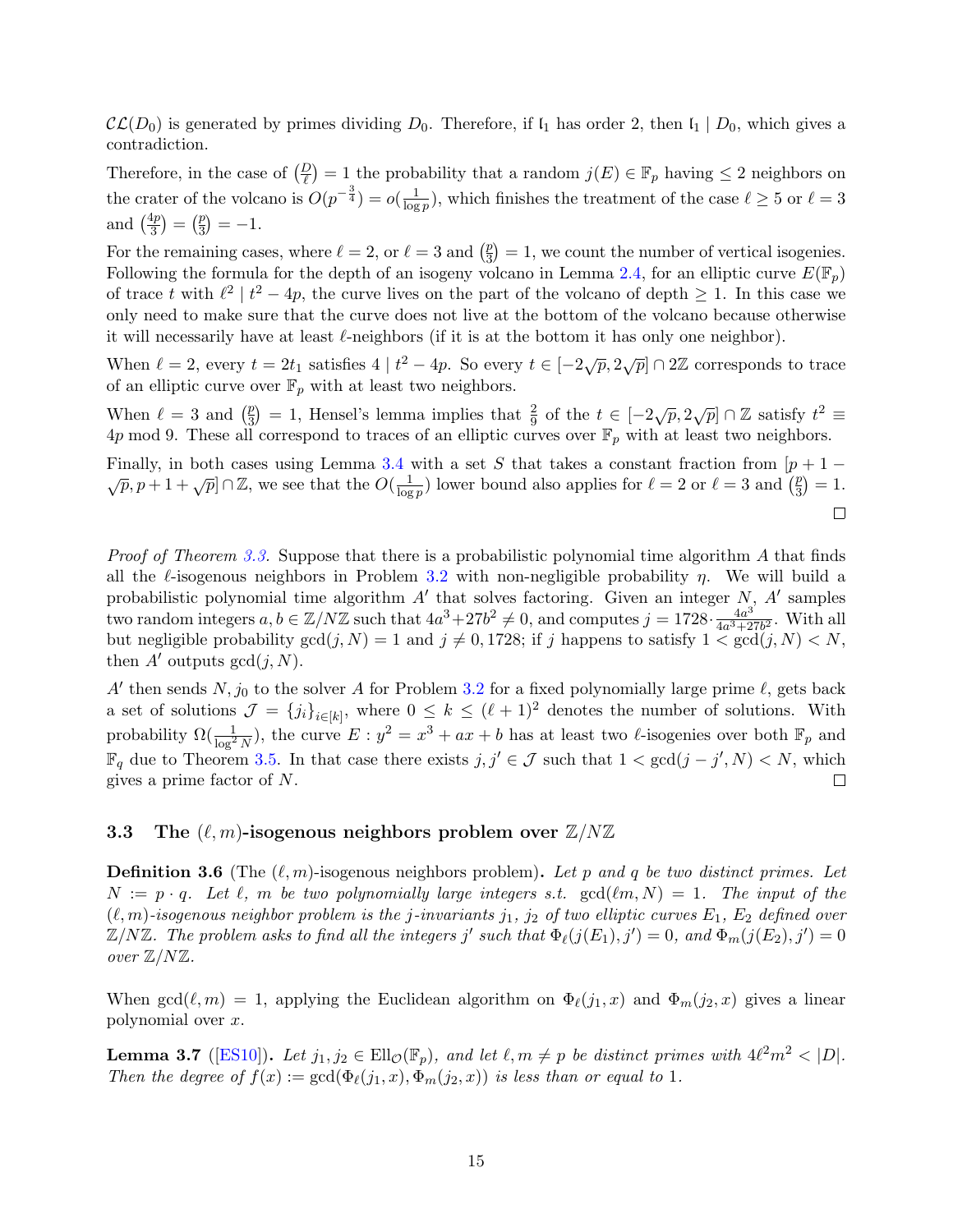$\mathcal{CL}(D_0)$ is generated by primes dividing $D_0$. Therefore, if $\mathfrak{l}_1$ has order 2, then $\mathfrak{l}_1 \mid D_0$, which gives a contradiction.

Therefore, in the case of $\left(\frac{D}{\ell}\right) = 1$ the probability that a random $j(E) \in \mathbb{F}_p$ having $\leq 2$ neighbors on the crater of the volcano is $O(p^{-\frac{3}{4}}) = o(\frac{1}{\log p})$, which finishes the treatment of the case $\ell \geq 5$ or $\ell = 3$ and $\left(\frac{4p}{3}\right) = \left(\frac{p}{3}\right) = -1$.

For the remaining cases, where $\ell = 2$, or $\ell = 3$ and $\left(\frac{p}{3}\right) = 1$, we count the number of vertical isogenies. Following the formula for the depth of an isogeny volcano in Lemma 2.4, for an elliptic curve $E(\mathbb{F}_p)$ of trace $t$ with $\ell^2 \mid t^2 - 4p$, the curve lives on the part of the volcano of depth $\geq 1$. In this case we only need to make sure that the curve does not live at the bottom of the volcano because otherwise it will necessarily have at least $\ell$-neighbors (if it is at the bottom it has only one neighbor).

When $\ell = 2$, every $t = 2t_1$ satisfies $4 \mid t^2 - 4p$. So every $t \in [-2\sqrt{p}, 2\sqrt{p}] \cap 2\mathbb{Z}$ corresponds to trace of an elliptic curve over $\mathbb{F}_p$ with at least two neighbors.

When $\ell = 3$ and $\left(\frac{p}{3}\right) = 1$, Hensel's lemma implies that $\frac{2}{9}$ of the $t \in [-2\sqrt{p}, 2\sqrt{p}] \cap \mathbb{Z}$ satisfy $t^2 \equiv 4p \bmod 9$. These all correspond to traces of an elliptic curves over $\mathbb{F}_p$ with at least two neighbors.

Finally, in both cases using Lemma 3.4 with a set $S$ that takes a constant fraction from $[p + 1 - \sqrt{p}, p + 1 + \sqrt{p}] \cap \mathbb{Z}$, we see that the $O(\frac{1}{\log p})$ lower bound also applies for $\ell = 2$ or $\ell = 3$ and $\left(\frac{p}{3}\right) = 1$. □

*Proof of Theorem 3.3.* Suppose that there is a probabilistic polynomial time algorithm $A$ that finds all the $\ell$-isogenous neighbors in Problem 3.2 with non-negligible probability $\eta$. We will build a probabilistic polynomial time algorithm $A'$ that solves factoring. Given an integer $N$, $A'$ samples two random integers $a, b \in \mathbb{Z}/N\mathbb{Z}$ such that $4a^3 + 27b^2 \neq 0$, and computes $j = 1728 \cdot \frac{4a^3}{4a^3+27b^2}$. With all but negligible probability $\gcd(j, N) = 1$ and $j \neq 0, 1728$; if $j$ happens to satisfy $1 < \gcd(j, N) < N$, then $A'$ outputs $\gcd(j, N)$.

$A'$ then sends $N, j_0$ to the solver $A$ for Problem 3.2 for a fixed polynomially large prime $\ell$, gets back a set of solutions $\mathcal{J} = \{j_i\}_{i \in [k]}$, where $0 \leq k \leq (\ell + 1)^2$ denotes the number of solutions. With probability $\Omega(\frac{1}{\log^2 N})$, the curve $E : y^2 = x^3 + ax + b$ has at least two $\ell$-isogenies over both $\mathbb{F}_p$ and $\mathbb{F}_q$ due to Theorem 3.5. In that case there exists $j, j' \in \mathcal{J}$ such that $1 < \gcd(j - j', N) < N$, which gives a prime factor of $N$. □

### 3.3 The $(\ell, m)$-isogenous neighbors problem over $\mathbb{Z}/N\mathbb{Z}$

**Definition 3.6** (The $(\ell, m)$-isogenous neighbors problem)**.** *Let $p$ and $q$ be two distinct primes. Let $N := p \cdot q$. Let $\ell$, $m$ be two polynomially large integers s.t. $\gcd(\ell m, N) = 1$. The input of the $(\ell, m)$-isogenous neighbor problem is the $j$-invariants $j_1$, $j_2$ of two elliptic curves $E_1$, $E_2$ defined over $\mathbb{Z}/N\mathbb{Z}$. The problem asks to find all the integers $j'$ such that $\Phi_\ell(j(E_1), j') = 0$, and $\Phi_m(j(E_2), j') = 0$ over $\mathbb{Z}/N\mathbb{Z}$.*

When $\gcd(\ell, m) = 1$, applying the Euclidean algorithm on $\Phi_\ell(j_1, x)$ and $\Phi_m(j_2, x)$ gives a linear polynomial over $x$.

**Lemma 3.7** ([ES10])**.** *Let $j_1, j_2 \in \mathrm{Ell}_\mathcal{O}(\mathbb{F}_p)$, and let $\ell, m \neq p$ be distinct primes with $4\ell^2 m^2 < |D|$. Then the degree of $f(x) := \gcd(\Phi_\ell(j_1, x), \Phi_m(j_2, x))$ is less than or equal to 1.*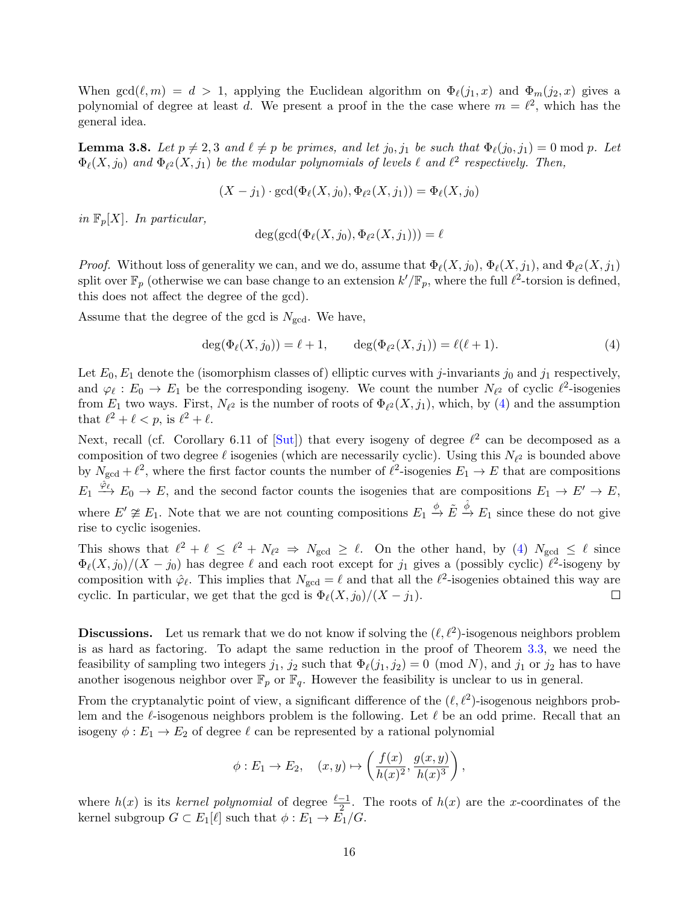When $\gcd(\ell, m) = d > 1$, applying the Euclidean algorithm on $\Phi_\ell(j_1, x)$ and $\Phi_m(j_2, x)$ gives a polynomial of degree at least $d$. We present a proof in the the case where $m = \ell^2$, which has the general idea.

**Lemma 3.8.** *Let $p \neq 2, 3$ and $\ell \neq p$ be primes, and let $j_0, j_1$ be such that $\Phi_\ell(j_0, j_1) = 0 \bmod p$. Let $\Phi_\ell(X, j_0)$ and $\Phi_{\ell^2}(X, j_1)$ be the modular polynomials of levels $\ell$ and $\ell^2$ respectively. Then,*

$$(X - j_1) \cdot \gcd(\Phi_\ell(X, j_0), \Phi_{\ell^2}(X, j_1)) = \Phi_\ell(X, j_0)$$

*in $\mathbb{F}_p[X]$. In particular,*

$$\deg(\gcd(\Phi_\ell(X, j_0), \Phi_{\ell^2}(X, j_1))) = \ell$$

*Proof.* Without loss of generality we can, and we do, assume that $\Phi_\ell(X, j_0)$, $\Phi_\ell(X, j_1)$, and $\Phi_{\ell^2}(X, j_1)$ split over $\mathbb{F}_p$ (otherwise we can base change to an extension $k'/\mathbb{F}_p$, where the full $\ell^2$-torsion is defined, this does not affect the degree of the gcd).

Assume that the degree of the gcd is $N_{\text{gcd}}$. We have,

$$\deg(\Phi_\ell(X, j_0)) = \ell + 1, \qquad \deg(\Phi_{\ell^2}(X, j_1)) = \ell(\ell + 1). \tag{4}$$

Let $E_0, E_1$ denote the (isomorphism classes of) elliptic curves with $j$-invariants $j_0$ and $j_1$ respectively, and $\varphi_\ell : E_0 \to E_1$ be the corresponding isogeny. We count the number $N_{\ell^2}$ of cyclic $\ell^2$-isogenies from $E_1$ two ways. First, $N_{\ell^2}$ is the number of roots of $\Phi_{\ell^2}(X, j_1)$, which, by (4) and the assumption that $\ell^2 + \ell < p$, is $\ell^2 + \ell$.

Next, recall (cf. Corollary 6.11 of [Sut]) that every isogeny of degree $\ell^2$ can be decomposed as a composition of two degree $\ell$ isogenies (which are necessarily cyclic). Using this $N_{\ell^2}$ is bounded above by $N_{\text{gcd}} + \ell^2$, where the first factor counts the number of $\ell^2$-isogenies $E_1 \to E$ that are compositions $E_1 \xrightarrow{\hat{\varphi}_\ell} E_0 \to E$, and the second factor counts the isogenies that are compositions $E_1 \to E' \to E$, where $E' \not\cong E_1$. Note that we are not counting compositions $E_1 \xrightarrow{\phi} \tilde{E} \xrightarrow{\hat{\phi}} E_1$ since these do not give rise to cyclic isogenies.

This shows that $\ell^2 + \ell \leq \ell^2 + N_{\ell^2} \Rightarrow N_{\text{gcd}} \geq \ell$. On the other hand, by (4) $N_{\text{gcd}} \leq \ell$ since $\Phi_\ell(X, j_0)/(X - j_0)$ has degree $\ell$ and each root except for $j_1$ gives a (possibly cyclic) $\ell^2$-isogeny by composition with $\hat{\varphi}_\ell$. This implies that $N_{\text{gcd}} = \ell$ and that all the $\ell^2$-isogenies obtained this way are cyclic. In particular, we get that the gcd is $\Phi_\ell(X, j_0)/(X - j_1)$. ∎

**Discussions.** Let us remark that we do not know if solving the $(\ell, \ell^2)$-isogenous neighbors problem is as hard as factoring. To adapt the same reduction in the proof of Theorem 3.3, we need the feasibility of sampling two integers $j_1, j_2$ such that $\Phi_\ell(j_1, j_2) = 0 \pmod{N}$, and $j_1$ or $j_2$ has to have another isogenous neighbor over $\mathbb{F}_p$ or $\mathbb{F}_q$. However the feasibility is unclear to us in general.

From the cryptanalytic point of view, a significant difference of the $(\ell, \ell^2)$-isogenous neighbors problem and the $\ell$-isogenous neighbors problem is the following. Let $\ell$ be an odd prime. Recall that an isogeny $\phi : E_1 \to E_2$ of degree $\ell$ can be represented by a rational polynomial

$$\phi : E_1 \to E_2, \quad (x, y) \mapsto \left( \frac{f(x)}{h(x)^2}, \frac{g(x, y)}{h(x)^3} \right),$$

where $h(x)$ is its *kernel polynomial* of degree $\frac{\ell - 1}{2}$. The roots of $h(x)$ are the $x$-coordinates of the kernel subgroup $G \subset E_1[\ell]$ such that $\phi : E_1 \to E_1/G$.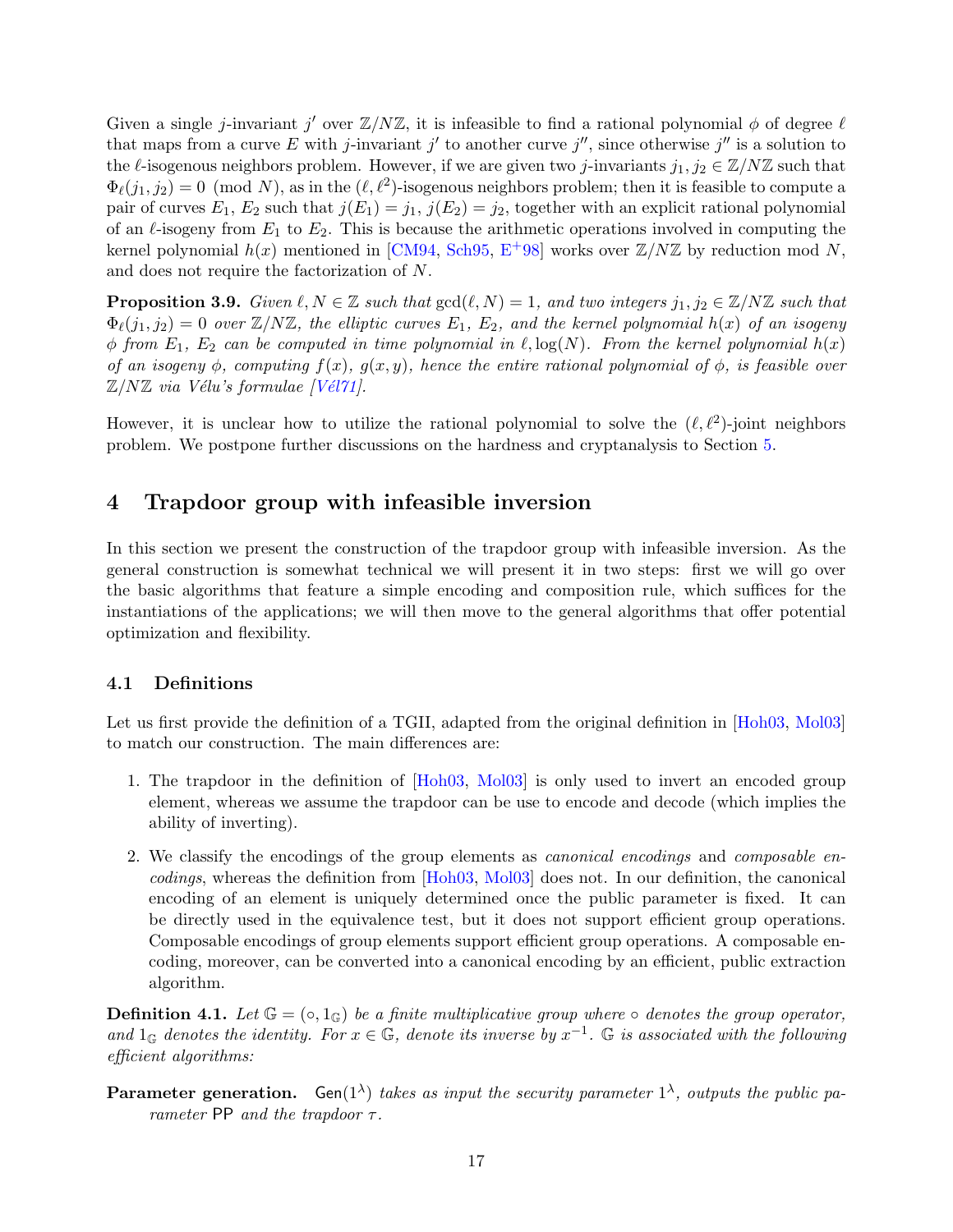Given a single $j$-invariant $j'$ over $\mathbb{Z}/N\mathbb{Z}$, it is infeasible to find a rational polynomial $\phi$ of degree $\ell$ that maps from a curve $E$ with $j$-invariant $j'$ to another curve $j''$, since otherwise $j''$ is a solution to the $\ell$-isogenous neighbors problem. However, if we are given two $j$-invariants $j_1, j_2 \in \mathbb{Z}/N\mathbb{Z}$ such that $\Phi_\ell(j_1, j_2) = 0 \pmod{N}$, as in the $(\ell, \ell^2)$-isogenous neighbors problem; then it is feasible to compute a pair of curves $E_1$, $E_2$ such that $j(E_1) = j_1$, $j(E_2) = j_2$, together with an explicit rational polynomial of an $\ell$-isogeny from $E_1$ to $E_2$. This is because the arithmetic operations involved in computing the kernel polynomial $h(x)$ mentioned in [CM94, Sch95, E+98] works over $\mathbb{Z}/N\mathbb{Z}$ by reduction mod $N$, and does not require the factorization of $N$.

**Proposition 3.9.** *Given $\ell, N \in \mathbb{Z}$ such that $\gcd(\ell, N) = 1$, and two integers $j_1, j_2 \in \mathbb{Z}/N\mathbb{Z}$ such that $\Phi_\ell(j_1, j_2) = 0$ over $\mathbb{Z}/N\mathbb{Z}$, the elliptic curves $E_1$, $E_2$, and the kernel polynomial $h(x)$ of an isogeny $\phi$ from $E_1$, $E_2$ can be computed in time polynomial in $\ell, \log(N)$. From the kernel polynomial $h(x)$ of an isogeny $\phi$, computing $f(x)$, $g(x, y)$, hence the entire rational polynomial of $\phi$, is feasible over $\mathbb{Z}/N\mathbb{Z}$ via Vélu's formulae [Vél71].*

However, it is unclear how to utilize the rational polynomial to solve the $(\ell, \ell^2)$-joint neighbors problem. We postpone further discussions on the hardness and cryptanalysis to Section 5.

# 4 Trapdoor group with infeasible inversion

In this section we present the construction of the trapdoor group with infeasible inversion. As the general construction is somewhat technical we will present it in two steps: first we will go over the basic algorithms that feature a simple encoding and composition rule, which suffices for the instantiations of the applications; we will then move to the general algorithms that offer potential optimization and flexibility.

## 4.1 Definitions

Let us first provide the definition of a TGII, adapted from the original definition in [Hoh03, Mol03] to match our construction. The main differences are:

1. The trapdoor in the definition of [Hoh03, Mol03] is only used to invert an encoded group element, whereas we assume the trapdoor can be use to encode and decode (which implies the ability of inverting).

2. We classify the encodings of the group elements as *canonical encodings* and *composable encodings*, whereas the definition from [Hoh03, Mol03] does not. In our definition, the canonical encoding of an element is uniquely determined once the public parameter is fixed. It can be directly used in the equivalence test, but it does not support efficient group operations. Composable encodings of group elements support efficient group operations. A composable encoding, moreover, can be converted into a canonical encoding by an efficient, public extraction algorithm.

**Definition 4.1.** *Let $\mathbb{G} = (\circ, 1_\mathbb{G})$ be a finite multiplicative group where $\circ$ denotes the group operator, and $1_\mathbb{G}$ denotes the identity. For $x \in \mathbb{G}$, denote its inverse by $x^{-1}$. $\mathbb{G}$ is associated with the following efficient algorithms:*

**Parameter generation.** $\mathsf{Gen}(1^\lambda)$ *takes as input the security parameter $1^\lambda$, outputs the public parameter $\mathsf{PP}$ and the trapdoor $\tau$.*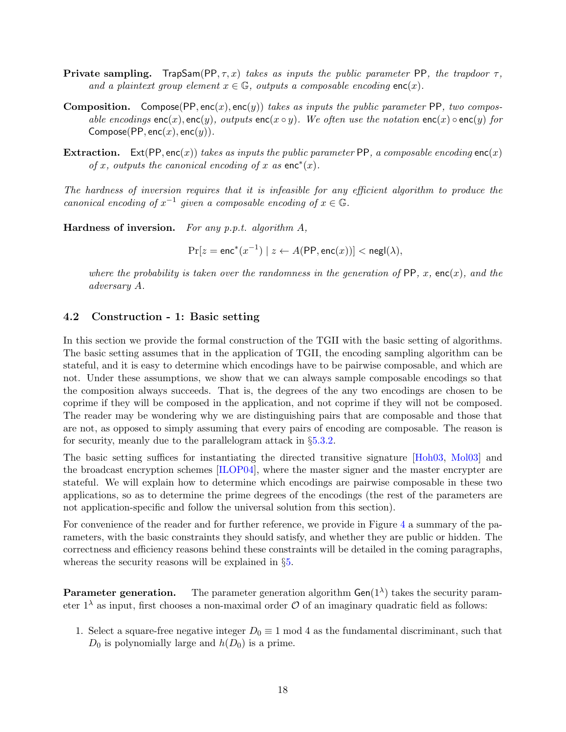**Private sampling.** $\mathsf{TrapSam}(\mathsf{PP}, \tau, x)$ *takes as inputs the public parameter* $\mathsf{PP}$*, the trapdoor* $\tau$*, and a plaintext group element* $x \in \mathbb{G}$*, outputs a composable encoding* $\mathsf{enc}(x)$*.*

**Composition.** $\mathsf{Compose}(\mathsf{PP}, \mathsf{enc}(x), \mathsf{enc}(y))$ *takes as inputs the public parameter* $\mathsf{PP}$*, two composable encodings* $\mathsf{enc}(x), \mathsf{enc}(y)$*, outputs* $\mathsf{enc}(x \circ y)$*. We often use the notation* $\mathsf{enc}(x) \circ \mathsf{enc}(y)$ *for* $\mathsf{Compose}(\mathsf{PP}, \mathsf{enc}(x), \mathsf{enc}(y))$*.*

**Extraction.** $\mathsf{Ext}(\mathsf{PP}, \mathsf{enc}(x))$ *takes as inputs the public parameter* $\mathsf{PP}$*, a composable encoding* $\mathsf{enc}(x)$ *of* $x$*, outputs the canonical encoding of* $x$ *as* $\mathsf{enc}^*(x)$*.*

*The hardness of inversion requires that it is infeasible for any efficient algorithm to produce the canonical encoding of* $x^{-1}$ *given a composable encoding of* $x \in \mathbb{G}$*.*

**Hardness of inversion.** *For any p.p.t. algorithm* $A$*,*

$$\Pr[z = \mathsf{enc}^*(x^{-1}) \mid z \leftarrow A(\mathsf{PP}, \mathsf{enc}(x))] < \mathsf{negl}(\lambda),$$

*where the probability is taken over the randomness in the generation of* $\mathsf{PP}$*,* $x$*,* $\mathsf{enc}(x)$*, and the adversary* $A$*.*

### 4.2 Construction - 1: Basic setting

In this section we provide the formal construction of the TGII with the basic setting of algorithms. The basic setting assumes that in the application of TGII, the encoding sampling algorithm can be stateful, and it is easy to determine which encodings have to be pairwise composable, and which are not. Under these assumptions, we show that we can always sample composable encodings so that the composition always succeeds. That is, the degrees of the any two encodings are chosen to be coprime if they will be composed in the application, and not coprime if they will not be composed. The reader may be wondering why we are distinguishing pairs that are composable and those that are not, as opposed to simply assuming that every pairs of encoding are composable. The reason is for security, meanly due to the parallelogram attack in §5.3.2.

The basic setting suffices for instantiating the directed transitive signature [Hoh03, Mol03] and the broadcast encryption schemes [ILOP04], where the master signer and the master encrypter are stateful. We will explain how to determine which encodings are pairwise composable in these two applications, so as to determine the prime degrees of the encodings (the rest of the parameters are not application-specific and follow the universal solution from this section).

For convenience of the reader and for further reference, we provide in Figure 4 a summary of the parameters, with the basic constraints they should satisfy, and whether they are public or hidden. The correctness and efficiency reasons behind these constraints will be detailed in the coming paragraphs, whereas the security reasons will be explained in §5.

**Parameter generation.** The parameter generation algorithm $\mathsf{Gen}(1^\lambda)$ takes the security parameter $1^\lambda$ as input, first chooses a non-maximal order $\mathcal{O}$ of an imaginary quadratic field as follows:

1. Select a square-free negative integer $D_0 \equiv 1 \bmod 4$ as the fundamental discriminant, such that $D_0$ is polynomially large and $h(D_0)$ is a prime.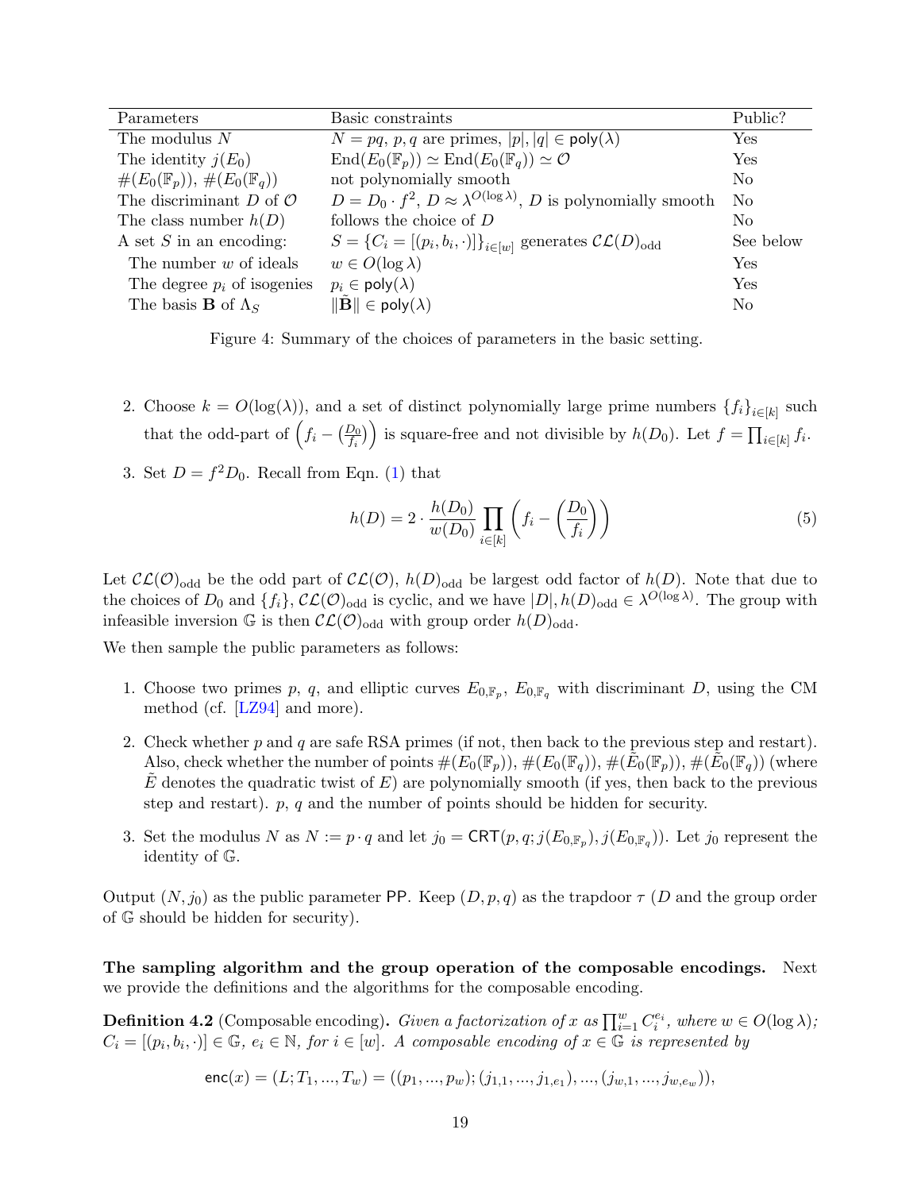| Parameters | Basic constraints | Public? |
|---|---|---|
| The modulus $N$ | $N = pq$, $p, q$ are primes, $\lvert p\rvert, \lvert q\rvert \in \mathsf{poly}(\lambda)$ | Yes |
| The identity $j(E_0)$ | $\mathrm{End}(E_0(\mathbb{F}_p)) \simeq \mathrm{End}(E_0(\mathbb{F}_q)) \simeq \mathcal{O}$ | Yes |
| $\#(E_0(\mathbb{F}_p))$, $\#(E_0(\mathbb{F}_q))$ | not polynomially smooth | No |
| The discriminant $D$ of $\mathcal{O}$ | $D = D_0 \cdot f^2$, $D \approx \lambda^{O(\log \lambda)}$, $D$ is polynomially smooth | No |
| The class number $h(D)$ | follows the choice of $D$ | No |
| A set $S$ in an encoding: | $S = \{C_i = [(p_i, b_i, \cdot)]\}_{i\in[w]}$ generates $\mathcal{CL}(D)_{\mathrm{odd}}$ | See below |
| The number $w$ of ideals | $w \in O(\log \lambda)$ | Yes |
| The degree $p_i$ of isogenies | $p_i \in \mathsf{poly}(\lambda)$ | Yes |
| The basis $\mathbf{B}$ of $\Lambda_S$ | $\|\tilde{\mathbf{B}}\| \in \mathsf{poly}(\lambda)$ | No |

Figure 4: Summary of the choices of parameters in the basic setting.

2. Choose $k = O(\log(\lambda))$, and a set of distinct polynomially large prime numbers $\{f_i\}_{i\in[k]}$ such that the odd-part of $\left(f_i - \left(\frac{D_0}{f_i}\right)\right)$ is square-free and not divisible by $h(D_0)$. Let $f = \prod_{i\in[k]} f_i$.
3. Set $D = f^2 D_0$. Recall from Eqn. (1) that

$$h(D) = 2 \cdot \frac{h(D_0)}{w(D_0)} \prod_{i\in[k]} \left(f_i - \left(\frac{D_0}{f_i}\right)\right) \tag{5}$$

Let $\mathcal{CL}(\mathcal{O})_{\mathrm{odd}}$ be the odd part of $\mathcal{CL}(\mathcal{O})$, $h(D)_{\mathrm{odd}}$ be largest odd factor of $h(D)$. Note that due to the choices of $D_0$ and $\{f_i\}$, $\mathcal{CL}(\mathcal{O})_{\mathrm{odd}}$ is cyclic, and we have $|D|, h(D)_{\mathrm{odd}} \in \lambda^{O(\log \lambda)}$. The group with infeasible inversion $\mathbb{G}$ is then $\mathcal{CL}(\mathcal{O})_{\mathrm{odd}}$ with group order $h(D)_{\mathrm{odd}}$.

We then sample the public parameters as follows:

1. Choose two primes $p$, $q$, and elliptic curves $E_{0,\mathbb{F}_p}$, $E_{0,\mathbb{F}_q}$ with discriminant $D$, using the CM method (cf. [LZ94] and more).
2. Check whether $p$ and $q$ are safe RSA primes (if not, then back to the previous step and restart). Also, check whether the number of points $\#(E_0(\mathbb{F}_p))$, $\#(E_0(\mathbb{F}_q))$, $\#(\tilde{E}_0(\mathbb{F}_p))$, $\#(\tilde{E}_0(\mathbb{F}_q))$ (where $\tilde{E}$ denotes the quadratic twist of $E$) are polynomially smooth (if yes, then back to the previous step and restart). $p$, $q$ and the number of points should be hidden for security.
3. Set the modulus $N$ as $N := p \cdot q$ and let $j_0 = \mathsf{CRT}(p, q; j(E_{0,\mathbb{F}_p}), j(E_{0,\mathbb{F}_q}))$. Let $j_0$ represent the identity of $\mathbb{G}$.

Output $(N, j_0)$ as the public parameter $\mathsf{PP}$. Keep $(D, p, q)$ as the trapdoor $\tau$ ($D$ and the group order of $\mathbb{G}$ should be hidden for security).

**The sampling algorithm and the group operation of the composable encodings.** Next we provide the definitions and the algorithms for the composable encoding.

**Definition 4.2** (Composable encoding)**.** *Given a factorization of $x$ as $\prod_{i=1}^{w} C_i^{e_i}$, where $w \in O(\log \lambda)$; $C_i = [(p_i, b_i, \cdot)] \in \mathbb{G}$, $e_i \in \mathbb{N}$, for $i \in [w]$. A composable encoding of $x \in \mathbb{G}$ is represented by*

$$\mathsf{enc}(x) = (L; T_1, ..., T_w) = ((p_1, ..., p_w); (j_{1,1}, ..., j_{1,e_1}), ..., (j_{w,1}, ..., j_{w,e_w})),$$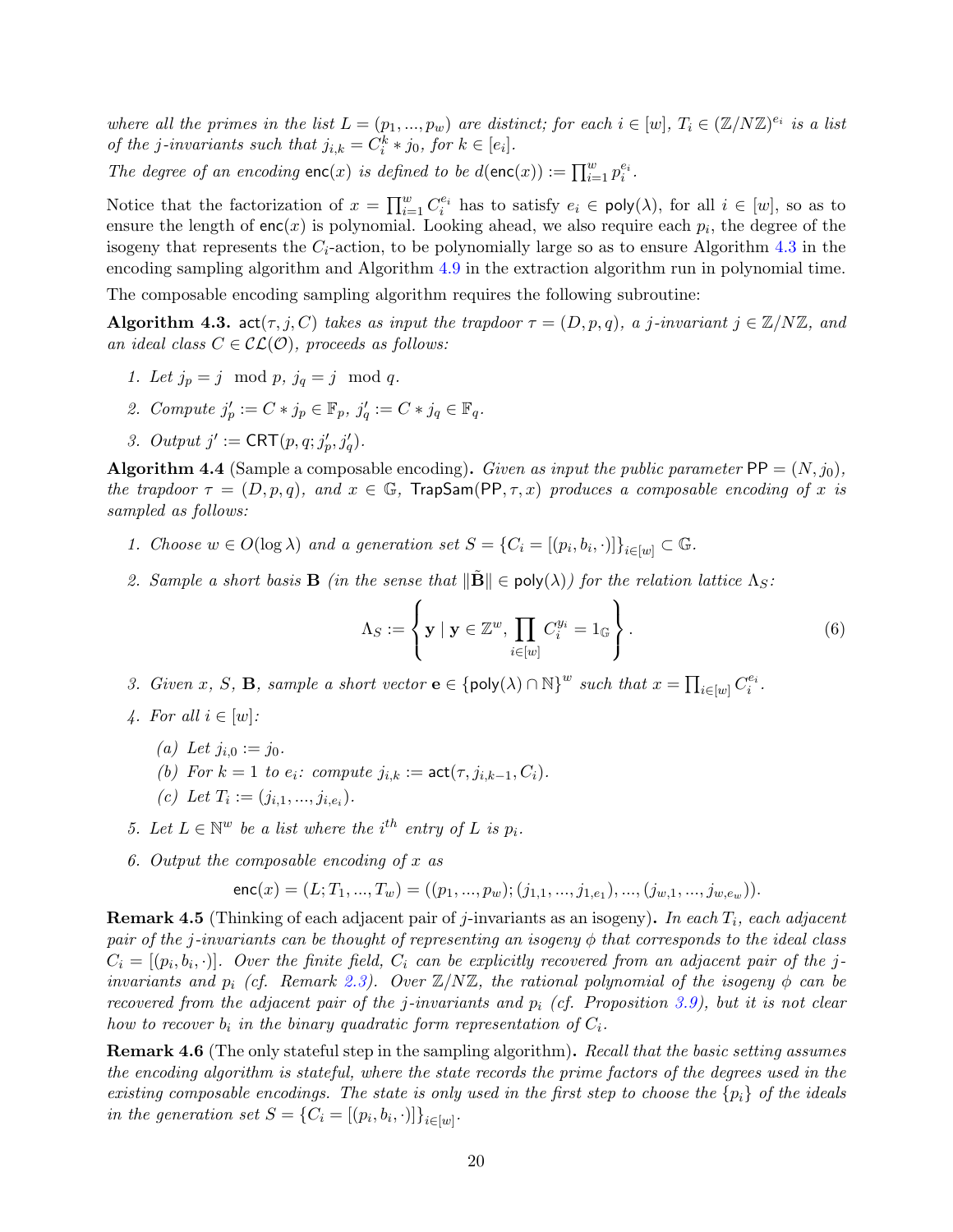*where all the primes in the list $L = (p_1, ..., p_w)$ are distinct; for each $i \in [w]$, $T_i \in (\mathbb{Z}/N\mathbb{Z})^{e_i}$ is a list of the j-invariants such that $j_{i,k} = C_i^k * j_0$, for $k \in [e_i]$.*

*The degree of an encoding* $\mathsf{enc}(x)$ *is defined to be* $d(\mathsf{enc}(x)) := \prod_{i=1}^{w} p_i^{e_i}$.

Notice that the factorization of $x = \prod_{i=1}^{w} C_i^{e_i}$ has to satisfy $e_i \in \mathsf{poly}(\lambda)$, for all $i \in [w]$, so as to ensure the length of $\mathsf{enc}(x)$ is polynomial. Looking ahead, we also require each $p_i$, the degree of the isogeny that represents the $C_i$-action, to be polynomially large so as to ensure Algorithm 4.3 in the encoding sampling algorithm and Algorithm 4.9 in the extraction algorithm run in polynomial time.

The composable encoding sampling algorithm requires the following subroutine:

**Algorithm 4.3.** $\mathsf{act}(\tau, j, C)$ *takes as input the trapdoor $\tau = (D, p, q)$, a j-invariant $j \in \mathbb{Z}/N\mathbb{Z}$, and an ideal class $C \in \mathcal{CL}(\mathcal{O})$, proceeds as follows:*

1. *Let $j_p = j \mod p$, $j_q = j \mod q$.*
2. *Compute $j'_p := C * j_p \in \mathbb{F}_p$, $j'_q := C * j_q \in \mathbb{F}_q$.*
3. *Output $j' := \mathsf{CRT}(p, q; j'_p, j'_q)$.*

**Algorithm 4.4** (Sample a composable encoding)**.** *Given as input the public parameter $\mathsf{PP} = (N, j_0)$, the trapdoor $\tau = (D, p, q)$, and $x \in \mathbb{G}$, $\mathsf{TrapSam}(\mathsf{PP}, \tau, x)$ produces a composable encoding of $x$ is sampled as follows:*

1. *Choose $w \in O(\log \lambda)$ and a generation set $S = \{C_i = [(p_i, b_i, \cdot)]\}_{i \in [w]} \subset \mathbb{G}$.*
2. *Sample a short basis $\mathbf{B}$ (in the sense that $\|\tilde{\mathbf{B}}\| \in \mathsf{poly}(\lambda)$) for the relation lattice $\Lambda_S$:*
$$\Lambda_S := \left\{ \mathbf{y} \mid \mathbf{y} \in \mathbb{Z}^w, \prod_{i \in [w]} C_i^{y_i} = 1_{\mathbb{G}} \right\}. \tag{6}$$
3. *Given $x$, $S$, $\mathbf{B}$, sample a short vector $\mathbf{e} \in \{\mathsf{poly}(\lambda) \cap \mathbb{N}\}^w$ such that $x = \prod_{i \in [w]} C_i^{e_i}$.*
4. *For all $i \in [w]$:*
   - (a) *Let $j_{i,0} := j_0$.*
   - (b) *For $k = 1$ to $e_i$: compute $j_{i,k} := \mathsf{act}(\tau, j_{i,k-1}, C_i)$.*
   - (c) *Let $T_i := (j_{i,1}, ..., j_{i,e_i})$.*
5. *Let $L \in \mathbb{N}^w$ be a list where the $i^{th}$ entry of $L$ is $p_i$.*
6. *Output the composable encoding of $x$ as*
$$\mathsf{enc}(x) = (L; T_1, ..., T_w) = ((p_1, ..., p_w); (j_{1,1}, ..., j_{1,e_1}), ..., (j_{w,1}, ..., j_{w,e_w})).$$

**Remark 4.5** (Thinking of each adjacent pair of $j$-invariants as an isogeny)**.** *In each $T_i$, each adjacent pair of the j-invariants can be thought of representing an isogeny $\phi$ that corresponds to the ideal class $C_i = [(p_i, b_i, \cdot)]$. Over the finite field, $C_i$ can be explicitly recovered from an adjacent pair of the j-invariants and $p_i$ (cf. Remark 2.3). Over $\mathbb{Z}/N\mathbb{Z}$, the rational polynomial of the isogeny $\phi$ can be recovered from the adjacent pair of the j-invariants and $p_i$ (cf. Proposition 3.9), but it is not clear how to recover $b_i$ in the binary quadratic form representation of $C_i$.*

**Remark 4.6** (The only stateful step in the sampling algorithm)**.** *Recall that the basic setting assumes the encoding algorithm is stateful, where the state records the prime factors of the degrees used in the existing composable encodings. The state is only used in the first step to choose the $\{p_i\}$ of the ideals in the generation set $S = \{C_i = [(p_i, b_i, \cdot)]\}_{i \in [w]}$.*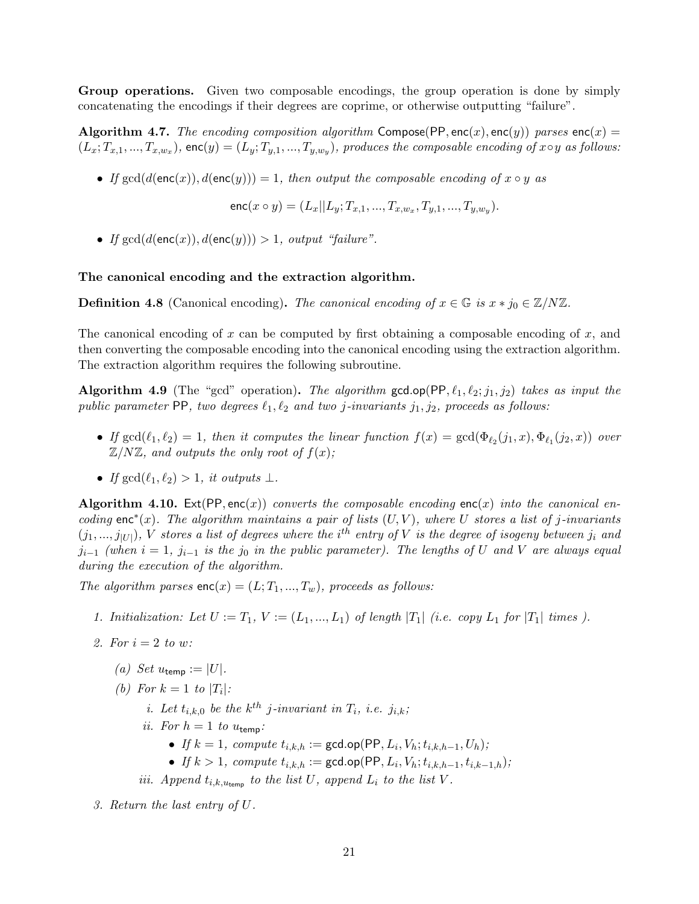**Group operations.** Given two composable encodings, the group operation is done by simply concatenating the encodings if their degrees are coprime, or otherwise outputting "failure".

**Algorithm 4.7.** *The encoding composition algorithm* $\mathsf{Compose}(\mathsf{PP}, \mathsf{enc}(x), \mathsf{enc}(y))$ *parses* $\mathsf{enc}(x) = (L_x; T_{x,1}, ..., T_{x,w_x})$, $\mathsf{enc}(y) = (L_y; T_{y,1}, ..., T_{y,w_y})$, *produces the composable encoding of* $x \circ y$ *as follows:*

- *If* $\gcd(d(\mathsf{enc}(x)), d(\mathsf{enc}(y))) = 1$, *then output the composable encoding of* $x \circ y$ *as*

$$\mathsf{enc}(x \circ y) = (L_x || L_y; T_{x,1}, ..., T_{x,w_x}, T_{y,1}, ..., T_{y,w_y}).$$

- *If* $\gcd(d(\mathsf{enc}(x)), d(\mathsf{enc}(y))) > 1$, *output "failure".*

**The canonical encoding and the extraction algorithm.**

**Definition 4.8** (Canonical encoding)**.** *The canonical encoding of* $x \in \mathbb{G}$ *is* $x * j_0 \in \mathbb{Z}/N\mathbb{Z}$.

The canonical encoding of $x$ can be computed by first obtaining a composable encoding of $x$, and then converting the composable encoding into the canonical encoding using the extraction algorithm. The extraction algorithm requires the following subroutine.

**Algorithm 4.9** (The "gcd" operation)**.** *The algorithm* $\mathsf{gcd.op}(\mathsf{PP}, \ell_1, \ell_2; j_1, j_2)$ *takes as input the public parameter* $\mathsf{PP}$, *two degrees* $\ell_1, \ell_2$ *and two* $j$*-invariants* $j_1, j_2$, *proceeds as follows:*

- *If* $\gcd(\ell_1, \ell_2) = 1$, *then it computes the linear function* $f(x) = \gcd(\Phi_{\ell_2}(j_1, x), \Phi_{\ell_1}(j_2, x))$ *over* $\mathbb{Z}/N\mathbb{Z}$, *and outputs the only root of* $f(x)$;
- *If* $\gcd(\ell_1, \ell_2) > 1$, *it outputs* $\perp$.

**Algorithm 4.10.** $\mathsf{Ext}(\mathsf{PP}, \mathsf{enc}(x))$ *converts the composable encoding* $\mathsf{enc}(x)$ *into the canonical encoding* $\mathsf{enc}^*(x)$. *The algorithm maintains a pair of lists* $(U, V)$, *where* $U$ *stores a list of* $j$*-invariants* $(j_1, ..., j_{|U|})$, $V$ *stores a list of degrees where the* $i^{th}$ *entry of* $V$ *is the degree of isogeny between* $j_i$ *and* $j_{i-1}$ *(when* $i = 1$, $j_{i-1}$ *is the* $j_0$ *in the public parameter). The lengths of* $U$ *and* $V$ *are always equal during the execution of the algorithm.*

*The algorithm parses* $\mathsf{enc}(x) = (L; T_1, ..., T_w)$, *proceeds as follows:*

1. *Initialization: Let* $U := T_1$, $V := (L_1, ..., L_1)$ *of length* $|T_1|$ *(i.e. copy* $L_1$ *for* $|T_1|$ *times ).*
2. *For* $i = 2$ *to* $w$:
   (a) *Set* $u_{\mathsf{temp}} := |U|$.
   (b) *For* $k = 1$ *to* $|T_i|$:
      i. *Let* $t_{i,k,0}$ *be the* $k^{th}$ $j$*-invariant in* $T_i$, *i.e.* $j_{i,k}$;
      ii. *For* $h = 1$ *to* $u_{\mathsf{temp}}$:
         - *If* $k = 1$, *compute* $t_{i,k,h} := \mathsf{gcd.op}(\mathsf{PP}, L_i, V_h; t_{i,k,h-1}, U_h)$;
         - *If* $k > 1$, *compute* $t_{i,k,h} := \mathsf{gcd.op}(\mathsf{PP}, L_i, V_h; t_{i,k,h-1}, t_{i,k-1,h})$;
      
      iii. *Append* $t_{i,k,u_{\mathsf{temp}}}$ *to the list* $U$, *append* $L_i$ *to the list* $V$.
3. *Return the last entry of* $U$.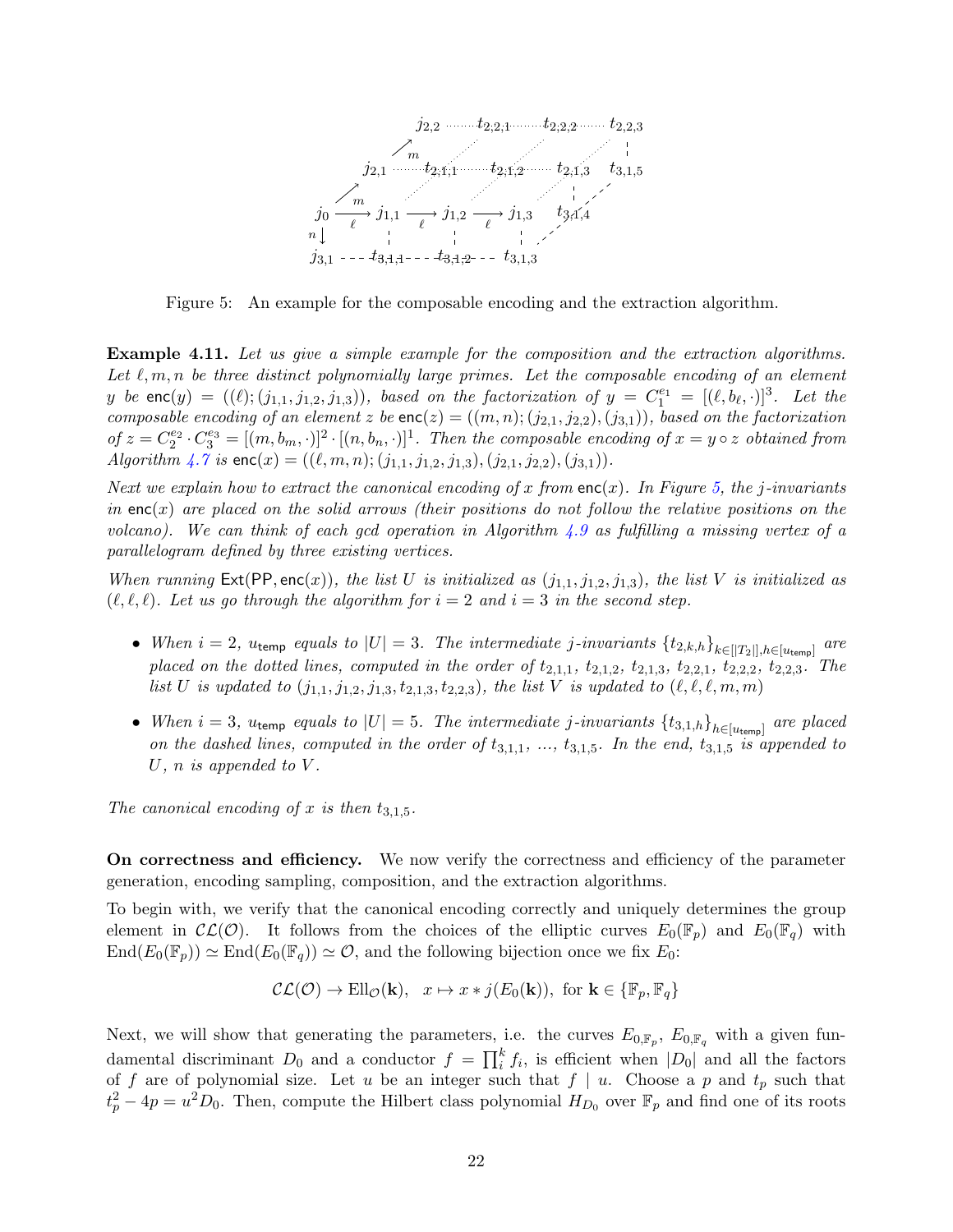Figure 5: An example for the composable encoding and the extraction algorithm.

**Example 4.11.** *Let us give a simple example for the composition and the extraction algorithms. Let $\ell, m, n$ be three distinct polynomially large primes. Let the composable encoding of an element $y$ be $\mathsf{enc}(y) = ((\ell);(j_{1,1}, j_{1,2}, j_{1,3}))$, based on the factorization of $y = C_1^{e_1} = [(\ell, b_\ell, \cdot)]^3$. Let the composable encoding of an element $z$ be $\mathsf{enc}(z) = ((m, n);(j_{2,1}, j_{2,2}),(j_{3,1}))$, based on the factorization of $z = C_2^{e_2} \cdot C_3^{e_3} = [(m, b_m, \cdot)]^2 \cdot [(n, b_n, \cdot)]^1$. Then the composable encoding of $x = y \circ z$ obtained from Algorithm 4.7 is $\mathsf{enc}(x) = ((\ell, m, n);(j_{1,1}, j_{1,2}, j_{1,3}),(j_{2,1}, j_{2,2}),(j_{3,1}))$.*

*Next we explain how to extract the canonical encoding of $x$ from $\mathsf{enc}(x)$. In Figure 5, the $j$-invariants in $\mathsf{enc}(x)$ are placed on the solid arrows (their positions do not follow the relative positions on the volcano). We can think of each gcd operation in Algorithm 4.9 as fulfilling a missing vertex of a parallelogram defined by three existing vertices.*

*When running $\mathsf{Ext}(\mathsf{PP}, \mathsf{enc}(x))$, the list $U$ is initialized as $(j_{1,1}, j_{1,2}, j_{1,3})$, the list $V$ is initialized as $(\ell, \ell, \ell)$. Let us go through the algorithm for $i = 2$ and $i = 3$ in the second step.*

- *When $i = 2$, $u_{\mathsf{temp}}$ equals to $|U| = 3$. The intermediate $j$-invariants $\{t_{2,k,h}\}_{k\in[|T_2|],h\in[u_{\mathsf{temp}}]}$ are placed on the dotted lines, computed in the order of $t_{2,1,1}$, $t_{2,1,2}$, $t_{2,1,3}$, $t_{2,2,1}$, $t_{2,2,2}$, $t_{2,2,3}$. The list $U$ is updated to $(j_{1,1}, j_{1,2}, j_{1,3}, t_{2,1,3}, t_{2,2,3})$, the list $V$ is updated to $(\ell, \ell, \ell, m, m)$*
- *When $i = 3$, $u_{\mathsf{temp}}$ equals to $|U| = 5$. The intermediate $j$-invariants $\{t_{3,1,h}\}_{h\in[u_{\mathsf{temp}}]}$ are placed on the dashed lines, computed in the order of $t_{3,1,1}$, ..., $t_{3,1,5}$. In the end, $t_{3,1,5}$ is appended to $U$, $n$ is appended to $V$.*

*The canonical encoding of $x$ is then $t_{3,1,5}$.*

**On correctness and efficiency.** We now verify the correctness and efficiency of the parameter generation, encoding sampling, composition, and the extraction algorithms.

To begin with, we verify that the canonical encoding correctly and uniquely determines the group element in $\mathcal{CL}(\mathcal{O})$. It follows from the choices of the elliptic curves $E_0(\mathbb{F}_p)$ and $E_0(\mathbb{F}_q)$ with $\mathrm{End}(E_0(\mathbb{F}_p)) \simeq \mathrm{End}(E_0(\mathbb{F}_q)) \simeq \mathcal{O}$, and the following bijection once we fix $E_0$:

$$\mathcal{CL}(\mathcal{O}) \to \mathrm{Ell}_{\mathcal{O}}(\mathbf{k}), \quad x \mapsto x * j(E_0(\mathbf{k})), \text{ for } \mathbf{k} \in \{\mathbb{F}_p, \mathbb{F}_q\}$$

Next, we will show that generating the parameters, i.e. the curves $E_{0,\mathbb{F}_p}$, $E_{0,\mathbb{F}_q}$ with a given fundamental discriminant $D_0$ and a conductor $f = \prod_i^k f_i$, is efficient when $|D_0|$ and all the factors of $f$ are of polynomial size. Let $u$ be an integer such that $f \mid u$. Choose a $p$ and $t_p$ such that $t_p^2 - 4p = u^2 D_0$. Then, compute the Hilbert class polynomial $H_{D_0}$ over $\mathbb{F}_p$ and find one of its roots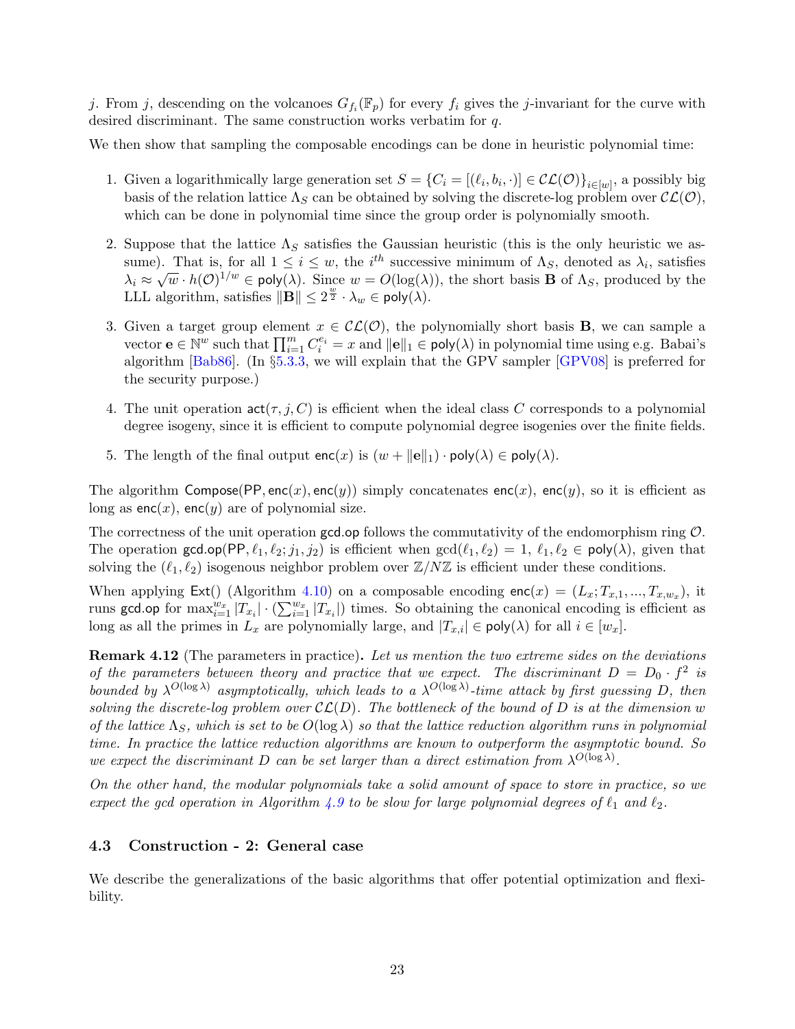$j$. From $j$, descending on the volcanoes $G_{f_i}(\mathbb{F}_p)$ for every $f_i$ gives the $j$-invariant for the curve with desired discriminant. The same construction works verbatim for $q$.

We then show that sampling the composable encodings can be done in heuristic polynomial time:

1. Given a logarithmically large generation set $S = \{C_i = [(\ell_i, b_i, \cdot)] \in \mathcal{CL}(\mathcal{O})\}_{i \in [w]}$, a possibly big basis of the relation lattice $\Lambda_S$ can be obtained by solving the discrete-log problem over $\mathcal{CL}(\mathcal{O})$, which can be done in polynomial time since the group order is polynomially smooth.
2. Suppose that the lattice $\Lambda_S$ satisfies the Gaussian heuristic (this is the only heuristic we assume). That is, for all $1 \le i \le w$, the $i^{th}$ successive minimum of $\Lambda_S$, denoted as $\lambda_i$, satisfies $\lambda_i \approx \sqrt{w} \cdot h(\mathcal{O})^{1/w} \in \mathsf{poly}(\lambda)$. Since $w = O(\log(\lambda))$, the short basis $\mathbf{B}$ of $\Lambda_S$, produced by the LLL algorithm, satisfies $\|\mathbf{B}\| \le 2^{\frac{w}{2}} \cdot \lambda_w \in \mathsf{poly}(\lambda)$.
3. Given a target group element $x \in \mathcal{CL}(\mathcal{O})$, the polynomially short basis $\mathbf{B}$, we can sample a vector $\mathbf{e} \in \mathbb{N}^w$ such that $\prod_{i=1}^m C_i^{e_i} = x$ and $\|\mathbf{e}\|_1 \in \mathsf{poly}(\lambda)$ in polynomial time using e.g. Babai's algorithm [Bab86]. (In §5.3.3, we will explain that the GPV sampler [GPV08] is preferred for the security purpose.)
4. The unit operation $\mathsf{act}(\tau, j, C)$ is efficient when the ideal class $C$ corresponds to a polynomial degree isogeny, since it is efficient to compute polynomial degree isogenies over the finite fields.
5. The length of the final output $\mathsf{enc}(x)$ is $(w + \|\mathbf{e}\|_1) \cdot \mathsf{poly}(\lambda) \in \mathsf{poly}(\lambda)$.

The algorithm $\mathsf{Compose}(\mathsf{PP}, \mathsf{enc}(x), \mathsf{enc}(y))$ simply concatenates $\mathsf{enc}(x)$, $\mathsf{enc}(y)$, so it is efficient as long as $\mathsf{enc}(x)$, $\mathsf{enc}(y)$ are of polynomial size.

The correctness of the unit operation $\mathsf{gcd.op}$ follows the commutativity of the endomorphism ring $\mathcal{O}$. The operation $\mathsf{gcd.op}(\mathsf{PP}, \ell_1, \ell_2; j_1, j_2)$ is efficient when $\gcd(\ell_1, \ell_2) = 1$, $\ell_1, \ell_2 \in \mathsf{poly}(\lambda)$, given that solving the $(\ell_1, \ell_2)$ isogenous neighbor problem over $\mathbb{Z}/N\mathbb{Z}$ is efficient under these conditions.

When applying $\mathsf{Ext}()$ (Algorithm 4.10) on a composable encoding $\mathsf{enc}(x) = (L_x; T_{x,1}, ..., T_{x,w_x})$, it runs $\mathsf{gcd.op}$ for $\max_{i=1}^{w_x} |T_{x_i}| \cdot (\sum_{i=1}^{w_x} |T_{x_i}|)$ times. So obtaining the canonical encoding is efficient as long as all the primes in $L_x$ are polynomially large, and $|T_{x,i}| \in \mathsf{poly}(\lambda)$ for all $i \in [w_x]$.

**Remark 4.12** (The parameters in practice)**.** *Let us mention the two extreme sides on the deviations of the parameters between theory and practice that we expect. The discriminant $D = D_0 \cdot f^2$ is bounded by $\lambda^{O(\log \lambda)}$ asymptotically, which leads to a $\lambda^{O(\log \lambda)}$-time attack by first guessing $D$, then solving the discrete-log problem over $\mathcal{CL}(D)$. The bottleneck of the bound of $D$ is at the dimension $w$ of the lattice $\Lambda_S$, which is set to be $O(\log \lambda)$ so that the lattice reduction algorithm runs in polynomial time. In practice the lattice reduction algorithms are known to outperform the asymptotic bound. So we expect the discriminant $D$ can be set larger than a direct estimation from $\lambda^{O(\log \lambda)}$.*

*On the other hand, the modular polynomials take a solid amount of space to store in practice, so we expect the gcd operation in Algorithm 4.9 to be slow for large polynomial degrees of $\ell_1$ and $\ell_2$.*

### 4.3 Construction - 2: General case

We describe the generalizations of the basic algorithms that offer potential optimization and flexibility.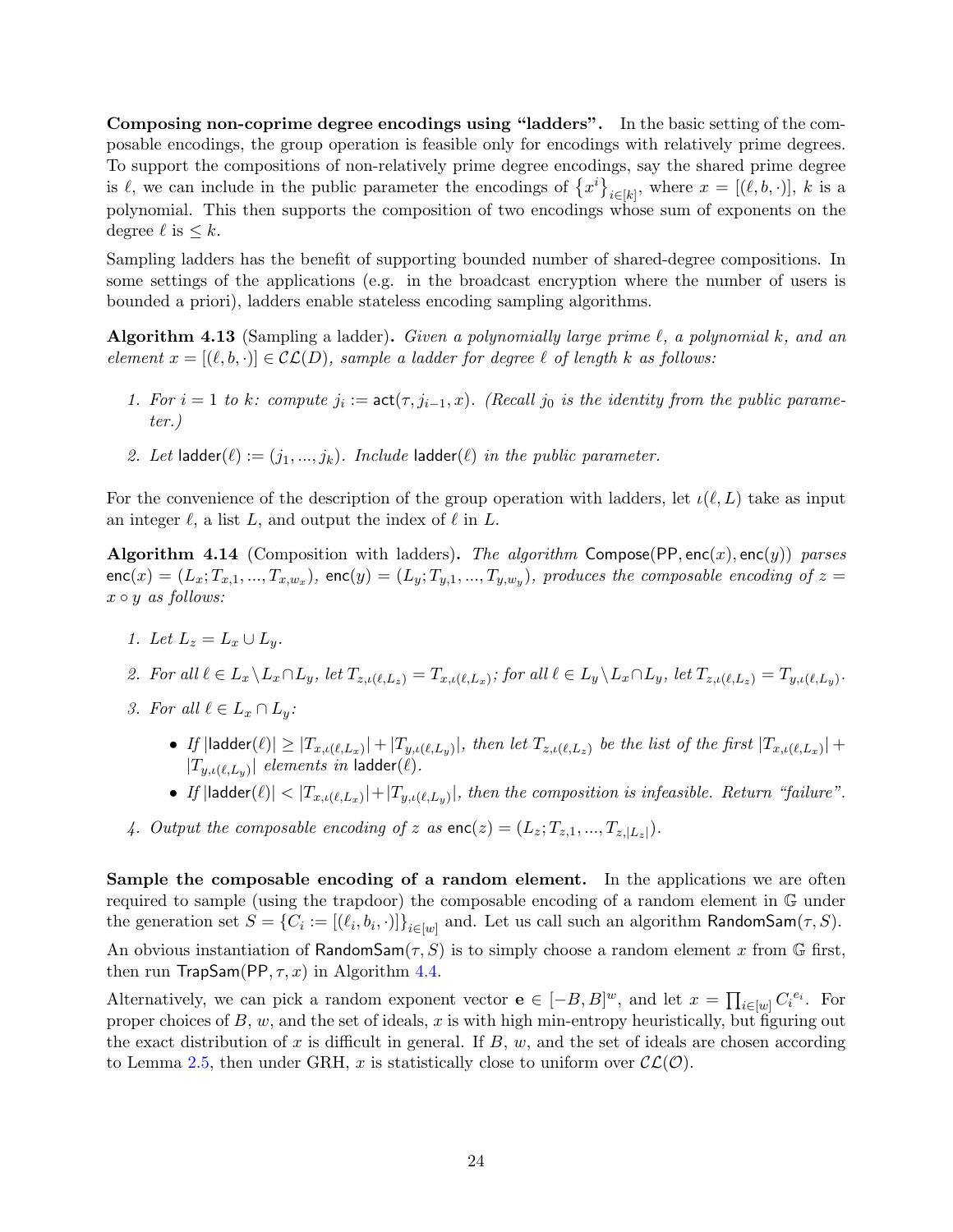**Composing non-coprime degree encodings using "ladders".** In the basic setting of the composable encodings, the group operation is feasible only for encodings with relatively prime degrees. To support the compositions of non-relatively prime degree encodings, say the shared prime degree is $\ell$, we can include in the public parameter the encodings of $\{x^i\}_{i\in[k]}$, where $x = [(\ell, b, \cdot)]$, $k$ is a polynomial. This then supports the composition of two encodings whose sum of exponents on the degree $\ell$ is $\leq k$.

Sampling ladders has the benefit of supporting bounded number of shared-degree compositions. In some settings of the applications (e.g. in the broadcast encryption where the number of users is bounded a priori), ladders enable stateless encoding sampling algorithms.

**Algorithm 4.13** (Sampling a ladder)**.** *Given a polynomially large prime $\ell$, a polynomial $k$, and an element $x = [(\ell, b, \cdot)] \in \mathcal{CL}(D)$, sample a ladder for degree $\ell$ of length $k$ as follows:*

1. *For $i = 1$ to $k$: compute $j_i := \mathsf{act}(\tau, j_{i-1}, x)$. (Recall $j_0$ is the identity from the public parameter.)*
2. *Let $\mathsf{ladder}(\ell) := (j_1, ..., j_k)$. Include $\mathsf{ladder}(\ell)$ in the public parameter.*

For the convenience of the description of the group operation with ladders, let $\iota(\ell, L)$ take as input an integer $\ell$, a list $L$, and output the index of $\ell$ in $L$.

**Algorithm 4.14** (Composition with ladders)**.** *The algorithm $\mathsf{Compose}(\mathsf{PP}, \mathsf{enc}(x), \mathsf{enc}(y))$ parses $\mathsf{enc}(x) = (L_x; T_{x,1}, ..., T_{x,w_x})$, $\mathsf{enc}(y) = (L_y; T_{y,1}, ..., T_{y,w_y})$, produces the composable encoding of $z = x \circ y$ as follows:*

1. *Let $L_z = L_x \cup L_y$.*
2. *For all $\ell \in L_x \setminus L_x \cap L_y$, let $T_{z,\iota(\ell,L_z)} = T_{x,\iota(\ell,L_x)}$; for all $\ell \in L_y \setminus L_x \cap L_y$, let $T_{z,\iota(\ell,L_z)} = T_{y,\iota(\ell,L_y)}$.*
3. *For all $\ell \in L_x \cap L_y$:*
   - *If $|\mathsf{ladder}(\ell)| \geq |T_{x,\iota(\ell,L_x)}| + |T_{y,\iota(\ell,L_y)}|$, then let $T_{z,\iota(\ell,L_z)}$ be the list of the first $|T_{x,\iota(\ell,L_x)}| + |T_{y,\iota(\ell,L_y)}|$ elements in $\mathsf{ladder}(\ell)$.*
   - *If $|\mathsf{ladder}(\ell)| < |T_{x,\iota(\ell,L_x)}| + |T_{y,\iota(\ell,L_y)}|$, then the composition is infeasible. Return "failure".*
4. *Output the composable encoding of $z$ as $\mathsf{enc}(z) = (L_z; T_{z,1}, ..., T_{z,|L_z|})$.*

**Sample the composable encoding of a random element.** In the applications we are often required to sample (using the trapdoor) the composable encoding of a random element in $\mathbb{G}$ under the generation set $S = \{C_i := [(\ell_i, b_i, \cdot)]\}_{i\in[w]}$ and. Let us call such an algorithm $\mathsf{RandomSam}(\tau, S)$.

An obvious instantiation of $\mathsf{RandomSam}(\tau, S)$ is to simply choose a random element $x$ from $\mathbb{G}$ first, then run $\mathsf{TrapSam}(\mathsf{PP}, \tau, x)$ in Algorithm 4.4.

Alternatively, we can pick a random exponent vector $\mathbf{e} \in [-B, B]^w$, and let $x = \prod_{i\in[w]} C_i^{e_i}$. For proper choices of $B$, $w$, and the set of ideals, $x$ is with high min-entropy heuristically, but figuring out the exact distribution of $x$ is difficult in general. If $B$, $w$, and the set of ideals are chosen according to Lemma 2.5, then under GRH, $x$ is statistically close to uniform over $\mathcal{CL}(\mathcal{O})$.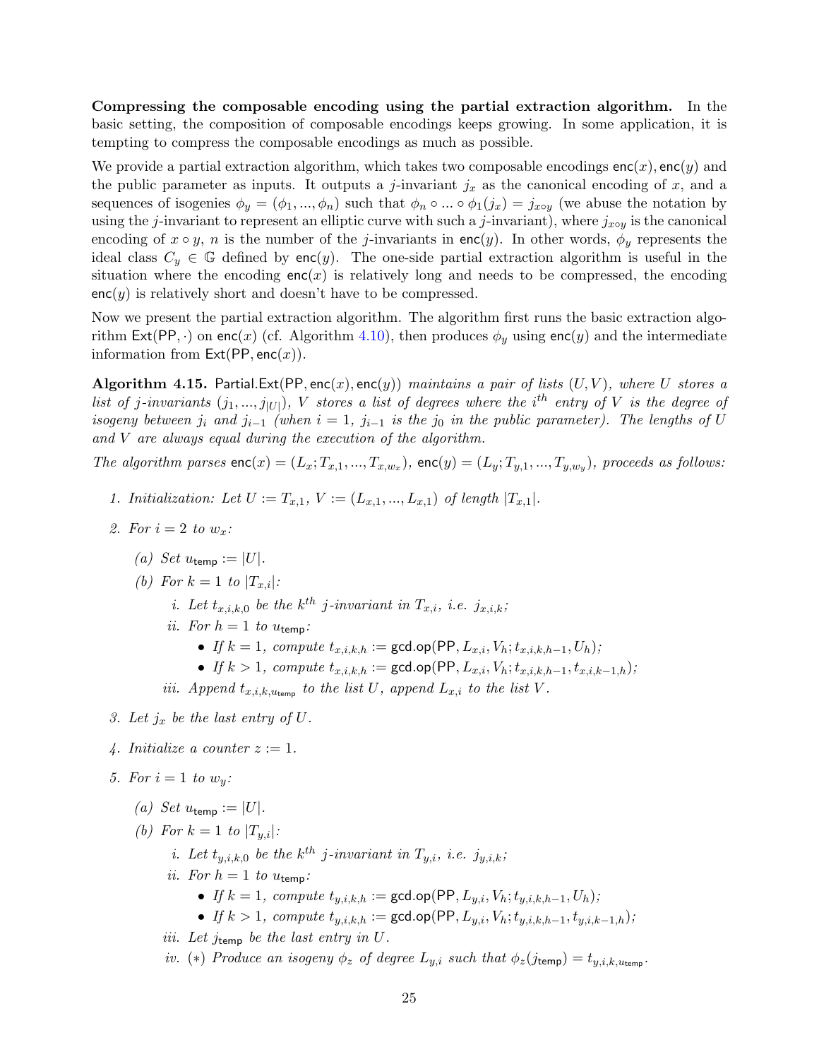**Compressing the composable encoding using the partial extraction algorithm.** In the basic setting, the composition of composable encodings keeps growing. In some application, it is tempting to compress the composable encodings as much as possible.

We provide a partial extraction algorithm, which takes two composable encodings $\mathsf{enc}(x), \mathsf{enc}(y)$ and the public parameter as inputs. It outputs a $j$-invariant $j_x$ as the canonical encoding of $x$, and a sequences of isogenies $\phi_y = (\phi_1, ..., \phi_n)$ such that $\phi_n \circ ... \circ \phi_1(j_x) = j_{x \circ y}$ (we abuse the notation by using the $j$-invariant to represent an elliptic curve with such a $j$-invariant), where $j_{x \circ y}$ is the canonical encoding of $x \circ y$, $n$ is the number of the $j$-invariants in $\mathsf{enc}(y)$. In other words, $\phi_y$ represents the ideal class $C_y \in \mathbb{G}$ defined by $\mathsf{enc}(y)$. The one-side partial extraction algorithm is useful in the situation where the encoding $\mathsf{enc}(x)$ is relatively long and needs to be compressed, the encoding $\mathsf{enc}(y)$ is relatively short and doesn't have to be compressed.

Now we present the partial extraction algorithm. The algorithm first runs the basic extraction algorithm $\mathsf{Ext}(\mathsf{PP}, \cdot)$ on $\mathsf{enc}(x)$ (cf. Algorithm 4.10), then produces $\phi_y$ using $\mathsf{enc}(y)$ and the intermediate information from $\mathsf{Ext}(\mathsf{PP}, \mathsf{enc}(x))$.

**Algorithm 4.15.** *$\mathsf{Partial.Ext}(\mathsf{PP}, \mathsf{enc}(x), \mathsf{enc}(y))$ maintains a pair of lists $(U, V)$, where $U$ stores a list of $j$-invariants $(j_1, ..., j_{|U|})$, $V$ stores a list of degrees where the $i^{th}$ entry of $V$ is the degree of isogeny between $j_i$ and $j_{i-1}$ (when $i = 1$, $j_{i-1}$ is the $j_0$ in the public parameter). The lengths of $U$ and $V$ are always equal during the execution of the algorithm.*

*The algorithm parses $\mathsf{enc}(x) = (L_x; T_{x,1}, ..., T_{x,w_x})$, $\mathsf{enc}(y) = (L_y; T_{y,1}, ..., T_{y,w_y})$, proceeds as follows:*

1. *Initialization: Let $U := T_{x,1}$, $V := (L_{x,1}, ..., L_{x,1})$ of length $|T_{x,1}|$.*
2. *For $i = 2$ to $w_x$:*
   (a) *Set $u_{\mathsf{temp}} := |U|$.*
   (b) *For $k = 1$ to $|T_{x,i}|$:*
      i. *Let $t_{x,i,k,0}$ be the $k^{th}$ $j$-invariant in $T_{x,i}$, i.e. $j_{x,i,k}$;*
      ii. *For $h = 1$ to $u_{\mathsf{temp}}$:*
         - *If $k = 1$, compute $t_{x,i,k,h} := \mathsf{gcd.op}(\mathsf{PP}, L_{x,i}, V_h; t_{x,i,k,h-1}, U_h)$;*
         - *If $k > 1$, compute $t_{x,i,k,h} := \mathsf{gcd.op}(\mathsf{PP}, L_{x,i}, V_h; t_{x,i,k,h-1}, t_{x,i,k-1,h})$;*
      iii. *Append $t_{x,i,k,u_{\mathsf{temp}}}$ to the list $U$, append $L_{x,i}$ to the list $V$.*
3. *Let $j_x$ be the last entry of $U$.*
4. *Initialize a counter $z := 1$.*
5. *For $i = 1$ to $w_y$:*
   (a) *Set $u_{\mathsf{temp}} := |U|$.*
   (b) *For $k = 1$ to $|T_{y,i}|$:*
      i. *Let $t_{y,i,k,0}$ be the $k^{th}$ $j$-invariant in $T_{y,i}$, i.e. $j_{y,i,k}$;*
      ii. *For $h = 1$ to $u_{\mathsf{temp}}$:*
         - *If $k = 1$, compute $t_{y,i,k,h} := \mathsf{gcd.op}(\mathsf{PP}, L_{y,i}, V_h; t_{y,i,k,h-1}, U_h)$;*
         - *If $k > 1$, compute $t_{y,i,k,h} := \mathsf{gcd.op}(\mathsf{PP}, L_{y,i}, V_h; t_{y,i,k,h-1}, t_{y,i,k-1,h})$;*
      iii. *Let $j_{\mathsf{temp}}$ be the last entry in $U$.*
      iv. *$(*)$ Produce an isogeny $\phi_z$ of degree $L_{y,i}$ such that $\phi_z(j_{\mathsf{temp}}) = t_{y,i,k,u_{\mathsf{temp}}}$.*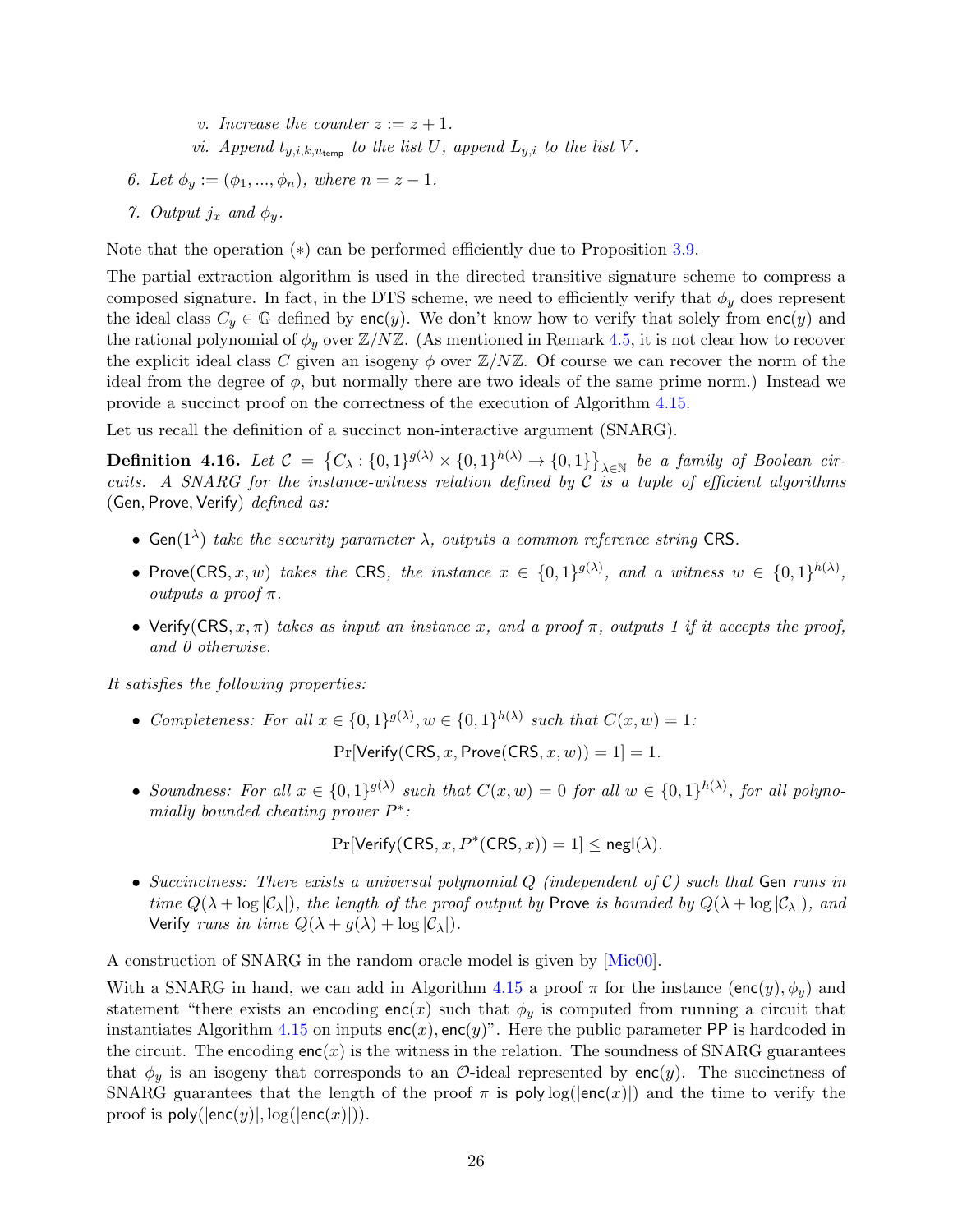v. *Increase the counter $z := z + 1$.*

vi. *Append $t_{y,i,k,u_{\mathsf{temp}}}$ to the list $U$, append $L_{y,i}$ to the list $V$.*

6. *Let $\phi_y := (\phi_1, ..., \phi_n)$, where $n = z - 1$.*

7. *Output $j_x$ and $\phi_y$.*

Note that the operation $(*)$ can be performed efficiently due to Proposition 3.9.

The partial extraction algorithm is used in the directed transitive signature scheme to compress a composed signature. In fact, in the DTS scheme, we need to efficiently verify that $\phi_y$ does represent the ideal class $C_y \in \mathbb{G}$ defined by $\mathsf{enc}(y)$. We don't know how to verify that solely from $\mathsf{enc}(y)$ and the rational polynomial of $\phi_y$ over $\mathbb{Z}/N\mathbb{Z}$. (As mentioned in Remark 4.5, it is not clear how to recover the explicit ideal class $C$ given an isogeny $\phi$ over $\mathbb{Z}/N\mathbb{Z}$. Of course we can recover the norm of the ideal from the degree of $\phi$, but normally there are two ideals of the same prime norm.) Instead we provide a succinct proof on the correctness of the execution of Algorithm 4.15.

Let us recall the definition of a succinct non-interactive argument (SNARG).

**Definition 4.16.** *Let $\mathcal{C} = \left\{ C_\lambda : \{0,1\}^{g(\lambda)} \times \{0,1\}^{h(\lambda)} \rightarrow \{0,1\} \right\}_{\lambda \in \mathbb{N}}$ be a family of Boolean circuits. A SNARG for the instance-witness relation defined by $\mathcal{C}$ is a tuple of efficient algorithms $(\mathsf{Gen}, \mathsf{Prove}, \mathsf{Verify})$ defined as:*

- $\mathsf{Gen}(1^\lambda)$ *take the security parameter $\lambda$, outputs a common reference string* $\mathsf{CRS}$.
- $\mathsf{Prove}(\mathsf{CRS}, x, w)$ *takes the* $\mathsf{CRS}$*, the instance $x \in \{0,1\}^{g(\lambda)}$, and a witness $w \in \{0,1\}^{h(\lambda)}$, outputs a proof $\pi$.*
- $\mathsf{Verify}(\mathsf{CRS}, x, \pi)$ *takes as input an instance $x$, and a proof $\pi$, outputs 1 if it accepts the proof, and 0 otherwise.*

*It satisfies the following properties:*

- *Completeness: For all $x \in \{0,1\}^{g(\lambda)}, w \in \{0,1\}^{h(\lambda)}$ such that $C(x, w) = 1$:*

$$\Pr[\mathsf{Verify}(\mathsf{CRS}, x, \mathsf{Prove}(\mathsf{CRS}, x, w)) = 1] = 1.$$

- *Soundness: For all $x \in \{0,1\}^{g(\lambda)}$ such that $C(x, w) = 0$ for all $w \in \{0,1\}^{h(\lambda)}$, for all polynomially bounded cheating prover $P^*$:*

$$\Pr[\mathsf{Verify}(\mathsf{CRS}, x, P^*(\mathsf{CRS}, x)) = 1] \leq \mathsf{negl}(\lambda).$$

- *Succinctness: There exists a universal polynomial $Q$ (independent of $\mathcal{C}$) such that* $\mathsf{Gen}$ *runs in time $Q(\lambda + \log |\mathcal{C}_\lambda|)$, the length of the proof output by* $\mathsf{Prove}$ *is bounded by $Q(\lambda + \log |\mathcal{C}_\lambda|)$, and* $\mathsf{Verify}$ *runs in time $Q(\lambda + g(\lambda) + \log |\mathcal{C}_\lambda|)$.*

A construction of SNARG in the random oracle model is given by [Mic00].

With a SNARG in hand, we can add in Algorithm 4.15 a proof $\pi$ for the instance $(\mathsf{enc}(y), \phi_y)$ and statement "there exists an encoding $\mathsf{enc}(x)$ such that $\phi_y$ is computed from running a circuit that instantiates Algorithm 4.15 on inputs $\mathsf{enc}(x), \mathsf{enc}(y)$". Here the public parameter $\mathsf{PP}$ is hardcoded in the circuit. The encoding $\mathsf{enc}(x)$ is the witness in the relation. The soundness of SNARG guarantees that $\phi_y$ is an isogeny that corresponds to an $\mathcal{O}$-ideal represented by $\mathsf{enc}(y)$. The succinctness of SNARG guarantees that the length of the proof $\pi$ is $\mathsf{poly}\log(|\mathsf{enc}(x)|)$ and the time to verify the proof is $\mathsf{poly}(|\mathsf{enc}(y)|, \log(|\mathsf{enc}(x)|))$.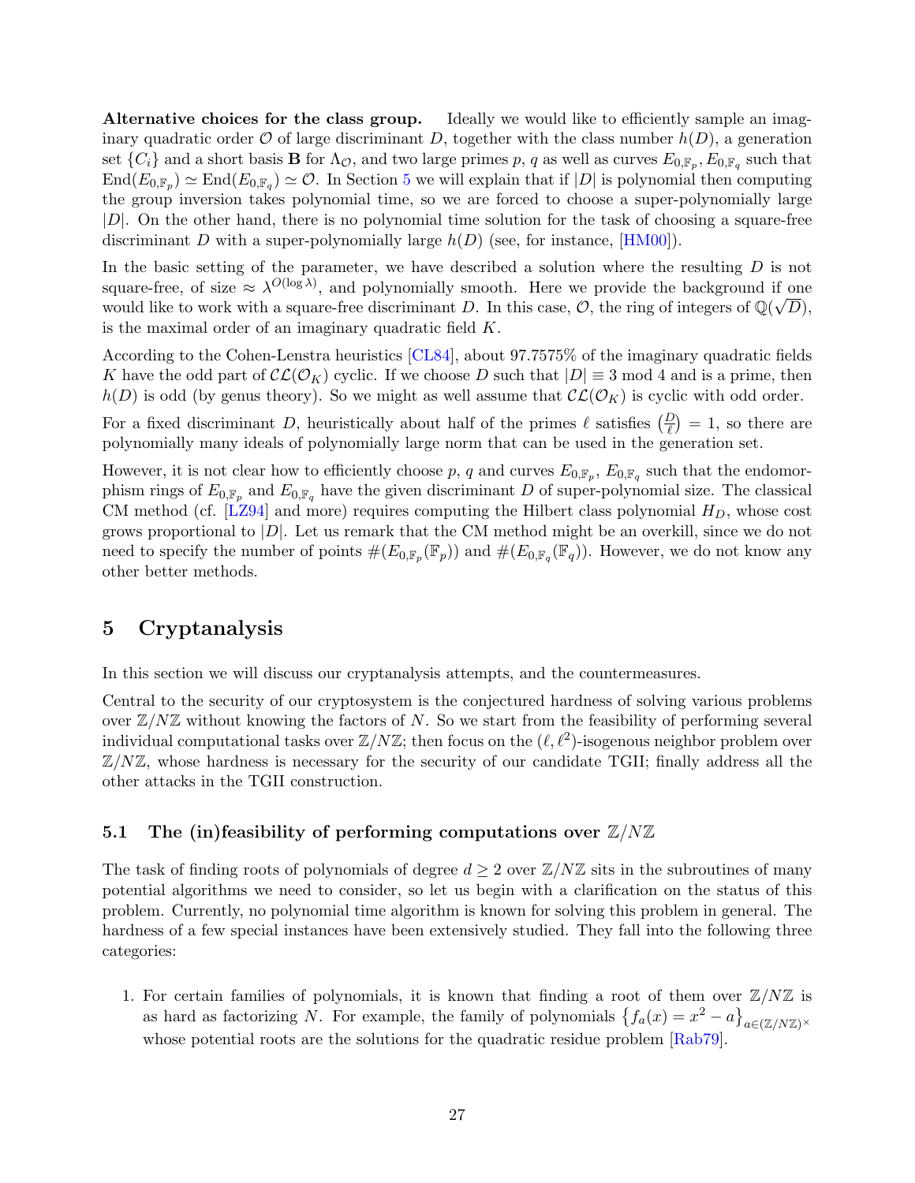**Alternative choices for the class group.** Ideally we would like to efficiently sample an imaginary quadratic order $\mathcal{O}$ of large discriminant $D$, together with the class number $h(D)$, a generation set $\{C_i\}$ and a short basis $\mathbf{B}$ for $\Lambda_{\mathcal{O}}$, and two large primes $p$, $q$ as well as curves $E_{0,\mathbb{F}_p}, E_{0,\mathbb{F}_q}$ such that $\text{End}(E_{0,\mathbb{F}_p}) \simeq \text{End}(E_{0,\mathbb{F}_q}) \simeq \mathcal{O}$. In Section 5 we will explain that if $|D|$ is polynomial then computing the group inversion takes polynomial time, so we are forced to choose a super-polynomially large $|D|$. On the other hand, there is no polynomial time solution for the task of choosing a square-free discriminant $D$ with a super-polynomially large $h(D)$ (see, for instance, [HM00]).

In the basic setting of the parameter, we have described a solution where the resulting $D$ is not square-free, of size $\approx \lambda^{O(\log \lambda)}$, and polynomially smooth. Here we provide the background if one would like to work with a square-free discriminant $D$. In this case, $\mathcal{O}$, the ring of integers of $\mathbb{Q}(\sqrt{D})$, is the maximal order of an imaginary quadratic field $K$.

According to the Cohen-Lenstra heuristics [CL84], about 97.7575% of the imaginary quadratic fields $K$ have the odd part of $\mathcal{CL}(\mathcal{O}_K)$ cyclic. If we choose $D$ such that $|D| \equiv 3 \bmod 4$ and is a prime, then $h(D)$ is odd (by genus theory). So we might as well assume that $\mathcal{CL}(\mathcal{O}_K)$ is cyclic with odd order.

For a fixed discriminant $D$, heuristically about half of the primes $\ell$ satisfies $\left(\frac{D}{\ell}\right) = 1$, so there are polynomially many ideals of polynomially large norm that can be used in the generation set.

However, it is not clear how to efficiently choose $p$, $q$ and curves $E_{0,\mathbb{F}_p}$, $E_{0,\mathbb{F}_q}$ such that the endomorphism rings of $E_{0,\mathbb{F}_p}$ and $E_{0,\mathbb{F}_q}$ have the given discriminant $D$ of super-polynomial size. The classical CM method (cf. [LZ94] and more) requires computing the Hilbert class polynomial $H_D$, whose cost grows proportional to $|D|$. Let us remark that the CM method might be an overkill, since we do not need to specify the number of points $\#(E_{0,\mathbb{F}_p}(\mathbb{F}_p))$ and $\#(E_{0,\mathbb{F}_q}(\mathbb{F}_q))$. However, we do not know any other better methods.

## 5 Cryptanalysis

In this section we will discuss our cryptanalysis attempts, and the countermeasures.

Central to the security of our cryptosystem is the conjectured hardness of solving various problems over $\mathbb{Z}/N\mathbb{Z}$ without knowing the factors of $N$. So we start from the feasibility of performing several individual computational tasks over $\mathbb{Z}/N\mathbb{Z}$; then focus on the $(\ell, \ell^2)$-isogenous neighbor problem over $\mathbb{Z}/N\mathbb{Z}$, whose hardness is necessary for the security of our candidate TGII; finally address all the other attacks in the TGII construction.

### 5.1 The (in)feasibility of performing computations over $\mathbb{Z}/N\mathbb{Z}$

The task of finding roots of polynomials of degree $d \geq 2$ over $\mathbb{Z}/N\mathbb{Z}$ sits in the subroutines of many potential algorithms we need to consider, so let us begin with a clarification on the status of this problem. Currently, no polynomial time algorithm is known for solving this problem in general. The hardness of a few special instances have been extensively studied. They fall into the following three categories:

1. For certain families of polynomials, it is known that finding a root of them over $\mathbb{Z}/N\mathbb{Z}$ is as hard as factorizing $N$. For example, the family of polynomials $\left\{f_a(x) = x^2 - a\right\}_{a \in (\mathbb{Z}/N\mathbb{Z})^\times}$ whose potential roots are the solutions for the quadratic residue problem [Rab79].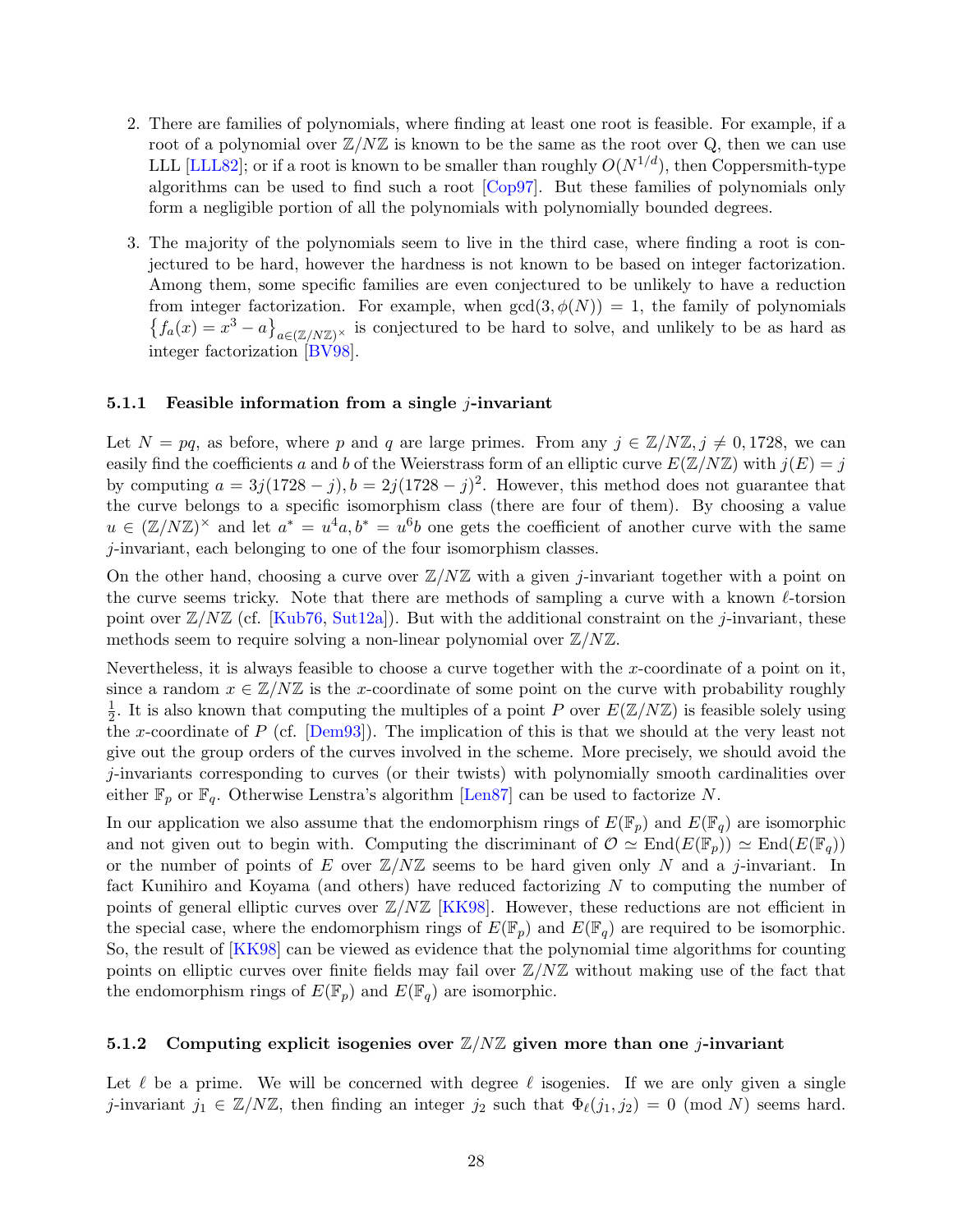2. There are families of polynomials, where finding at least one root is feasible. For example, if a root of a polynomial over $\mathbb{Z}/N\mathbb{Z}$ is known to be the same as the root over Q, then we can use LLL [LLL82]; or if a root is known to be smaller than roughly $O(N^{1/d})$, then Coppersmith-type algorithms can be used to find such a root [Cop97]. But these families of polynomials only form a negligible portion of all the polynomials with polynomially bounded degrees.

3. The majority of the polynomials seem to live in the third case, where finding a root is conjectured to be hard, however the hardness is not known to be based on integer factorization. Among them, some specific families are even conjectured to be unlikely to have a reduction from integer factorization. For example, when $\gcd(3, \phi(N)) = 1$, the family of polynomials $\left\{f_a(x) = x^3 - a\right\}_{a \in (\mathbb{Z}/N\mathbb{Z})^\times}$ is conjectured to be hard to solve, and unlikely to be as hard as integer factorization [BV98].

#### 5.1.1 Feasible information from a single $j$-invariant

Let $N = pq$, as before, where $p$ and $q$ are large primes. From any $j \in \mathbb{Z}/N\mathbb{Z}, j \neq 0, 1728$, we can easily find the coefficients $a$ and $b$ of the Weierstrass form of an elliptic curve $E(\mathbb{Z}/N\mathbb{Z})$ with $j(E) = j$ by computing $a = 3j(1728 - j), b = 2j(1728 - j)^2$. However, this method does not guarantee that the curve belongs to a specific isomorphism class (there are four of them). By choosing a value $u \in (\mathbb{Z}/N\mathbb{Z})^\times$ and let $a^* = u^4 a, b^* = u^6 b$ one gets the coefficient of another curve with the same $j$-invariant, each belonging to one of the four isomorphism classes.

On the other hand, choosing a curve over $\mathbb{Z}/N\mathbb{Z}$ with a given $j$-invariant together with a point on the curve seems tricky. Note that there are methods of sampling a curve with a known $\ell$-torsion point over $\mathbb{Z}/N\mathbb{Z}$ (cf. [Kub76, Sut12a]). But with the additional constraint on the $j$-invariant, these methods seem to require solving a non-linear polynomial over $\mathbb{Z}/N\mathbb{Z}$.

Nevertheless, it is always feasible to choose a curve together with the $x$-coordinate of a point on it, since a random $x \in \mathbb{Z}/N\mathbb{Z}$ is the $x$-coordinate of some point on the curve with probability roughly $\frac{1}{2}$. It is also known that computing the multiples of a point $P$ over $E(\mathbb{Z}/N\mathbb{Z})$ is feasible solely using the $x$-coordinate of $P$ (cf. [Dem93]). The implication of this is that we should at the very least not give out the group orders of the curves involved in the scheme. More precisely, we should avoid the $j$-invariants corresponding to curves (or their twists) with polynomially smooth cardinalities over either $\mathbb{F}_p$ or $\mathbb{F}_q$. Otherwise Lenstra's algorithm [Len87] can be used to factorize $N$.

In our application we also assume that the endomorphism rings of $E(\mathbb{F}_p)$ and $E(\mathbb{F}_q)$ are isomorphic and not given out to begin with. Computing the discriminant of $\mathcal{O} \simeq \text{End}(E(\mathbb{F}_p)) \simeq \text{End}(E(\mathbb{F}_q))$ or the number of points of $E$ over $\mathbb{Z}/N\mathbb{Z}$ seems to be hard given only $N$ and a $j$-invariant. In fact Kunihiro and Koyama (and others) have reduced factorizing $N$ to computing the number of points of general elliptic curves over $\mathbb{Z}/N\mathbb{Z}$ [KK98]. However, these reductions are not efficient in the special case, where the endomorphism rings of $E(\mathbb{F}_p)$ and $E(\mathbb{F}_q)$ are required to be isomorphic. So, the result of [KK98] can be viewed as evidence that the polynomial time algorithms for counting points on elliptic curves over finite fields may fail over $\mathbb{Z}/N\mathbb{Z}$ without making use of the fact that the endomorphism rings of $E(\mathbb{F}_p)$ and $E(\mathbb{F}_q)$ are isomorphic.

#### 5.1.2 Computing explicit isogenies over $\mathbb{Z}/N\mathbb{Z}$ given more than one $j$-invariant

Let $\ell$ be a prime. We will be concerned with degree $\ell$ isogenies. If we are only given a single $j$-invariant $j_1 \in \mathbb{Z}/N\mathbb{Z}$, then finding an integer $j_2$ such that $\Phi_\ell(j_1, j_2) = 0 \pmod N$ seems hard.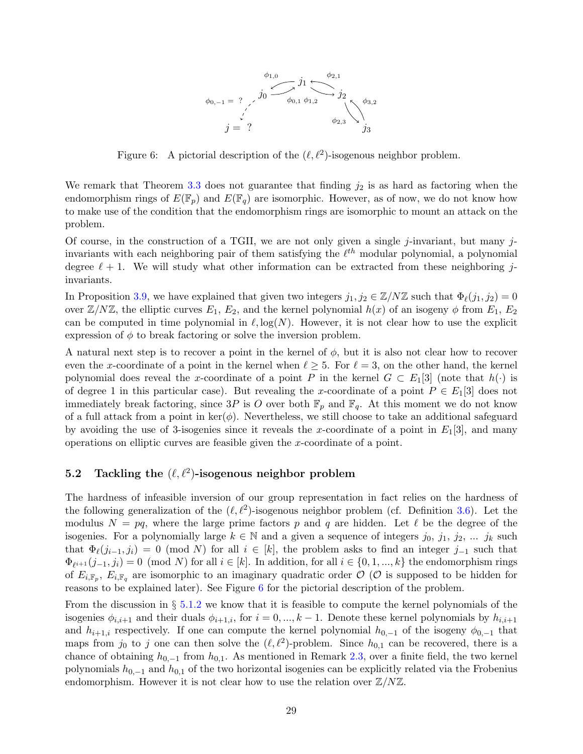Figure 6: A pictorial description of the $(\ell, \ell^2)$-isogenous neighbor problem.

We remark that Theorem 3.3 does not guarantee that finding $j_2$ is as hard as factoring when the endomorphism rings of $E(\mathbb{F}_p)$ and $E(\mathbb{F}_q)$ are isomorphic. However, as of now, we do not know how to make use of the condition that the endomorphism rings are isomorphic to mount an attack on the problem.

Of course, in the construction of a TGII, we are not only given a single $j$-invariant, but many $j$-invariants with each neighboring pair of them satisfying the $\ell^{th}$ modular polynomial, a polynomial degree $\ell + 1$. We will study what other information can be extracted from these neighboring $j$-invariants.

In Proposition 3.9, we have explained that given two integers $j_1, j_2 \in \mathbb{Z}/N\mathbb{Z}$ such that $\Phi_\ell(j_1, j_2) = 0$ over $\mathbb{Z}/N\mathbb{Z}$, the elliptic curves $E_1$, $E_2$, and the kernel polynomial $h(x)$ of an isogeny $\phi$ from $E_1$, $E_2$ can be computed in time polynomial in $\ell, \log(N)$. However, it is not clear how to use the explicit expression of $\phi$ to break factoring or solve the inversion problem.

A natural next step is to recover a point in the kernel of $\phi$, but it is also not clear how to recover even the $x$-coordinate of a point in the kernel when $\ell \geq 5$. For $\ell = 3$, on the other hand, the kernel polynomial does reveal the $x$-coordinate of a point $P$ in the kernel $G \subset E_1[3]$ (note that $h(\cdot)$ is of degree 1 in this particular case). But revealing the $x$-coordinate of a point $P \in E_1[3]$ does not immediately break factoring, since $3P$ is $O$ over both $\mathbb{F}_p$ and $\mathbb{F}_q$. At this moment we do not know of a full attack from a point in $\ker(\phi)$. Nevertheless, we still choose to take an additional safeguard by avoiding the use of 3-isogenies since it reveals the $x$-coordinate of a point in $E_1[3]$, and many operations on elliptic curves are feasible given the $x$-coordinate of a point.

### 5.2 Tackling the $(\ell, \ell^2)$-isogenous neighbor problem

The hardness of infeasible inversion of our group representation in fact relies on the hardness of the following generalization of the $(\ell, \ell^2)$-isogenous neighbor problem (cf. Definition 3.6). Let the modulus $N = pq$, where the large prime factors $p$ and $q$ are hidden. Let $\ell$ be the degree of the isogenies. For a polynomially large $k \in \mathbb{N}$ and a given a sequence of integers $j_0, j_1, j_2, \ldots\ j_k$ such that $\Phi_\ell(j_{i-1}, j_i) = 0 \pmod N$ for all $i \in [k]$, the problem asks to find an integer $j_{-1}$ such that $\Phi_{\ell^{i+1}}(j_{-1}, j_i) = 0 \pmod N$ for all $i \in [k]$. In addition, for all $i \in \{0, 1, \ldots, k\}$ the endomorphism rings of $E_{i,\mathbb{F}_p}$, $E_{i,\mathbb{F}_q}$ are isomorphic to an imaginary quadratic order $\mathcal{O}$ ($\mathcal{O}$ is supposed to be hidden for reasons to be explained later). See Figure 6 for the pictorial description of the problem.

From the discussion in § 5.1.2 we know that it is feasible to compute the kernel polynomials of the isogenies $\phi_{i,i+1}$ and their duals $\phi_{i+1,i}$, for $i = 0, \ldots, k-1$. Denote these kernel polynomials by $h_{i,i+1}$ and $h_{i+1,i}$ respectively. If one can compute the kernel polynomial $h_{0,-1}$ of the isogeny $\phi_{0,-1}$ that maps from $j_0$ to $j$ one can then solve the $(\ell, \ell^2)$-problem. Since $h_{0,1}$ can be recovered, there is a chance of obtaining $h_{0,-1}$ from $h_{0,1}$. As mentioned in Remark 2.3, over a finite field, the two kernel polynomials $h_{0,-1}$ and $h_{0,1}$ of the two horizontal isogenies can be explicitly related via the Frobenius endomorphism. However it is not clear how to use the relation over $\mathbb{Z}/N\mathbb{Z}$.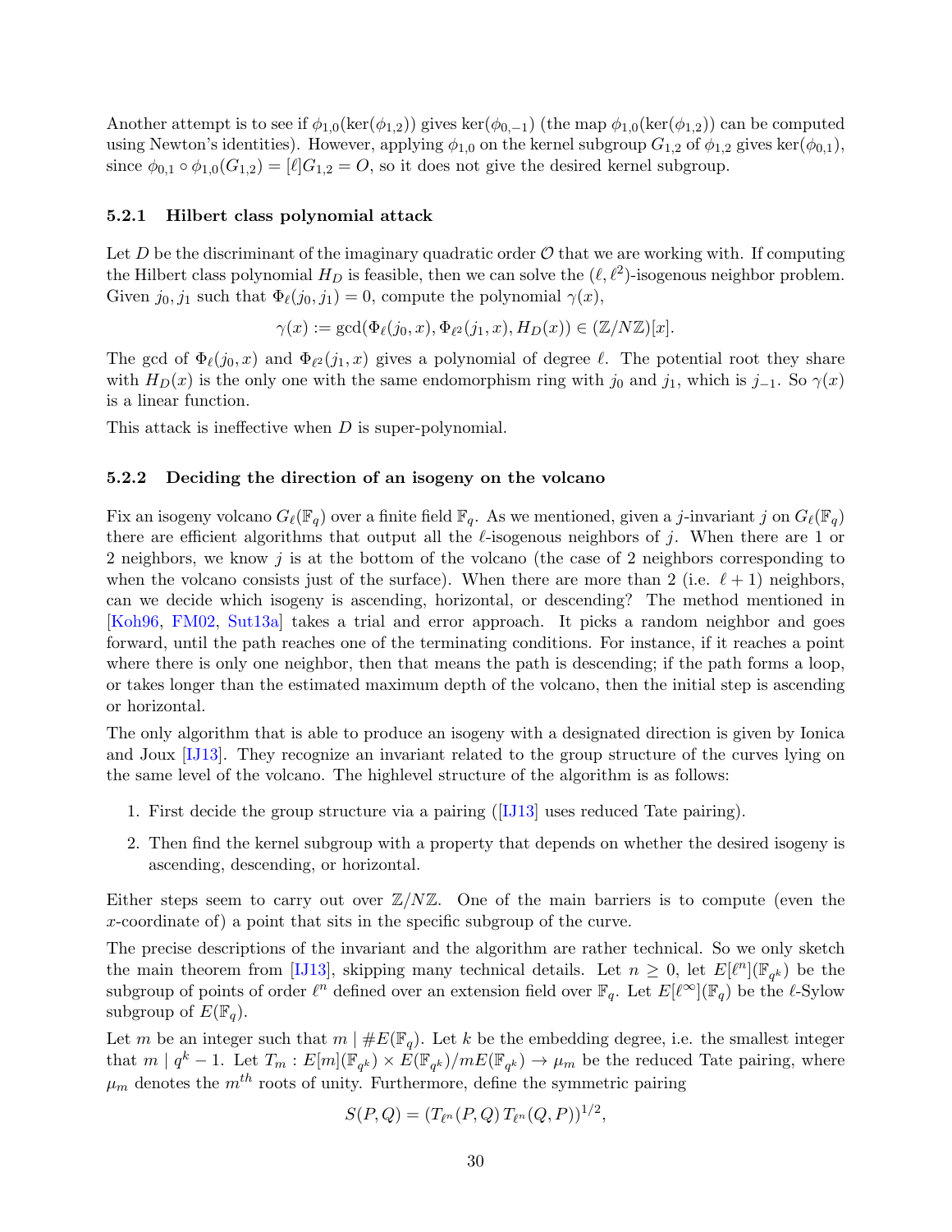Another attempt is to see if $\phi_{1,0}(\ker(\phi_{1,2}))$ gives $\ker(\phi_{0,-1})$ (the map $\phi_{1,0}(\ker(\phi_{1,2}))$ can be computed using Newton's identities). However, applying $\phi_{1,0}$ on the kernel subgroup $G_{1,2}$ of $\phi_{1,2}$ gives $\ker(\phi_{0,1})$, since $\phi_{0,1} \circ \phi_{1,0}(G_{1,2}) = [\ell]G_{1,2} = O$, so it does not give the desired kernel subgroup.

### 5.2.1 Hilbert class polynomial attack

Let $D$ be the discriminant of the imaginary quadratic order $\mathcal{O}$ that we are working with. If computing the Hilbert class polynomial $H_D$ is feasible, then we can solve the $(\ell, \ell^2)$-isogenous neighbor problem. Given $j_0, j_1$ such that $\Phi_\ell(j_0, j_1) = 0$, compute the polynomial $\gamma(x)$,

$$\gamma(x) := \gcd(\Phi_\ell(j_0, x), \Phi_{\ell^2}(j_1, x), H_D(x)) \in (\mathbb{Z}/N\mathbb{Z})[x].$$

The gcd of $\Phi_\ell(j_0, x)$ and $\Phi_{\ell^2}(j_1, x)$ gives a polynomial of degree $\ell$. The potential root they share with $H_D(x)$ is the only one with the same endomorphism ring with $j_0$ and $j_1$, which is $j_{-1}$. So $\gamma(x)$ is a linear function.

This attack is ineffective when $D$ is super-polynomial.

### 5.2.2 Deciding the direction of an isogeny on the volcano

Fix an isogeny volcano $G_\ell(\mathbb{F}_q)$ over a finite field $\mathbb{F}_q$. As we mentioned, given a $j$-invariant $j$ on $G_\ell(\mathbb{F}_q)$ there are efficient algorithms that output all the $\ell$-isogenous neighbors of $j$. When there are 1 or 2 neighbors, we know $j$ is at the bottom of the volcano (the case of 2 neighbors corresponding to when the volcano consists just of the surface). When there are more than 2 (i.e. $\ell + 1$) neighbors, can we decide which isogeny is ascending, horizontal, or descending? The method mentioned in [Koh96, FM02, Sut13a] takes a trial and error approach. It picks a random neighbor and goes forward, until the path reaches one of the terminating conditions. For instance, if it reaches a point where there is only one neighbor, then that means the path is descending; if the path forms a loop, or takes longer than the estimated maximum depth of the volcano, then the initial step is ascending or horizontal.

The only algorithm that is able to produce an isogeny with a designated direction is given by Ionica and Joux [IJ13]. They recognize an invariant related to the group structure of the curves lying on the same level of the volcano. The highlevel structure of the algorithm is as follows:

1. First decide the group structure via a pairing ([IJ13] uses reduced Tate pairing).
2. Then find the kernel subgroup with a property that depends on whether the desired isogeny is ascending, descending, or horizontal.

Either steps seem to carry out over $\mathbb{Z}/N\mathbb{Z}$. One of the main barriers is to compute (even the $x$-coordinate of) a point that sits in the specific subgroup of the curve.

The precise descriptions of the invariant and the algorithm are rather technical. So we only sketch the main theorem from [IJ13], skipping many technical details. Let $n \geq 0$, let $E[\ell^n](\mathbb{F}_{q^k})$ be the subgroup of points of order $\ell^n$ defined over an extension field over $\mathbb{F}_q$. Let $E[\ell^\infty](\mathbb{F}_q)$ be the $\ell$-Sylow subgroup of $E(\mathbb{F}_q)$.

Let $m$ be an integer such that $m \mid \#E(\mathbb{F}_q)$. Let $k$ be the embedding degree, i.e. the smallest integer that $m \mid q^k - 1$. Let $T_m : E[m](\mathbb{F}_{q^k}) \times E(\mathbb{F}_{q^k})/mE(\mathbb{F}_{q^k}) \to \mu_m$ be the reduced Tate pairing, where $\mu_m$ denotes the $m^{th}$ roots of unity. Furthermore, define the symmetric pairing

$$S(P, Q) = (T_{\ell^n}(P, Q)\, T_{\ell^n}(Q, P))^{1/2},$$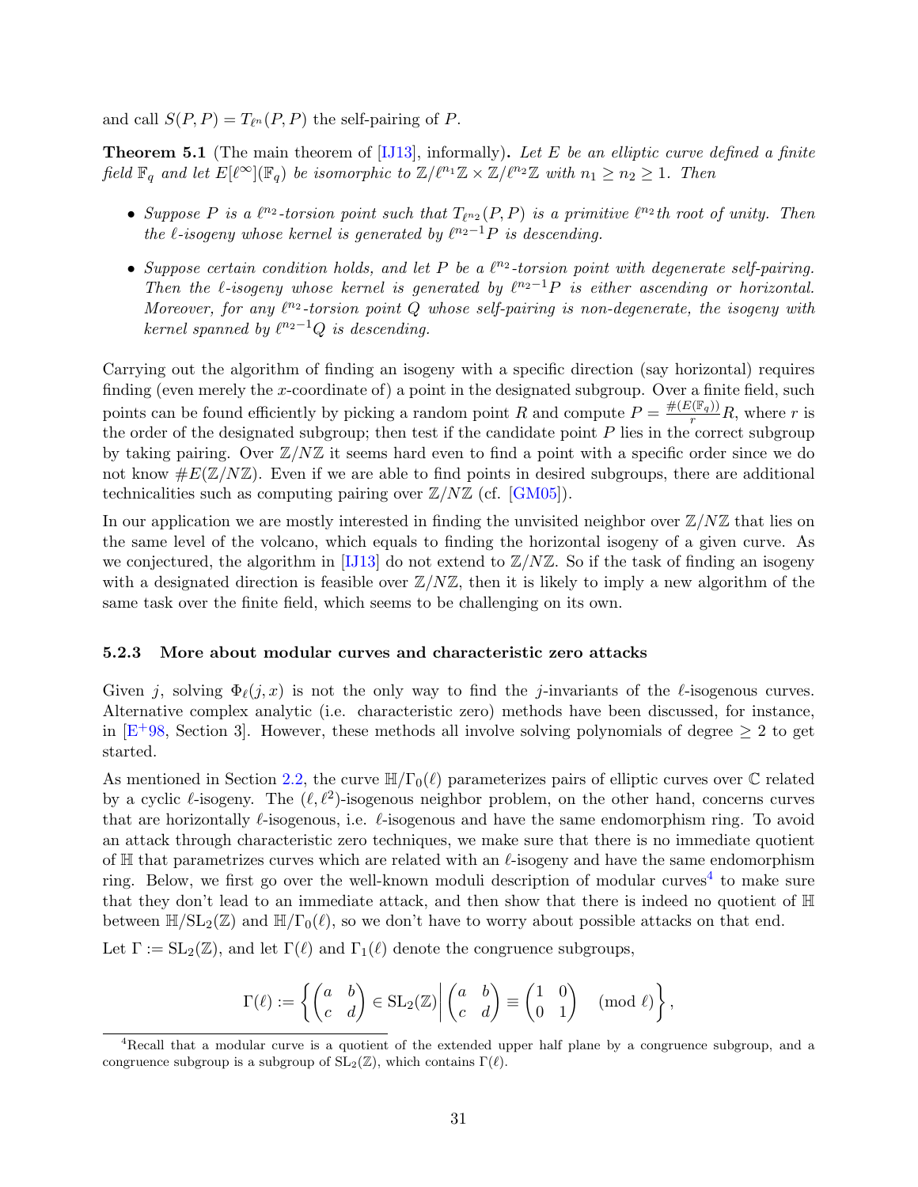and call $S(P,P) = T_{\ell^n}(P,P)$ the self-pairing of $P$.

**Theorem 5.1** (The main theorem of [IJ13], informally)**.** *Let $E$ be an elliptic curve defined a finite field $\mathbb{F}_q$ and let $E[\ell^\infty](\mathbb{F}_q)$ be isomorphic to $\mathbb{Z}/\ell^{n_1}\mathbb{Z} \times \mathbb{Z}/\ell^{n_2}\mathbb{Z}$ with $n_1 \geq n_2 \geq 1$. Then*

- *Suppose $P$ is a $\ell^{n_2}$-torsion point such that $T_{\ell^{n_2}}(P,P)$ is a primitive $\ell^{n_2}$th root of unity. Then the $\ell$-isogeny whose kernel is generated by $\ell^{n_2-1}P$ is descending.*
- *Suppose certain condition holds, and let $P$ be a $\ell^{n_2}$-torsion point with degenerate self-pairing. Then the $\ell$-isogeny whose kernel is generated by $\ell^{n_2-1}P$ is either ascending or horizontal. Moreover, for any $\ell^{n_2}$-torsion point $Q$ whose self-pairing is non-degenerate, the isogeny with kernel spanned by $\ell^{n_2-1}Q$ is descending.*

Carrying out the algorithm of finding an isogeny with a specific direction (say horizontal) requires finding (even merely the $x$-coordinate of) a point in the designated subgroup. Over a finite field, such points can be found efficiently by picking a random point $R$ and compute $P = \frac{\#(E(\mathbb{F}_q))}{r}R$, where $r$ is the order of the designated subgroup; then test if the candidate point $P$ lies in the correct subgroup by taking pairing. Over $\mathbb{Z}/N\mathbb{Z}$ it seems hard even to find a point with a specific order since we do not know $\#E(\mathbb{Z}/N\mathbb{Z})$. Even if we are able to find points in desired subgroups, there are additional technicalities such as computing pairing over $\mathbb{Z}/N\mathbb{Z}$ (cf. [GM05]).

In our application we are mostly interested in finding the unvisited neighbor over $\mathbb{Z}/N\mathbb{Z}$ that lies on the same level of the volcano, which equals to finding the horizontal isogeny of a given curve. As we conjectured, the algorithm in [IJ13] do not extend to $\mathbb{Z}/N\mathbb{Z}$. So if the task of finding an isogeny with a designated direction is feasible over $\mathbb{Z}/N\mathbb{Z}$, then it is likely to imply a new algorithm of the same task over the finite field, which seems to be challenging on its own.

### 5.2.3 More about modular curves and characteristic zero attacks

Given $j$, solving $\Phi_\ell(j,x)$ is not the only way to find the $j$-invariants of the $\ell$-isogenous curves. Alternative complex analytic (i.e. characteristic zero) methods have been discussed, for instance, in [E+98, Section 3]. However, these methods all involve solving polynomials of degree $\geq 2$ to get started.

As mentioned in Section 2.2, the curve $\mathbb{H}/\Gamma_0(\ell)$ parameterizes pairs of elliptic curves over $\mathbb{C}$ related by a cyclic $\ell$-isogeny. The $(\ell,\ell^2)$-isogenous neighbor problem, on the other hand, concerns curves that are horizontally $\ell$-isogenous, i.e. $\ell$-isogenous and have the same endomorphism ring. To avoid an attack through characteristic zero techniques, we make sure that there is no immediate quotient of $\mathbb{H}$ that parametrizes curves which are related with an $\ell$-isogeny and have the same endomorphism ring. Below, we first go over the well-known moduli description of modular curves[4] to make sure that they don't lead to an immediate attack, and then show that there is indeed no quotient of $\mathbb{H}$ between $\mathbb{H}/\mathrm{SL}_2(\mathbb{Z})$ and $\mathbb{H}/\Gamma_0(\ell)$, so we don't have to worry about possible attacks on that end.

Let $\Gamma := \mathrm{SL}_2(\mathbb{Z})$, and let $\Gamma(\ell)$ and $\Gamma_1(\ell)$ denote the congruence subgroups,

$$\Gamma(\ell) := \left\{ \begin{pmatrix} a & b \\ c & d \end{pmatrix} \in \mathrm{SL}_2(\mathbb{Z}) \middle| \begin{pmatrix} a & b \\ c & d \end{pmatrix} \equiv \begin{pmatrix} 1 & 0 \\ 0 & 1 \end{pmatrix} \pmod{\ell} \right\},$$

[4] Recall that a modular curve is a quotient of the extended upper half plane by a congruence subgroup, and a congruence subgroup is a subgroup of $\mathrm{SL}_2(\mathbb{Z})$, which contains $\Gamma(\ell)$.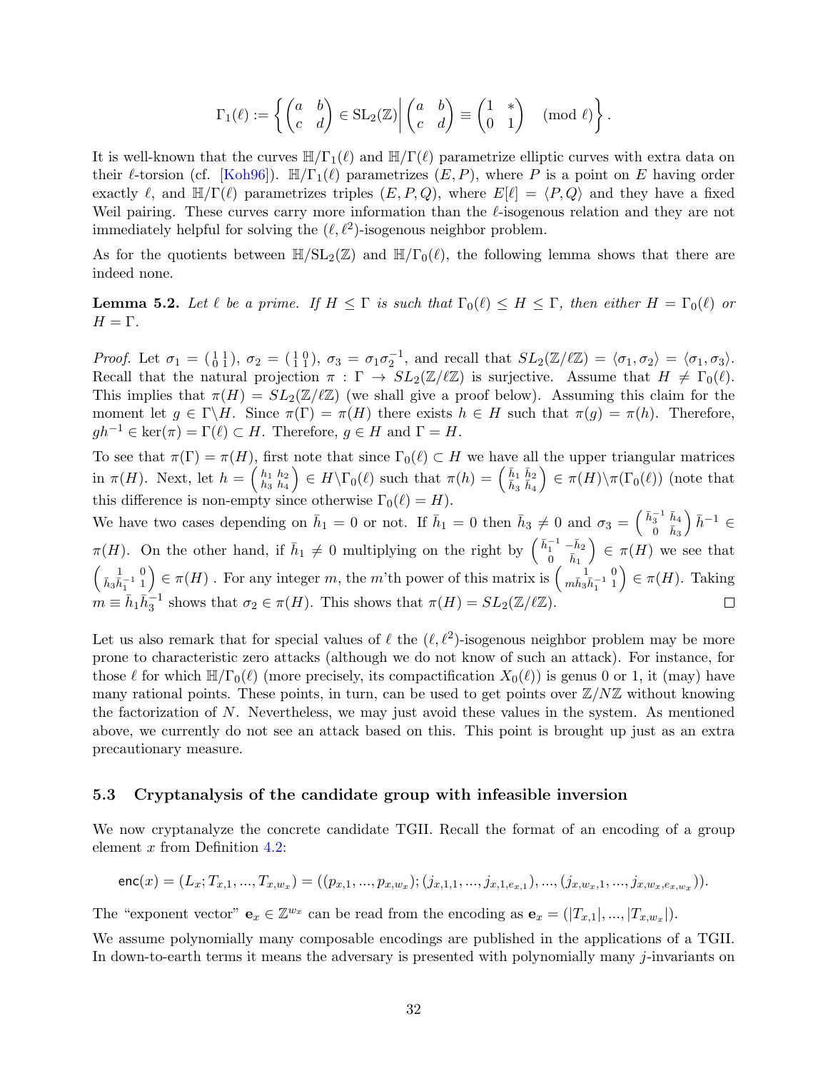$$\Gamma_1(\ell) := \left\{ \begin{pmatrix} a & b \\ c & d \end{pmatrix} \in \mathrm{SL}_2(\mathbb{Z}) \middle| \begin{pmatrix} a & b \\ c & d \end{pmatrix} \equiv \begin{pmatrix} 1 & * \\ 0 & 1 \end{pmatrix} \pmod{\ell} \right\}.$$

It is well-known that the curves $\mathbb{H}/\Gamma_1(\ell)$ and $\mathbb{H}/\Gamma(\ell)$ parametrize elliptic curves with extra data on their $\ell$-torsion (cf. [Koh96]). $\mathbb{H}/\Gamma_1(\ell)$ parametrizes $(E, P)$, where $P$ is a point on $E$ having order exactly $\ell$, and $\mathbb{H}/\Gamma(\ell)$ parametrizes triples $(E, P, Q)$, where $E[\ell] = \langle P, Q \rangle$ and they have a fixed Weil pairing. These curves carry more information than the $\ell$-isogenous relation and they are not immediately helpful for solving the $(\ell, \ell^2)$-isogenous neighbor problem.

As for the quotients between $\mathbb{H}/\mathrm{SL}_2(\mathbb{Z})$ and $\mathbb{H}/\Gamma_0(\ell)$, the following lemma shows that there are indeed none.

**Lemma 5.2.** *Let $\ell$ be a prime. If $H \leq \Gamma$ is such that $\Gamma_0(\ell) \leq H \leq \Gamma$, then either $H = \Gamma_0(\ell)$ or $H = \Gamma$.*

*Proof.* Let $\sigma_1 = \left(\begin{smallmatrix} 1 & 1 \\ 0 & 1 \end{smallmatrix}\right)$, $\sigma_2 = \left(\begin{smallmatrix} 1 & 0 \\ 1 & 1 \end{smallmatrix}\right)$, $\sigma_3 = \sigma_1 \sigma_2^{-1}$, and recall that $SL_2(\mathbb{Z}/\ell\mathbb{Z}) = \langle \sigma_1, \sigma_2 \rangle = \langle \sigma_1, \sigma_3 \rangle$. Recall that the natural projection $\pi : \Gamma \to SL_2(\mathbb{Z}/\ell\mathbb{Z})$ is surjective. Assume that $H \neq \Gamma_0(\ell)$. This implies that $\pi(H) = SL_2(\mathbb{Z}/\ell\mathbb{Z})$ (we shall give a proof below). Assuming this claim for the moment let $g \in \Gamma \backslash H$. Since $\pi(\Gamma) = \pi(H)$ there exists $h \in H$ such that $\pi(g) = \pi(h)$. Therefore, $gh^{-1} \in \ker(\pi) = \Gamma(\ell) \subset H$. Therefore, $g \in H$ and $\Gamma = H$.

To see that $\pi(\Gamma) = \pi(H)$, first note that since $\Gamma_0(\ell) \subset H$ we have all the upper triangular matrices in $\pi(H)$. Next, let $h = \left(\begin{smallmatrix} h_1 & h_2 \\ h_3 & h_4 \end{smallmatrix}\right) \in H \backslash \Gamma_0(\ell)$ such that $\pi(h) = \left(\begin{smallmatrix} \bar{h}_1 & \bar{h}_2 \\ \bar{h}_3 & \bar{h}_4 \end{smallmatrix}\right) \in \pi(H) \backslash \pi(\Gamma_0(\ell))$ (note that this difference is non-empty since otherwise $\Gamma_0(\ell) = H$).

We have two cases depending on $\bar{h}_1 = 0$ or not. If $\bar{h}_1 = 0$ then $\bar{h}_3 \neq 0$ and $\sigma_3 = \left(\begin{smallmatrix} \bar{h}_3^{-1} & \bar{h}_4 \\ 0 & \bar{h}_3 \end{smallmatrix}\right) \bar{h}^{-1} \in \pi(H)$. On the other hand, if $\bar{h}_1 \neq 0$ multiplying on the right by $\left(\begin{smallmatrix} \bar{h}_1^{-1} & -\bar{h}_2 \\ 0 & \bar{h}_1 \end{smallmatrix}\right) \in \pi(H)$ we see that $\left(\begin{smallmatrix} 1 & 0 \\ \bar{h}_3 \bar{h}_1^{-1} & 1 \end{smallmatrix}\right) \in \pi(H)$ . For any integer $m$, the $m$'th power of this matrix is $\left(\begin{smallmatrix} 1 & 0 \\ m\bar{h}_3 \bar{h}_1^{-1} & 1 \end{smallmatrix}\right) \in \pi(H)$. Taking $m \equiv \bar{h}_1 \bar{h}_3^{-1}$ shows that $\sigma_2 \in \pi(H)$. This shows that $\pi(H) = SL_2(\mathbb{Z}/\ell\mathbb{Z})$. $\square$

Let us also remark that for special values of $\ell$ the $(\ell, \ell^2)$-isogenous neighbor problem may be more prone to characteristic zero attacks (although we do not know of such an attack). For instance, for those $\ell$ for which $\mathbb{H}/\Gamma_0(\ell)$ (more precisely, its compactification $X_0(\ell)$) is genus 0 or 1, it (may) have many rational points. These points, in turn, can be used to get points over $\mathbb{Z}/N\mathbb{Z}$ without knowing the factorization of $N$. Nevertheless, we may just avoid these values in the system. As mentioned above, we currently do not see an attack based on this. This point is brought up just as an extra precautionary measure.

### 5.3 Cryptanalysis of the candidate group with infeasible inversion

We now cryptanalyze the concrete candidate TGII. Recall the format of an encoding of a group element $x$ from Definition 4.2:

$$\mathsf{enc}(x) = (L_x; T_{x,1}, ..., T_{x,w_x}) = ((p_{x,1}, ..., p_{x,w_x}); (j_{x,1,1}, ..., j_{x,1,e_{x,1}}), ..., (j_{x,w_x,1}, ..., j_{x,w_x,e_{x,w_x}})).$$

The "exponent vector" $\mathbf{e}_x \in \mathbb{Z}^{w_x}$ can be read from the encoding as $\mathbf{e}_x = (|T_{x,1}|, ..., |T_{x,w_x}|)$.

We assume polynomially many composable encodings are published in the applications of a TGII. In down-to-earth terms it means the adversary is presented with polynomially many $j$-invariants on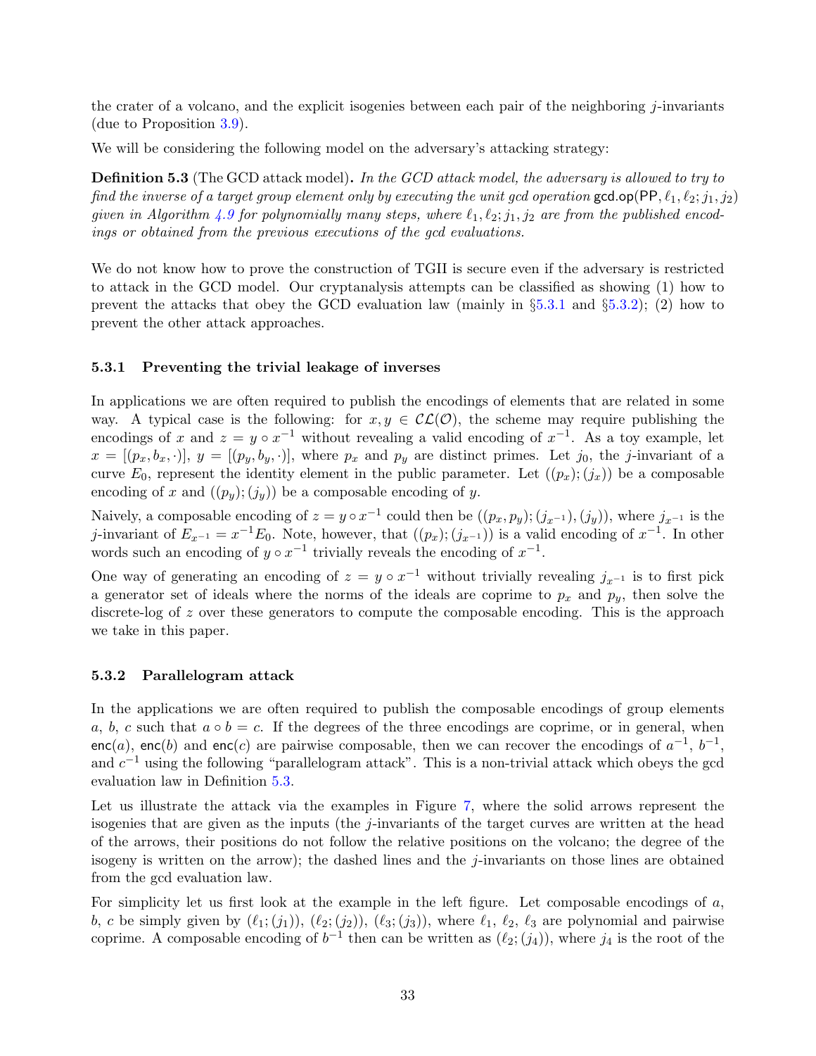the crater of a volcano, and the explicit isogenies between each pair of the neighboring $j$-invariants (due to Proposition 3.9).

We will be considering the following model on the adversary's attacking strategy:

**Definition 5.3** (The GCD attack model)**.** *In the GCD attack model, the adversary is allowed to try to find the inverse of a target group element only by executing the unit gcd operation* $\mathsf{gcd.op}(\mathsf{PP}, \ell_1, \ell_2; j_1, j_2)$ *given in Algorithm 4.9 for polynomially many steps, where* $\ell_1, \ell_2; j_1, j_2$ *are from the published encodings or obtained from the previous executions of the gcd evaluations.*

We do not know how to prove the construction of TGII is secure even if the adversary is restricted to attack in the GCD model. Our cryptanalysis attempts can be classified as showing (1) how to prevent the attacks that obey the GCD evaluation law (mainly in §5.3.1 and §5.3.2); (2) how to prevent the other attack approaches.

### 5.3.1 Preventing the trivial leakage of inverses

In applications we are often required to publish the encodings of elements that are related in some way. A typical case is the following: for $x, y \in \mathcal{CL}(\mathcal{O})$, the scheme may require publishing the encodings of $x$ and $z = y \circ x^{-1}$ without revealing a valid encoding of $x^{-1}$. As a toy example, let $x = [(p_x, b_x, \cdot)]$, $y = [(p_y, b_y, \cdot)]$, where $p_x$ and $p_y$ are distinct primes. Let $j_0$, the $j$-invariant of a curve $E_0$, represent the identity element in the public parameter. Let $((p_x); (j_x))$ be a composable encoding of $x$ and $((p_y); (j_y))$ be a composable encoding of $y$.

Naively, a composable encoding of $z = y \circ x^{-1}$ could then be $((p_x, p_y); (j_{x^{-1}}), (j_y))$, where $j_{x^{-1}}$ is the $j$-invariant of $E_{x^{-1}} = x^{-1}E_0$. Note, however, that $((p_x); (j_{x^{-1}}))$ is a valid encoding of $x^{-1}$. In other words such an encoding of $y \circ x^{-1}$ trivially reveals the encoding of $x^{-1}$.

One way of generating an encoding of $z = y \circ x^{-1}$ without trivially revealing $j_{x^{-1}}$ is to first pick a generator set of ideals where the norms of the ideals are coprime to $p_x$ and $p_y$, then solve the discrete-log of $z$ over these generators to compute the composable encoding. This is the approach we take in this paper.

### 5.3.2 Parallelogram attack

In the applications we are often required to publish the composable encodings of group elements $a$, $b$, $c$ such that $a \circ b = c$. If the degrees of the three encodings are coprime, or in general, when $\mathsf{enc}(a)$, $\mathsf{enc}(b)$ and $\mathsf{enc}(c)$ are pairwise composable, then we can recover the encodings of $a^{-1}$, $b^{-1}$, and $c^{-1}$ using the following "parallelogram attack". This is a non-trivial attack which obeys the gcd evaluation law in Definition 5.3.

Let us illustrate the attack via the examples in Figure 7, where the solid arrows represent the isogenies that are given as the inputs (the $j$-invariants of the target curves are written at the head of the arrows, their positions do not follow the relative positions on the volcano; the degree of the isogeny is written on the arrow); the dashed lines and the $j$-invariants on those lines are obtained from the gcd evaluation law.

For simplicity let us first look at the example in the left figure. Let composable encodings of $a$, $b$, $c$ be simply given by $(\ell_1; (j_1))$, $(\ell_2; (j_2))$, $(\ell_3; (j_3))$, where $\ell_1$, $\ell_2$, $\ell_3$ are polynomial and pairwise coprime. A composable encoding of $b^{-1}$ then can be written as $(\ell_2; (j_4))$, where $j_4$ is the root of the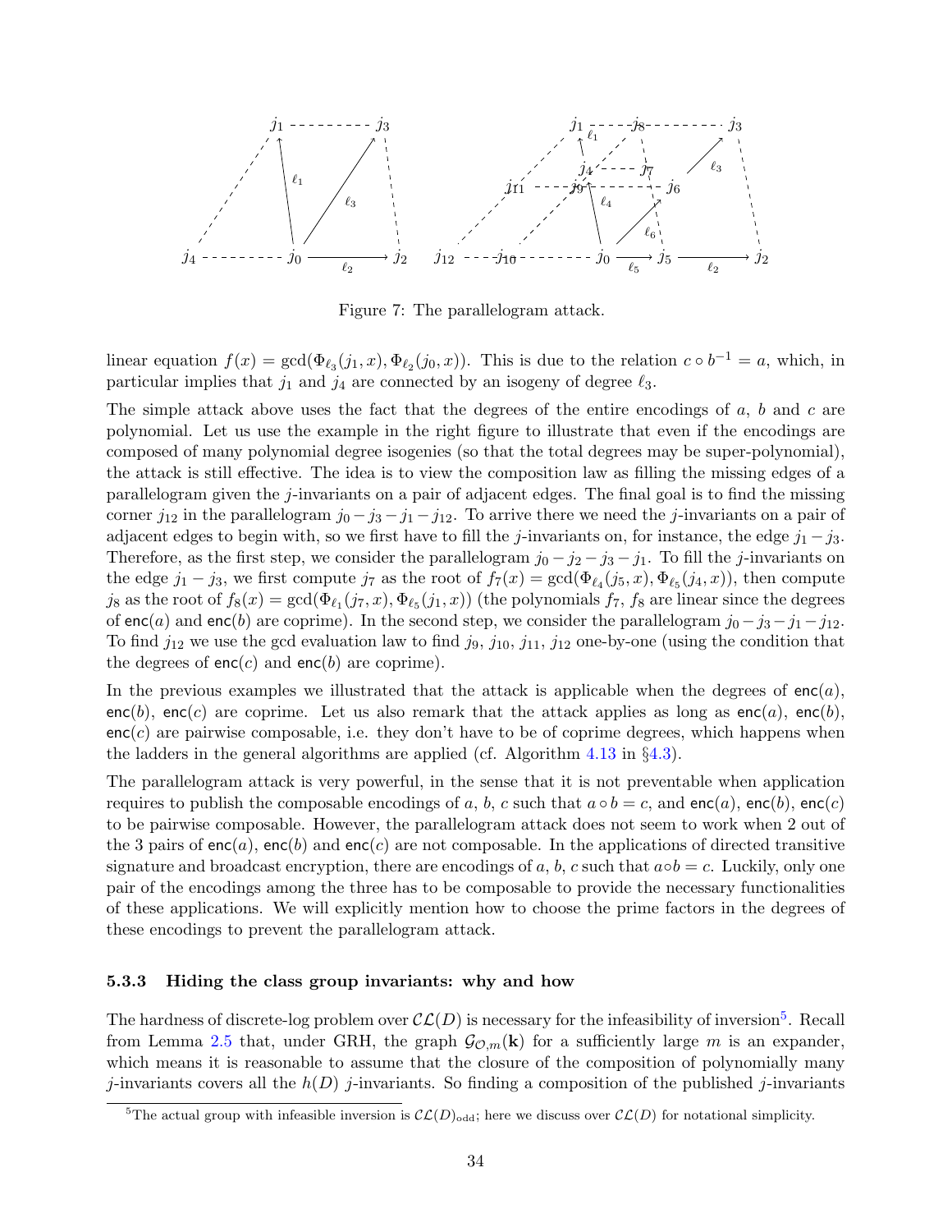Figure 7: The parallelogram attack.

linear equation $f(x) = \gcd(\Phi_{\ell_3}(j_1, x), \Phi_{\ell_2}(j_0, x))$. This is due to the relation $c \circ b^{-1} = a$, which, in particular implies that $j_1$ and $j_4$ are connected by an isogeny of degree $\ell_3$.

The simple attack above uses the fact that the degrees of the entire encodings of $a$, $b$ and $c$ are polynomial. Let us use the example in the right figure to illustrate that even if the encodings are composed of many polynomial degree isogenies (so that the total degrees may be super-polynomial), the attack is still effective. The idea is to view the composition law as filling the missing edges of a parallelogram given the $j$-invariants on a pair of adjacent edges. The final goal is to find the missing corner $j_{12}$ in the parallelogram $j_0 - j_3 - j_1 - j_{12}$. To arrive there we need the $j$-invariants on a pair of adjacent edges to begin with, so we first have to fill the $j$-invariants on, for instance, the edge $j_1 - j_3$. Therefore, as the first step, we consider the parallelogram $j_0 - j_2 - j_3 - j_1$. To fill the $j$-invariants on the edge $j_1 - j_3$, we first compute $j_7$ as the root of $f_7(x) = \gcd(\Phi_{\ell_4}(j_5, x), \Phi_{\ell_5}(j_4, x))$, then compute $j_8$ as the root of $f_8(x) = \gcd(\Phi_{\ell_1}(j_7, x), \Phi_{\ell_5}(j_1, x))$ (the polynomials $f_7$, $f_8$ are linear since the degrees of $\mathsf{enc}(a)$ and $\mathsf{enc}(b)$ are coprime). In the second step, we consider the parallelogram $j_0 - j_3 - j_1 - j_{12}$. To find $j_{12}$ we use the gcd evaluation law to find $j_9$, $j_{10}$, $j_{11}$, $j_{12}$ one-by-one (using the condition that the degrees of $\mathsf{enc}(c)$ and $\mathsf{enc}(b)$ are coprime).

In the previous examples we illustrated that the attack is applicable when the degrees of $\mathsf{enc}(a)$, $\mathsf{enc}(b)$, $\mathsf{enc}(c)$ are coprime. Let us also remark that the attack applies as long as $\mathsf{enc}(a)$, $\mathsf{enc}(b)$, $\mathsf{enc}(c)$ are pairwise composable, i.e. they don't have to be of coprime degrees, which happens when the ladders in the general algorithms are applied (cf. Algorithm 4.13 in §4.3).

The parallelogram attack is very powerful, in the sense that it is not preventable when application requires to publish the composable encodings of $a$, $b$, $c$ such that $a \circ b = c$, and $\mathsf{enc}(a)$, $\mathsf{enc}(b)$, $\mathsf{enc}(c)$ to be pairwise composable. However, the parallelogram attack does not seem to work when 2 out of the 3 pairs of $\mathsf{enc}(a)$, $\mathsf{enc}(b)$ and $\mathsf{enc}(c)$ are not composable. In the applications of directed transitive signature and broadcast encryption, there are encodings of $a$, $b$, $c$ such that $a \circ b = c$. Luckily, only one pair of the encodings among the three has to be composable to provide the necessary functionalities of these applications. We will explicitly mention how to choose the prime factors in the degrees of these encodings to prevent the parallelogram attack.

### 5.3.3 Hiding the class group invariants: why and how

The hardness of discrete-log problem over $\mathcal{CL}(D)$ is necessary for the infeasibility of inversion[5]. Recall from Lemma 2.5 that, under GRH, the graph $\mathcal{G}_{\mathcal{O},m}(\mathbf{k})$ for a sufficiently large $m$ is an expander, which means it is reasonable to assume that the closure of the composition of polynomially many $j$-invariants covers all the $h(D)$ $j$-invariants. So finding a composition of the published $j$-invariants

[5] The actual group with infeasible inversion is $\mathcal{CL}(D)_{\text{odd}}$; here we discuss over $\mathcal{CL}(D)$ for notational simplicity.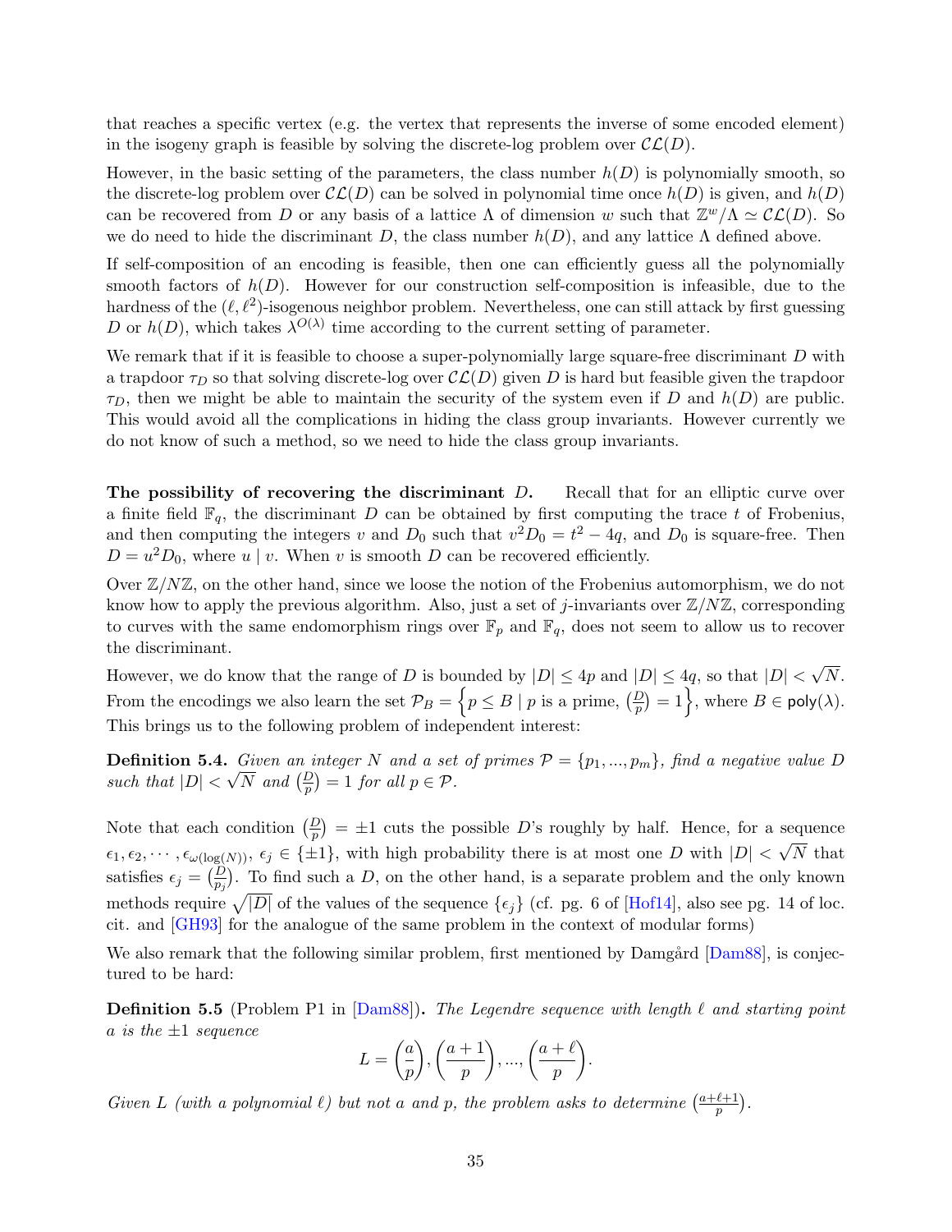that reaches a specific vertex (e.g. the vertex that represents the inverse of some encoded element) in the isogeny graph is feasible by solving the discrete-log problem over $\mathcal{CL}(D)$.

However, in the basic setting of the parameters, the class number $h(D)$ is polynomially smooth, so the discrete-log problem over $\mathcal{CL}(D)$ can be solved in polynomial time once $h(D)$ is given, and $h(D)$ can be recovered from $D$ or any basis of a lattice $\Lambda$ of dimension $w$ such that $\mathbb{Z}^w/\Lambda \simeq \mathcal{CL}(D)$. So we do need to hide the discriminant $D$, the class number $h(D)$, and any lattice $\Lambda$ defined above.

If self-composition of an encoding is feasible, then one can efficiently guess all the polynomially smooth factors of $h(D)$. However for our construction self-composition is infeasible, due to the hardness of the $(\ell, \ell^2)$-isogenous neighbor problem. Nevertheless, one can still attack by first guessing $D$ or $h(D)$, which takes $\lambda^{O(\lambda)}$ time according to the current setting of parameter.

We remark that if it is feasible to choose a super-polynomially large square-free discriminant $D$ with a trapdoor $\tau_D$ so that solving discrete-log over $\mathcal{CL}(D)$ given $D$ is hard but feasible given the trapdoor $\tau_D$, then we might be able to maintain the security of the system even if $D$ and $h(D)$ are public. This would avoid all the complications in hiding the class group invariants. However currently we do not know of such a method, so we need to hide the class group invariants.

**The possibility of recovering the discriminant $D$.** Recall that for an elliptic curve over a finite field $\mathbb{F}_q$, the discriminant $D$ can be obtained by first computing the trace $t$ of Frobenius, and then computing the integers $v$ and $D_0$ such that $v^2 D_0 = t^2 - 4q$, and $D_0$ is square-free. Then $D = u^2 D_0$, where $u \mid v$. When $v$ is smooth $D$ can be recovered efficiently.

Over $\mathbb{Z}/N\mathbb{Z}$, on the other hand, since we loose the notion of the Frobenius automorphism, we do not know how to apply the previous algorithm. Also, just a set of $j$-invariants over $\mathbb{Z}/N\mathbb{Z}$, corresponding to curves with the same endomorphism rings over $\mathbb{F}_p$ and $\mathbb{F}_q$, does not seem to allow us to recover the discriminant.

However, we do know that the range of $D$ is bounded by $|D| \leq 4p$ and $|D| \leq 4q$, so that $|D| < \sqrt{N}$. From the encodings we also learn the set $\mathcal{P}_B = \left\{ p \leq B \mid p \text{ is a prime}, \left(\frac{D}{p}\right) = 1 \right\}$, where $B \in \mathsf{poly}(\lambda)$. This brings us to the following problem of independent interest:

**Definition 5.4.** *Given an integer $N$ and a set of primes $\mathcal{P} = \{p_1, ..., p_m\}$, find a negative value $D$ such that $|D| < \sqrt{N}$ and $\left(\frac{D}{p}\right) = 1$ for all $p \in \mathcal{P}$.*

Note that each condition $\left(\frac{D}{p}\right) = \pm 1$ cuts the possible $D$'s roughly by half. Hence, for a sequence $\epsilon_1, \epsilon_2, \cdots, \epsilon_{\omega(\log(N))}$, $\epsilon_j \in \{\pm 1\}$, with high probability there is at most one $D$ with $|D| < \sqrt{N}$ that satisfies $\epsilon_j = \left(\frac{D}{p_j}\right)$. To find such a $D$, on the other hand, is a separate problem and the only known methods require $\sqrt{|D|}$ of the values of the sequence $\{\epsilon_j\}$ (cf. pg. 6 of [Hof14], also see pg. 14 of loc. cit. and [GH93] for the analogue of the same problem in the context of modular forms)

We also remark that the following similar problem, first mentioned by Damgård [Dam88], is conjectured to be hard:

**Definition 5.5** (Problem P1 in [Dam88])**.** *The Legendre sequence with length $\ell$ and starting point $a$ is the $\pm 1$ sequence*

$$L = \left(\frac{a}{p}\right), \left(\frac{a+1}{p}\right), ..., \left(\frac{a+\ell}{p}\right).$$

*Given $L$ (with a polynomial $\ell$) but not $a$ and $p$, the problem asks to determine $\left(\frac{a+\ell+1}{p}\right)$.*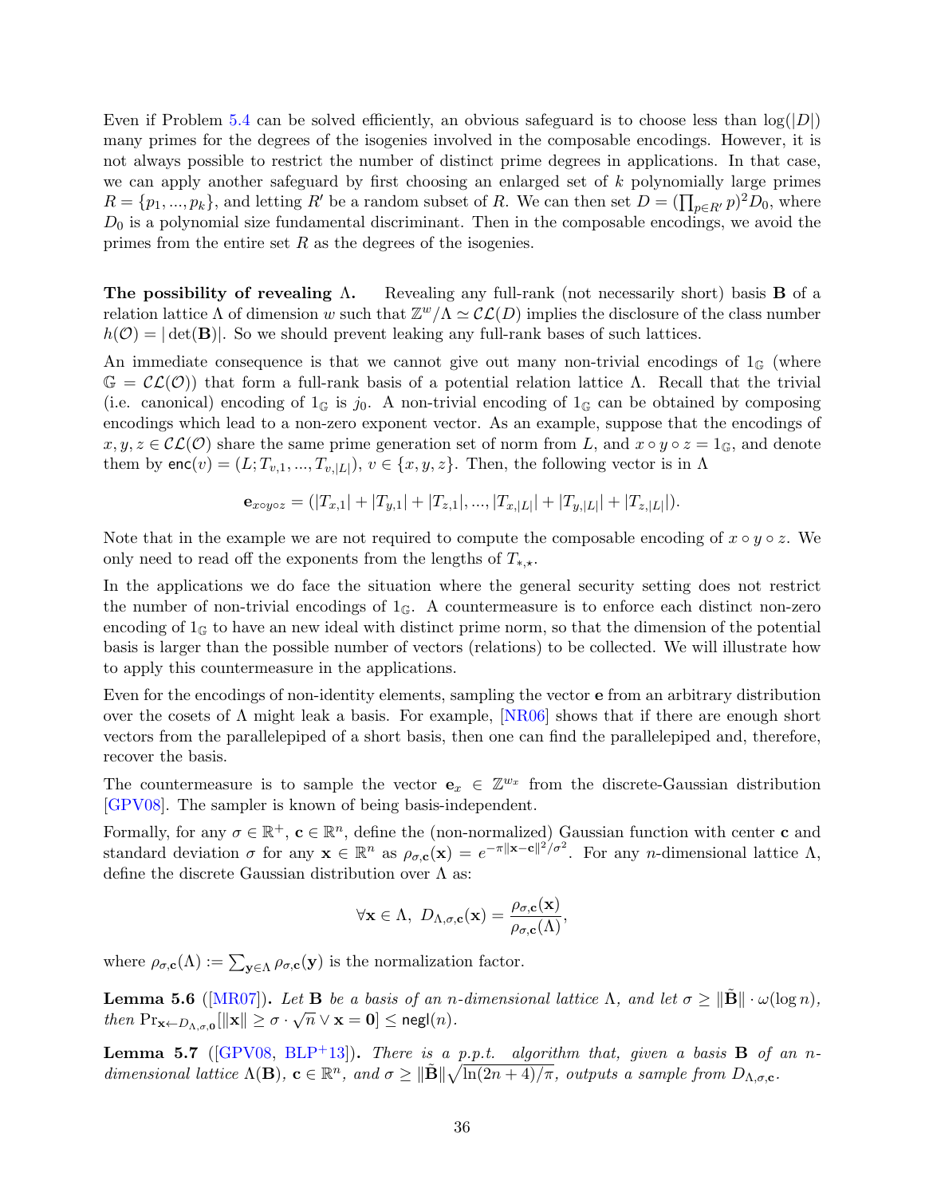Even if Problem 5.4 can be solved efficiently, an obvious safeguard is to choose less than $\log(|D|)$ many primes for the degrees of the isogenies involved in the composable encodings. However, it is not always possible to restrict the number of distinct prime degrees in applications. In that case, we can apply another safeguard by first choosing an enlarged set of $k$ polynomially large primes $R = \{p_1, ..., p_k\}$, and letting $R'$ be a random subset of $R$. We can then set $D = (\prod_{p \in R'} p)^2 D_0$, where $D_0$ is a polynomial size fundamental discriminant. Then in the composable encodings, we avoid the primes from the entire set $R$ as the degrees of the isogenies.

**The possibility of revealing $\Lambda$.** Revealing any full-rank (not necessarily short) basis $\mathbf{B}$ of a relation lattice $\Lambda$ of dimension $w$ such that $\mathbb{Z}^w/\Lambda \simeq \mathcal{CL}(D)$ implies the disclosure of the class number $h(\mathcal{O}) = |\det(\mathbf{B})|$. So we should prevent leaking any full-rank bases of such lattices.

An immediate consequence is that we cannot give out many non-trivial encodings of $1_{\mathbb{G}}$ (where $\mathbb{G} = \mathcal{CL}(\mathcal{O})$) that form a full-rank basis of a potential relation lattice $\Lambda$. Recall that the trivial (i.e. canonical) encoding of $1_{\mathbb{G}}$ is $j_0$. A non-trivial encoding of $1_{\mathbb{G}}$ can be obtained by composing encodings which lead to a non-zero exponent vector. As an example, suppose that the encodings of $x, y, z \in \mathcal{CL}(\mathcal{O})$ share the same prime generation set of norm from $L$, and $x \circ y \circ z = 1_{\mathbb{G}}$, and denote them by $\mathsf{enc}(v) = (L; T_{v,1}, ..., T_{v,|L|})$, $v \in \{x, y, z\}$. Then, the following vector is in $\Lambda$

$$\mathbf{e}_{x \circ y \circ z} = (|T_{x,1}| + |T_{y,1}| + |T_{z,1}|, ..., |T_{x,|L|}| + |T_{y,|L|}| + |T_{z,|L|}|).$$

Note that in the example we are not required to compute the composable encoding of $x \circ y \circ z$. We only need to read off the exponents from the lengths of $T_{*,\star}$.

In the applications we do face the situation where the general security setting does not restrict the number of non-trivial encodings of $1_{\mathbb{G}}$. A countermeasure is to enforce each distinct non-zero encoding of $1_{\mathbb{G}}$ to have an new ideal with distinct prime norm, so that the dimension of the potential basis is larger than the possible number of vectors (relations) to be collected. We will illustrate how to apply this countermeasure in the applications.

Even for the encodings of non-identity elements, sampling the vector $\mathbf{e}$ from an arbitrary distribution over the cosets of $\Lambda$ might leak a basis. For example, [NR06] shows that if there are enough short vectors from the parallelepiped of a short basis, then one can find the parallelepiped and, therefore, recover the basis.

The countermeasure is to sample the vector $\mathbf{e}_x \in \mathbb{Z}^{w_x}$ from the discrete-Gaussian distribution [GPV08]. The sampler is known of being basis-independent.

Formally, for any $\sigma \in \mathbb{R}^+$, $\mathbf{c} \in \mathbb{R}^n$, define the (non-normalized) Gaussian function with center $\mathbf{c}$ and standard deviation $\sigma$ for any $\mathbf{x} \in \mathbb{R}^n$ as $\rho_{\sigma,\mathbf{c}}(\mathbf{x}) = e^{-\pi\|\mathbf{x}-\mathbf{c}\|^2/\sigma^2}$. For any $n$-dimensional lattice $\Lambda$, define the discrete Gaussian distribution over $\Lambda$ as:

$$\forall \mathbf{x} \in \Lambda,\ D_{\Lambda,\sigma,\mathbf{c}}(\mathbf{x}) = \frac{\rho_{\sigma,\mathbf{c}}(\mathbf{x})}{\rho_{\sigma,\mathbf{c}}(\Lambda)},$$

where $\rho_{\sigma,\mathbf{c}}(\Lambda) := \sum_{\mathbf{y} \in \Lambda} \rho_{\sigma,\mathbf{c}}(\mathbf{y})$ is the normalization factor.

**Lemma 5.6** ([MR07])**.** *Let $\mathbf{B}$ be a basis of an $n$-dimensional lattice $\Lambda$, and let $\sigma \geq \|\tilde{\mathbf{B}}\| \cdot \omega(\log n)$, then $\Pr_{\mathbf{x} \leftarrow D_{\Lambda,\sigma,\mathbf{0}}}[\|\mathbf{x}\| \geq \sigma \cdot \sqrt{n} \vee \mathbf{x} = \mathbf{0}] \leq \mathsf{negl}(n)$.*

**Lemma 5.7** ([GPV08, BLP+13])**.** *There is a p.p.t. algorithm that, given a basis $\mathbf{B}$ of an $n$-dimensional lattice $\Lambda(\mathbf{B})$, $\mathbf{c} \in \mathbb{R}^n$, and $\sigma \geq \|\tilde{\mathbf{B}}\|\sqrt{\ln(2n+4)/\pi}$, outputs a sample from $D_{\Lambda,\sigma,\mathbf{c}}$.*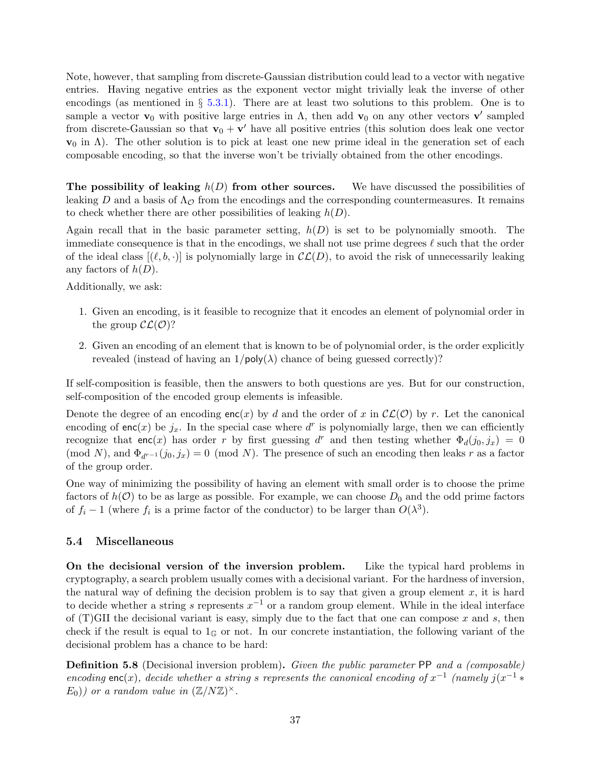Note, however, that sampling from discrete-Gaussian distribution could lead to a vector with negative entries. Having negative entries as the exponent vector might trivially leak the inverse of other encodings (as mentioned in § 5.3.1). There are at least two solutions to this problem. One is to sample a vector $\mathbf{v}_0$ with positive large entries in $\Lambda$, then add $\mathbf{v}_0$ on any other vectors $\mathbf{v}'$ sampled from discrete-Gaussian so that $\mathbf{v}_0 + \mathbf{v}'$ have all positive entries (this solution does leak one vector $\mathbf{v}_0$ in $\Lambda$). The other solution is to pick at least one new prime ideal in the generation set of each composable encoding, so that the inverse won't be trivially obtained from the other encodings.

**The possibility of leaking $h(D)$ from other sources.** We have discussed the possibilities of leaking $D$ and a basis of $\Lambda_{\mathcal{O}}$ from the encodings and the corresponding countermeasures. It remains to check whether there are other possibilities of leaking $h(D)$.

Again recall that in the basic parameter setting, $h(D)$ is set to be polynomially smooth. The immediate consequence is that in the encodings, we shall not use prime degrees $\ell$ such that the order of the ideal class $[(\ell, b, \cdot)]$ is polynomially large in $\mathcal{CL}(D)$, to avoid the risk of unnecessarily leaking any factors of $h(D)$.

Additionally, we ask:

1. Given an encoding, is it feasible to recognize that it encodes an element of polynomial order in the group $\mathcal{CL}(\mathcal{O})$?
2. Given an encoding of an element that is known to be of polynomial order, is the order explicitly revealed (instead of having an $1/\mathsf{poly}(\lambda)$ chance of being guessed correctly)?

If self-composition is feasible, then the answers to both questions are yes. But for our construction, self-composition of the encoded group elements is infeasible.

Denote the degree of an encoding $\mathsf{enc}(x)$ by $d$ and the order of $x$ in $\mathcal{CL}(\mathcal{O})$ by $r$. Let the canonical encoding of $\mathsf{enc}(x)$ be $j_x$. In the special case where $d^r$ is polynomially large, then we can efficiently recognize that $\mathsf{enc}(x)$ has order $r$ by first guessing $d^r$ and then testing whether $\Phi_d(j_0, j_x) = 0 \pmod N$, and $\Phi_{d^{r-1}}(j_0, j_x) = 0 \pmod N$. The presence of such an encoding then leaks $r$ as a factor of the group order.

One way of minimizing the possibility of having an element with small order is to choose the prime factors of $h(\mathcal{O})$ to be as large as possible. For example, we can choose $D_0$ and the odd prime factors of $f_i - 1$ (where $f_i$ is a prime factor of the conductor) to be larger than $O(\lambda^3)$.

## 5.4 Miscellaneous

**On the decisional version of the inversion problem.** Like the typical hard problems in cryptography, a search problem usually comes with a decisional variant. For the hardness of inversion, the natural way of defining the decision problem is to say that given a group element $x$, it is hard to decide whether a string $s$ represents $x^{-1}$ or a random group element. While in the ideal interface of (T)GII the decisional variant is easy, simply due to the fact that one can compose $x$ and $s$, then check if the result is equal to $1_{\mathbb{G}}$ or not. In our concrete instantiation, the following variant of the decisional problem has a chance to be hard:

**Definition 5.8** (Decisional inversion problem)**.** *Given the public parameter* $\mathsf{PP}$ *and a (composable) encoding* $\mathsf{enc}(x)$*, decide whether a string* $s$ *represents the canonical encoding of* $x^{-1}$ *(namely* $j(x^{-1} * E_0)$*) or a random value in* $(\mathbb{Z}/N\mathbb{Z})^{\times}$*.*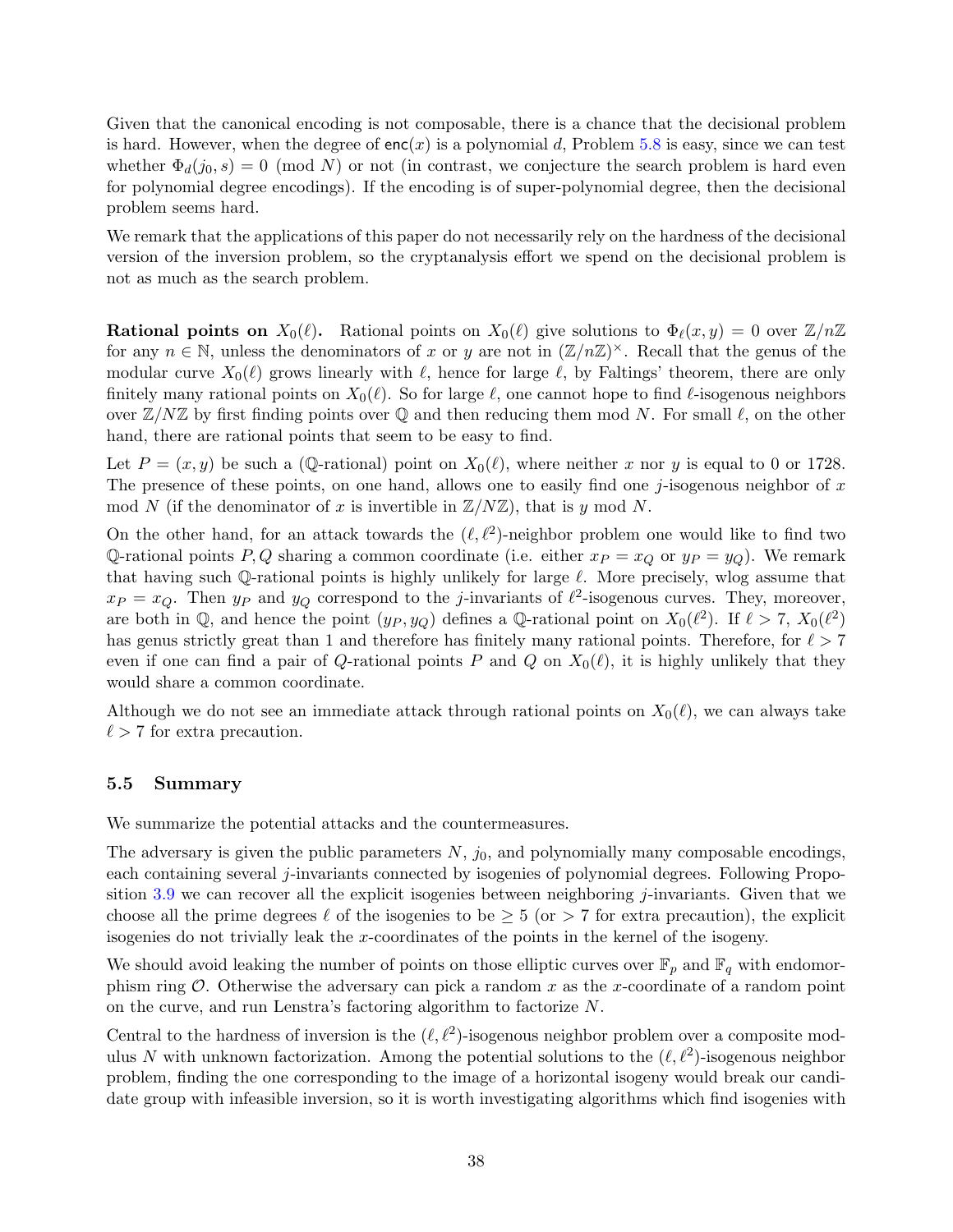Given that the canonical encoding is not composable, there is a chance that the decisional problem is hard. However, when the degree of $\mathsf{enc}(x)$ is a polynomial $d$, Problem 5.8 is easy, since we can test whether $\Phi_d(j_0, s) = 0 \pmod N$ or not (in contrast, we conjecture the search problem is hard even for polynomial degree encodings). If the encoding is of super-polynomial degree, then the decisional problem seems hard.

We remark that the applications of this paper do not necessarily rely on the hardness of the decisional version of the inversion problem, so the cryptanalysis effort we spend on the decisional problem is not as much as the search problem.

**Rational points on $X_0(\ell)$.** Rational points on $X_0(\ell)$ give solutions to $\Phi_\ell(x, y) = 0$ over $\mathbb{Z}/n\mathbb{Z}$ for any $n \in \mathbb{N}$, unless the denominators of $x$ or $y$ are not in $(\mathbb{Z}/n\mathbb{Z})^\times$. Recall that the genus of the modular curve $X_0(\ell)$ grows linearly with $\ell$, hence for large $\ell$, by Faltings' theorem, there are only finitely many rational points on $X_0(\ell)$. So for large $\ell$, one cannot hope to find $\ell$-isogenous neighbors over $\mathbb{Z}/N\mathbb{Z}$ by first finding points over $\mathbb{Q}$ and then reducing them mod $N$. For small $\ell$, on the other hand, there are rational points that seem to be easy to find.

Let $P = (x, y)$ be such a ($\mathbb{Q}$-rational) point on $X_0(\ell)$, where neither $x$ nor $y$ is equal to 0 or 1728. The presence of these points, on one hand, allows one to easily find one $j$-isogenous neighbor of $x$ mod $N$ (if the denominator of $x$ is invertible in $\mathbb{Z}/N\mathbb{Z}$), that is $y$ mod $N$.

On the other hand, for an attack towards the $(\ell, \ell^2)$-neighbor problem one would like to find two $\mathbb{Q}$-rational points $P, Q$ sharing a common coordinate (i.e. either $x_P = x_Q$ or $y_P = y_Q$). We remark that having such $\mathbb{Q}$-rational points is highly unlikely for large $\ell$. More precisely, wlog assume that $x_P = x_Q$. Then $y_P$ and $y_Q$ correspond to the $j$-invariants of $\ell^2$-isogenous curves. They, moreover, are both in $\mathbb{Q}$, and hence the point $(y_P, y_Q)$ defines a $\mathbb{Q}$-rational point on $X_0(\ell^2)$. If $\ell > 7$, $X_0(\ell^2)$ has genus strictly great than 1 and therefore has finitely many rational points. Therefore, for $\ell > 7$ even if one can find a pair of $Q$-rational points $P$ and $Q$ on $X_0(\ell)$, it is highly unlikely that they would share a common coordinate.

Although we do not see an immediate attack through rational points on $X_0(\ell)$, we can always take $\ell > 7$ for extra precaution.

### 5.5 Summary

We summarize the potential attacks and the countermeasures.

The adversary is given the public parameters $N$, $j_0$, and polynomially many composable encodings, each containing several $j$-invariants connected by isogenies of polynomial degrees. Following Proposition 3.9 we can recover all the explicit isogenies between neighboring $j$-invariants. Given that we choose all the prime degrees $\ell$ of the isogenies to be $\geq 5$ (or $> 7$ for extra precaution), the explicit isogenies do not trivially leak the $x$-coordinates of the points in the kernel of the isogeny.

We should avoid leaking the number of points on those elliptic curves over $\mathbb{F}_p$ and $\mathbb{F}_q$ with endomorphism ring $\mathcal{O}$. Otherwise the adversary can pick a random $x$ as the $x$-coordinate of a random point on the curve, and run Lenstra's factoring algorithm to factorize $N$.

Central to the hardness of inversion is the $(\ell, \ell^2)$-isogenous neighbor problem over a composite modulus $N$ with unknown factorization. Among the potential solutions to the $(\ell, \ell^2)$-isogenous neighbor problem, finding the one corresponding to the image of a horizontal isogeny would break our candidate group with infeasible inversion, so it is worth investigating algorithms which find isogenies with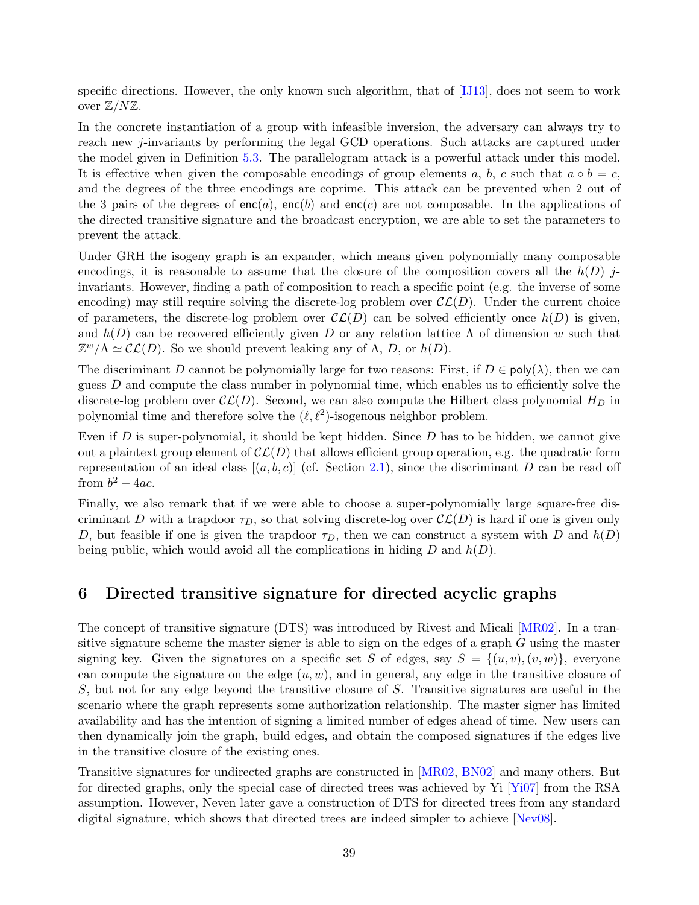specific directions. However, the only known such algorithm, that of [IJ13], does not seem to work over $\mathbb{Z}/N\mathbb{Z}$.

In the concrete instantiation of a group with infeasible inversion, the adversary can always try to reach new $j$-invariants by performing the legal GCD operations. Such attacks are captured under the model given in Definition 5.3. The parallelogram attack is a powerful attack under this model. It is effective when given the composable encodings of group elements $a$, $b$, $c$ such that $a \circ b = c$, and the degrees of the three encodings are coprime. This attack can be prevented when 2 out of the 3 pairs of the degrees of $\mathsf{enc}(a)$, $\mathsf{enc}(b)$ and $\mathsf{enc}(c)$ are not composable. In the applications of the directed transitive signature and the broadcast encryption, we are able to set the parameters to prevent the attack.

Under GRH the isogeny graph is an expander, which means given polynomially many composable encodings, it is reasonable to assume that the closure of the composition covers all the $h(D)$ $j$-invariants. However, finding a path of composition to reach a specific point (e.g. the inverse of some encoding) may still require solving the discrete-log problem over $\mathcal{CL}(D)$. Under the current choice of parameters, the discrete-log problem over $\mathcal{CL}(D)$ can be solved efficiently once $h(D)$ is given, and $h(D)$ can be recovered efficiently given $D$ or any relation lattice $\Lambda$ of dimension $w$ such that $\mathbb{Z}^w/\Lambda \simeq \mathcal{CL}(D)$. So we should prevent leaking any of $\Lambda$, $D$, or $h(D)$.

The discriminant $D$ cannot be polynomially large for two reasons: First, if $D \in \mathsf{poly}(\lambda)$, then we can guess $D$ and compute the class number in polynomial time, which enables us to efficiently solve the discrete-log problem over $\mathcal{CL}(D)$. Second, we can also compute the Hilbert class polynomial $H_D$ in polynomial time and therefore solve the $(\ell, \ell^2)$-isogenous neighbor problem.

Even if $D$ is super-polynomial, it should be kept hidden. Since $D$ has to be hidden, we cannot give out a plaintext group element of $\mathcal{CL}(D)$ that allows efficient group operation, e.g. the quadratic form representation of an ideal class $[(a, b, c)]$ (cf. Section 2.1), since the discriminant $D$ can be read off from $b^2 - 4ac$.

Finally, we also remark that if we were able to choose a super-polynomially large square-free discriminant $D$ with a trapdoor $\tau_D$, so that solving discrete-log over $\mathcal{CL}(D)$ is hard if one is given only $D$, but feasible if one is given the trapdoor $\tau_D$, then we can construct a system with $D$ and $h(D)$ being public, which would avoid all the complications in hiding $D$ and $h(D)$.

## 6 Directed transitive signature for directed acyclic graphs

The concept of transitive signature (DTS) was introduced by Rivest and Micali [MR02]. In a transitive signature scheme the master signer is able to sign on the edges of a graph $G$ using the master signing key. Given the signatures on a specific set $S$ of edges, say $S = \{(u, v), (v, w)\}$, everyone can compute the signature on the edge $(u, w)$, and in general, any edge in the transitive closure of $S$, but not for any edge beyond the transitive closure of $S$. Transitive signatures are useful in the scenario where the graph represents some authorization relationship. The master signer has limited availability and has the intention of signing a limited number of edges ahead of time. New users can then dynamically join the graph, build edges, and obtain the composed signatures if the edges live in the transitive closure of the existing ones.

Transitive signatures for undirected graphs are constructed in [MR02, BN02] and many others. But for directed graphs, only the special case of directed trees was achieved by Yi [Yi07] from the RSA assumption. However, Neven later gave a construction of DTS for directed trees from any standard digital signature, which shows that directed trees are indeed simpler to achieve [Nev08].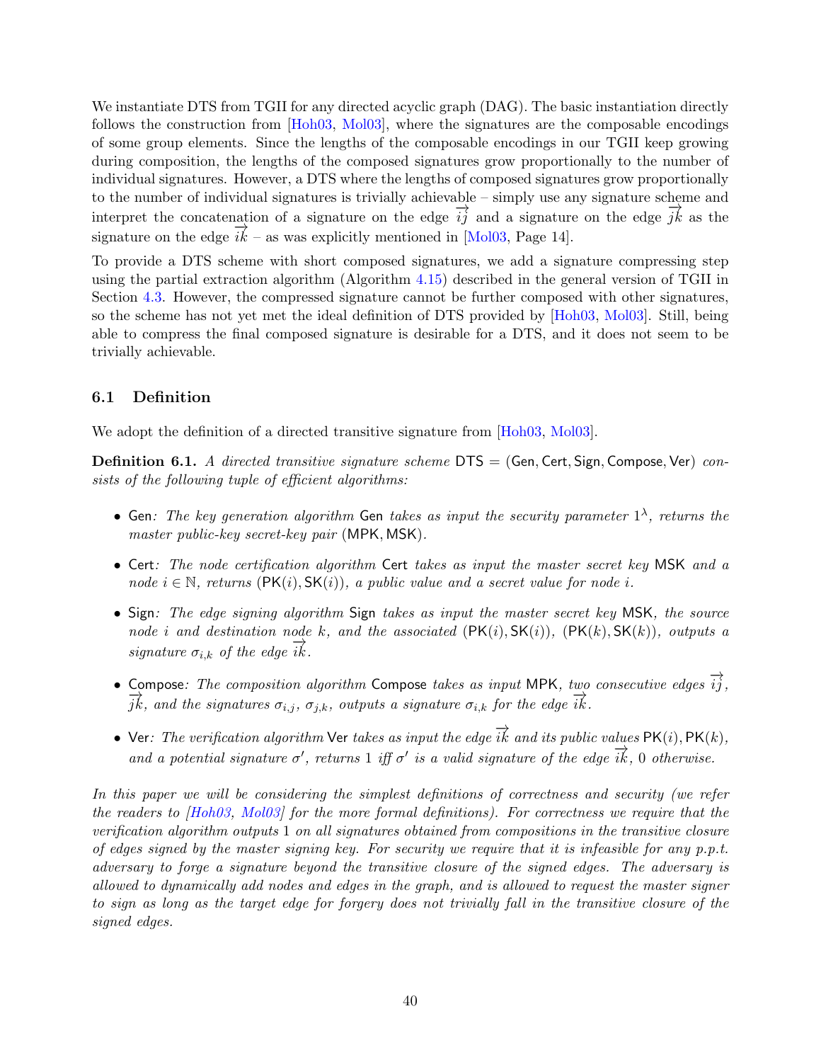We instantiate DTS from TGII for any directed acyclic graph (DAG). The basic instantiation directly follows the construction from [Hoh03, Mol03], where the signatures are the composable encodings of some group elements. Since the lengths of the composable encodings in our TGII keep growing during composition, the lengths of the composed signatures grow proportionally to the number of individual signatures. However, a DTS where the lengths of composed signatures grow proportionally to the number of individual signatures is trivially achievable – simply use any signature scheme and interpret the concatenation of a signature on the edge $\overrightarrow{ij}$ and a signature on the edge $\overrightarrow{jk}$ as the signature on the edge $\overrightarrow{ik}$ – as was explicitly mentioned in [Mol03, Page 14].

To provide a DTS scheme with short composed signatures, we add a signature compressing step using the partial extraction algorithm (Algorithm 4.15) described in the general version of TGII in Section 4.3. However, the compressed signature cannot be further composed with other signatures, so the scheme has not yet met the ideal definition of DTS provided by [Hoh03, Mol03]. Still, being able to compress the final composed signature is desirable for a DTS, and it does not seem to be trivially achievable.

### 6.1 Definition

We adopt the definition of a directed transitive signature from [Hoh03, Mol03].

**Definition 6.1.** *A directed transitive signature scheme* $\mathsf{DTS} = (\mathsf{Gen}, \mathsf{Cert}, \mathsf{Sign}, \mathsf{Compose}, \mathsf{Ver})$ *consists of the following tuple of efficient algorithms:*

- $\mathsf{Gen}$*: The key generation algorithm* $\mathsf{Gen}$ *takes as input the security parameter* $1^\lambda$*, returns the master public-key secret-key pair* $(\mathsf{MPK}, \mathsf{MSK})$*.*
- $\mathsf{Cert}$*: The node certification algorithm* $\mathsf{Cert}$ *takes as input the master secret key* $\mathsf{MSK}$ *and a node* $i \in \mathbb{N}$*, returns* $(\mathsf{PK}(i), \mathsf{SK}(i))$*, a public value and a secret value for node* $i$*.*
- $\mathsf{Sign}$*: The edge signing algorithm* $\mathsf{Sign}$ *takes as input the master secret key* $\mathsf{MSK}$*, the source node* $i$ *and destination node* $k$*, and the associated* $(\mathsf{PK}(i), \mathsf{SK}(i))$*,* $(\mathsf{PK}(k), \mathsf{SK}(k))$*, outputs a signature* $\sigma_{i,k}$ *of the edge* $\overrightarrow{ik}$*.*
- $\mathsf{Compose}$*: The composition algorithm* $\mathsf{Compose}$ *takes as input* $\mathsf{MPK}$*, two consecutive edges* $\overrightarrow{ij}$*,* $\overrightarrow{jk}$*, and the signatures* $\sigma_{i,j}$*,* $\sigma_{j,k}$*, outputs a signature* $\sigma_{i,k}$ *for the edge* $\overrightarrow{ik}$*.*
- $\mathsf{Ver}$*: The verification algorithm* $\mathsf{Ver}$ *takes as input the edge* $\overrightarrow{ik}$ *and its public values* $\mathsf{PK}(i), \mathsf{PK}(k)$*, and a potential signature* $\sigma'$*, returns* $1$ *iff* $\sigma'$ *is a valid signature of the edge* $\overrightarrow{ik}$*,* $0$ *otherwise.*

*In this paper we will be considering the simplest definitions of correctness and security (we refer the readers to [Hoh03, Mol03] for the more formal definitions). For correctness we require that the verification algorithm outputs* $1$ *on all signatures obtained from compositions in the transitive closure of edges signed by the master signing key. For security we require that it is infeasible for any p.p.t. adversary to forge a signature beyond the transitive closure of the signed edges. The adversary is allowed to dynamically add nodes and edges in the graph, and is allowed to request the master signer to sign as long as the target edge for forgery does not trivially fall in the transitive closure of the signed edges.*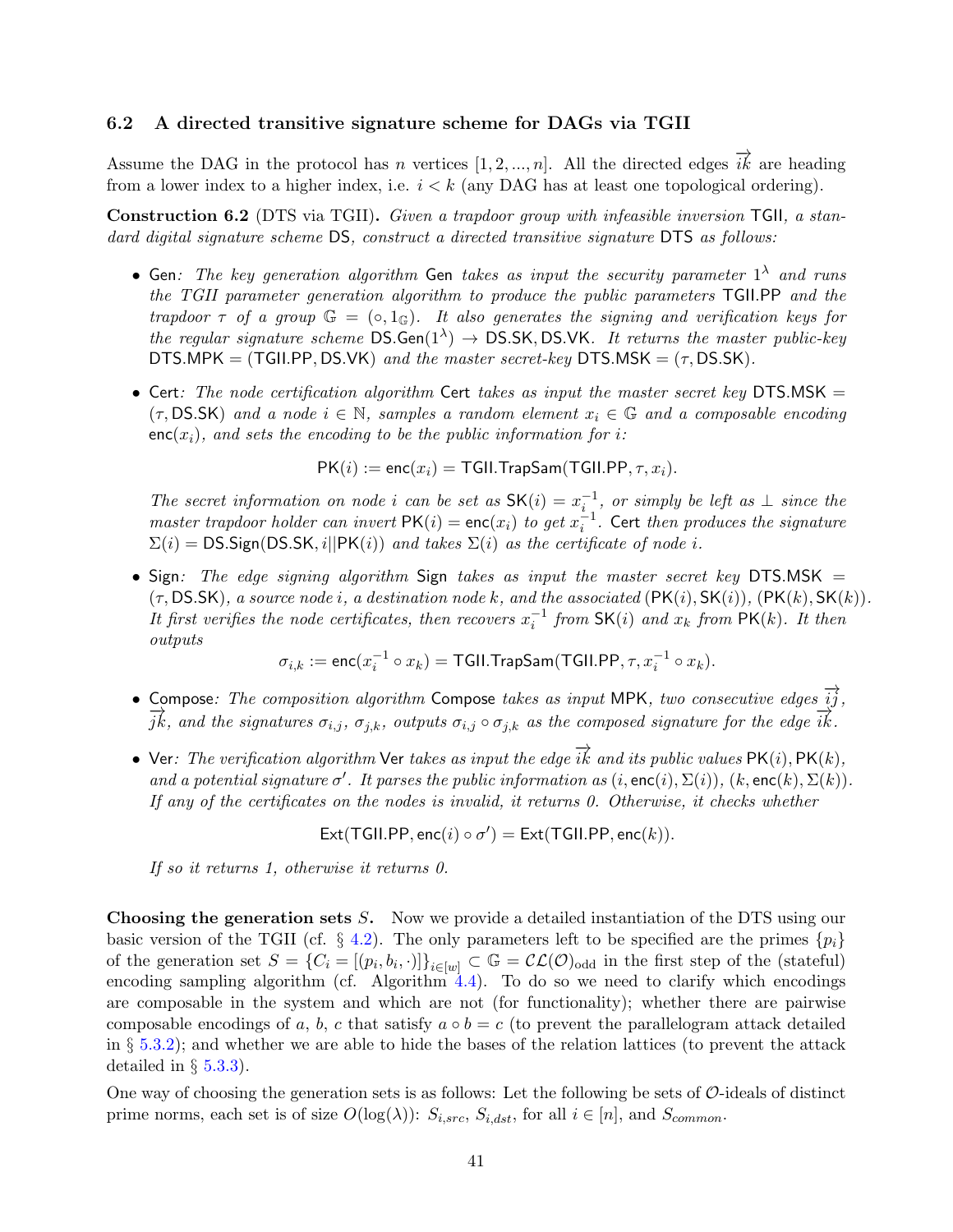### 6.2 A directed transitive signature scheme for DAGs via TGII

Assume the DAG in the protocol has $n$ vertices $[1, 2, ..., n]$. All the directed edges $\overrightarrow{ik}$ are heading from a lower index to a higher index, i.e. $i < k$ (any DAG has at least one topological ordering).

**Construction 6.2** (DTS via TGII)**.** *Given a trapdoor group with infeasible inversion* $\mathsf{TGII}$*, a standard digital signature scheme* $\mathsf{DS}$*, construct a directed transitive signature* $\mathsf{DTS}$ *as follows:*

- $\mathsf{Gen}$*: The key generation algorithm* $\mathsf{Gen}$ *takes as input the security parameter* $1^\lambda$ *and runs the TGII parameter generation algorithm to produce the public parameters* $\mathsf{TGII.PP}$ *and the trapdoor* $\tau$ *of a group* $\mathbb{G} = (\circ, 1_\mathbb{G})$*. It also generates the signing and verification keys for the regular signature scheme* $\mathsf{DS.Gen}(1^\lambda) \to \mathsf{DS.SK}, \mathsf{DS.VK}$*. It returns the master public-key* $\mathsf{DTS.MPK} = (\mathsf{TGII.PP}, \mathsf{DS.VK})$ *and the master secret-key* $\mathsf{DTS.MSK} = (\tau, \mathsf{DS.SK})$*.*

- $\mathsf{Cert}$*: The node certification algorithm* $\mathsf{Cert}$ *takes as input the master secret key* $\mathsf{DTS.MSK} = (\tau, \mathsf{DS.SK})$ *and a node* $i \in \mathbb{N}$*, samples a random element* $x_i \in \mathbb{G}$ *and a composable encoding* $\mathsf{enc}(x_i)$*, and sets the encoding to be the public information for* $i$*:*

$$\mathsf{PK}(i) := \mathsf{enc}(x_i) = \mathsf{TGII.TrapSam}(\mathsf{TGII.PP}, \tau, x_i).$$

  *The secret information on node* $i$ *can be set as* $\mathsf{SK}(i) = x_i^{-1}$*, or simply be left as* $\perp$ *since the master trapdoor holder can invert* $\mathsf{PK}(i) = \mathsf{enc}(x_i)$ *to get* $x_i^{-1}$*.* $\mathsf{Cert}$ *then produces the signature* $\Sigma(i) = \mathsf{DS.Sign}(\mathsf{DS.SK}, i||\mathsf{PK}(i))$ *and takes* $\Sigma(i)$ *as the certificate of node* $i$*.*

- $\mathsf{Sign}$*: The edge signing algorithm* $\mathsf{Sign}$ *takes as input the master secret key* $\mathsf{DTS.MSK} = (\tau, \mathsf{DS.SK})$*, a source node* $i$*, a destination node* $k$*, and the associated* $(\mathsf{PK}(i), \mathsf{SK}(i))$*,* $(\mathsf{PK}(k), \mathsf{SK}(k))$*. It first verifies the node certificates, then recovers* $x_i^{-1}$ *from* $\mathsf{SK}(i)$ *and* $x_k$ *from* $\mathsf{PK}(k)$*. It then outputs*

$$\sigma_{i,k} := \mathsf{enc}(x_i^{-1} \circ x_k) = \mathsf{TGII.TrapSam}(\mathsf{TGII.PP}, \tau, x_i^{-1} \circ x_k).$$

- $\mathsf{Compose}$*: The composition algorithm* $\mathsf{Compose}$ *takes as input* $\mathsf{MPK}$*, two consecutive edges* $\overrightarrow{ij}$*,* $\overrightarrow{jk}$*, and the signatures* $\sigma_{i,j}$*,* $\sigma_{j,k}$*, outputs* $\sigma_{i,j} \circ \sigma_{j,k}$ *as the composed signature for the edge* $\overrightarrow{ik}$*.*

- $\mathsf{Ver}$*: The verification algorithm* $\mathsf{Ver}$ *takes as input the edge* $\overrightarrow{ik}$ *and its public values* $\mathsf{PK}(i), \mathsf{PK}(k)$*, and a potential signature* $\sigma'$*. It parses the public information as* $(i, \mathsf{enc}(i), \Sigma(i))$*,* $(k, \mathsf{enc}(k), \Sigma(k))$*. If any of the certificates on the nodes is invalid, it returns 0. Otherwise, it checks whether*

$$\mathsf{Ext}(\mathsf{TGII.PP}, \mathsf{enc}(i) \circ \sigma') = \mathsf{Ext}(\mathsf{TGII.PP}, \mathsf{enc}(k)).$$

  *If so it returns 1, otherwise it returns 0.*

**Choosing the generation sets $S$.** Now we provide a detailed instantiation of the DTS using our basic version of the TGII (cf. § 4.2). The only parameters left to be specified are the primes $\{p_i\}$ of the generation set $S = \{C_i = [(p_i, b_i, \cdot)]\}_{i \in [w]} \subset \mathbb{G} = \mathcal{CL}(\mathcal{O})_{\text{odd}}$ in the first step of the (stateful) encoding sampling algorithm (cf. Algorithm 4.4). To do so we need to clarify which encodings are composable in the system and which are not (for functionality); whether there are pairwise composable encodings of $a$, $b$, $c$ that satisfy $a \circ b = c$ (to prevent the parallelogram attack detailed in § 5.3.2); and whether we are able to hide the bases of the relation lattices (to prevent the attack detailed in § 5.3.3).

One way of choosing the generation sets is as follows: Let the following be sets of $\mathcal{O}$-ideals of distinct prime norms, each set is of size $O(\log(\lambda))$: $S_{i,src}$, $S_{i,dst}$, for all $i \in [n]$, and $S_{common}$.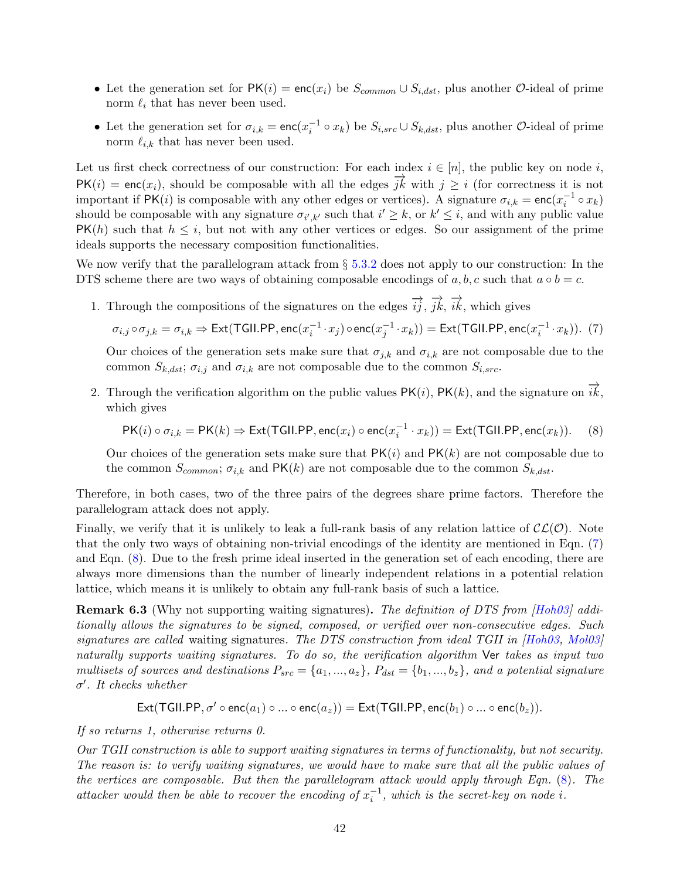- Let the generation set for $\mathsf{PK}(i) = \mathsf{enc}(x_i)$ be $S_{common} \cup S_{i,dst}$, plus another $\mathcal{O}$-ideal of prime norm $\ell_i$ that has never been used.
- Let the generation set for $\sigma_{i,k} = \mathsf{enc}(x_i^{-1} \circ x_k)$ be $S_{i,src} \cup S_{k,dst}$, plus another $\mathcal{O}$-ideal of prime norm $\ell_{i,k}$ that has never been used.

Let us first check correctness of our construction: For each index $i \in [n]$, the public key on node $i$, $\mathsf{PK}(i) = \mathsf{enc}(x_i)$, should be composable with all the edges $\overrightarrow{jk}$ with $j \geq i$ (for correctness it is not important if $\mathsf{PK}(i)$ is composable with any other edges or vertices). A signature $\sigma_{i,k} = \mathsf{enc}(x_i^{-1} \circ x_k)$ should be composable with any signature $\sigma_{i',k'}$ such that $i' \geq k$, or $k' \leq i$, and with any public value $\mathsf{PK}(h)$ such that $h \leq i$, but not with any other vertices or edges. So our assignment of the prime ideals supports the necessary composition functionalities.

We now verify that the parallelogram attack from § 5.3.2 does not apply to our construction: In the DTS scheme there are two ways of obtaining composable encodings of $a, b, c$ such that $a \circ b = c$.

1. Through the compositions of the signatures on the edges $\overrightarrow{ij}$, $\overrightarrow{jk}$, $\overrightarrow{ik}$, which gives

$$\sigma_{i,j} \circ \sigma_{j,k} = \sigma_{i,k} \Rightarrow \mathsf{Ext}(\mathsf{TGII.PP}, \mathsf{enc}(x_i^{-1} \cdot x_j) \circ \mathsf{enc}(x_j^{-1} \cdot x_k)) = \mathsf{Ext}(\mathsf{TGII.PP}, \mathsf{enc}(x_i^{-1} \cdot x_k)). \quad (7)$$

Our choices of the generation sets make sure that $\sigma_{j,k}$ and $\sigma_{i,k}$ are not composable due to the common $S_{k,dst}$; $\sigma_{i,j}$ and $\sigma_{i,k}$ are not composable due to the common $S_{i,src}$.

2. Through the verification algorithm on the public values $\mathsf{PK}(i)$, $\mathsf{PK}(k)$, and the signature on $\overrightarrow{ik}$, which gives

$$\mathsf{PK}(i) \circ \sigma_{i,k} = \mathsf{PK}(k) \Rightarrow \mathsf{Ext}(\mathsf{TGII.PP}, \mathsf{enc}(x_i) \circ \mathsf{enc}(x_i^{-1} \cdot x_k)) = \mathsf{Ext}(\mathsf{TGII.PP}, \mathsf{enc}(x_k)). \quad (8)$$

Our choices of the generation sets make sure that $\mathsf{PK}(i)$ and $\mathsf{PK}(k)$ are not composable due to the common $S_{common}$; $\sigma_{i,k}$ and $\mathsf{PK}(k)$ are not composable due to the common $S_{k,dst}$.

Therefore, in both cases, two of the three pairs of the degrees share prime factors. Therefore the parallelogram attack does not apply.

Finally, we verify that it is unlikely to leak a full-rank basis of any relation lattice of $\mathcal{CL}(\mathcal{O})$. Note that the only two ways of obtaining non-trivial encodings of the identity are mentioned in Eqn. (7) and Eqn. (8). Due to the fresh prime ideal inserted in the generation set of each encoding, there are always more dimensions than the number of linearly independent relations in a potential relation lattice, which means it is unlikely to obtain any full-rank basis of such a lattice.

**Remark 6.3** (Why not supporting waiting signatures). *The definition of DTS from [Hoh03] additionally allows the signatures to be signed, composed, or verified over non-consecutive edges. Such signatures are called* waiting signatures. *The DTS construction from ideal TGII in [Hoh03, Mol03] naturally supports waiting signatures. To do so, the verification algorithm* Ver *takes as input two multisets of sources and destinations $P_{src} = \{a_1, ..., a_z\}$, $P_{dst} = \{b_1, ..., b_z\}$, and a potential signature $\sigma'$. It checks whether*

$$\mathsf{Ext}(\mathsf{TGII.PP}, \sigma' \circ \mathsf{enc}(a_1) \circ ... \circ \mathsf{enc}(a_z)) = \mathsf{Ext}(\mathsf{TGII.PP}, \mathsf{enc}(b_1) \circ ... \circ \mathsf{enc}(b_z)).$$

*If so returns 1, otherwise returns 0.*

*Our TGII construction is able to support waiting signatures in terms of functionality, but not security. The reason is: to verify waiting signatures, we would have to make sure that all the public values of the vertices are composable. But then the parallelogram attack would apply through Eqn. (8). The attacker would then be able to recover the encoding of $x_i^{-1}$, which is the secret-key on node $i$.*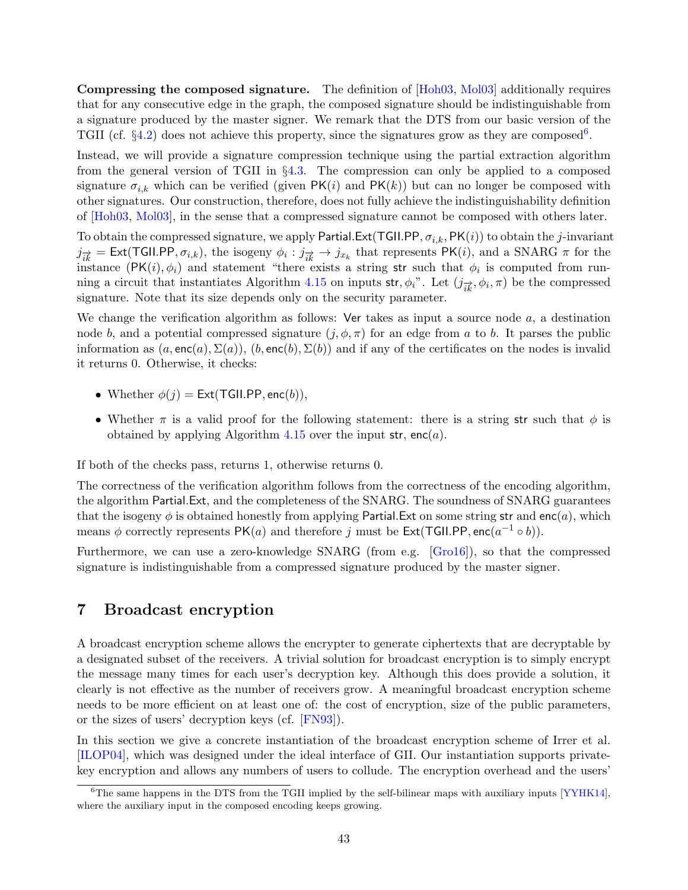**Compressing the composed signature.** The definition of [Hoh03, Mol03] additionally requires that for any consecutive edge in the graph, the composed signature should be indistinguishable from a signature produced by the master signer. We remark that the DTS from our basic version of the TGII (cf. §4.2) does not achieve this property, since the signatures grow as they are composed[6].

Instead, we will provide a signature compression technique using the partial extraction algorithm from the general version of TGII in §4.3. The compression can only be applied to a composed signature $\sigma_{i,k}$ which can be verified (given $\mathsf{PK}(i)$ and $\mathsf{PK}(k)$) but can no longer be composed with other signatures. Our construction, therefore, does not fully achieve the indistinguishability definition of [Hoh03, Mol03], in the sense that a compressed signature cannot be composed with others later.

To obtain the compressed signature, we apply $\mathsf{Partial.Ext}(\mathsf{TGII.PP}, \sigma_{i,k}, \mathsf{PK}(i))$ to obtain the $j$-invariant $j_{\overrightarrow{ik}} = \mathsf{Ext}(\mathsf{TGII.PP}, \sigma_{i,k})$, the isogeny $\phi_i : j_{\overrightarrow{ik}} \to j_{x_k}$ that represents $\mathsf{PK}(i)$, and a SNARG $\pi$ for the instance $(\mathsf{PK}(i), \phi_i)$ and statement "there exists a string $\mathsf{str}$ such that $\phi_i$ is computed from running a circuit that instantiates Algorithm 4.15 on inputs $\mathsf{str}, \phi_i$". Let $(j_{\overrightarrow{ik}}, \phi_i, \pi)$ be the compressed signature. Note that its size depends only on the security parameter.

We change the verification algorithm as follows: $\mathsf{Ver}$ takes as input a source node $a$, a destination node $b$, and a potential compressed signature $(j, \phi, \pi)$ for an edge from $a$ to $b$. It parses the public information as $(a, \mathsf{enc}(a), \Sigma(a))$, $(b, \mathsf{enc}(b), \Sigma(b))$ and if any of the certificates on the nodes is invalid it returns 0. Otherwise, it checks:

- Whether $\phi(j) = \mathsf{Ext}(\mathsf{TGII.PP}, \mathsf{enc}(b))$,
- Whether $\pi$ is a valid proof for the following statement: there is a string $\mathsf{str}$ such that $\phi$ is obtained by applying Algorithm 4.15 over the input $\mathsf{str}$, $\mathsf{enc}(a)$.

If both of the checks pass, returns 1, otherwise returns 0.

The correctness of the verification algorithm follows from the correctness of the encoding algorithm, the algorithm $\mathsf{Partial.Ext}$, and the completeness of the SNARG. The soundness of SNARG guarantees that the isogeny $\phi$ is obtained honestly from applying $\mathsf{Partial.Ext}$ on some string $\mathsf{str}$ and $\mathsf{enc}(a)$, which means $\phi$ correctly represents $\mathsf{PK}(a)$ and therefore $j$ must be $\mathsf{Ext}(\mathsf{TGII.PP}, \mathsf{enc}(a^{-1} \circ b))$.

Furthermore, we can use a zero-knowledge SNARG (from e.g. [Gro16]), so that the compressed signature is indistinguishable from a compressed signature produced by the master signer.

## 7 Broadcast encryption

A broadcast encryption scheme allows the encrypter to generate ciphertexts that are decryptable by a designated subset of the receivers. A trivial solution for broadcast encryption is to simply encrypt the message many times for each user's decryption key. Although this does provide a solution, it clearly is not effective as the number of receivers grow. A meaningful broadcast encryption scheme needs to be more efficient on at least one of: the cost of encryption, size of the public parameters, or the sizes of users' decryption keys (cf. [FN93]).

In this section we give a concrete instantiation of the broadcast encryption scheme of Irrer et al. [ILOP04], which was designed under the ideal interface of GII. Our instantiation supports private-key encryption and allows any numbers of users to collude. The encryption overhead and the users'

[6] The same happens in the DTS from the TGII implied by the self-bilinear maps with auxiliary inputs [YYHK14], where the auxiliary input in the composed encoding keeps growing.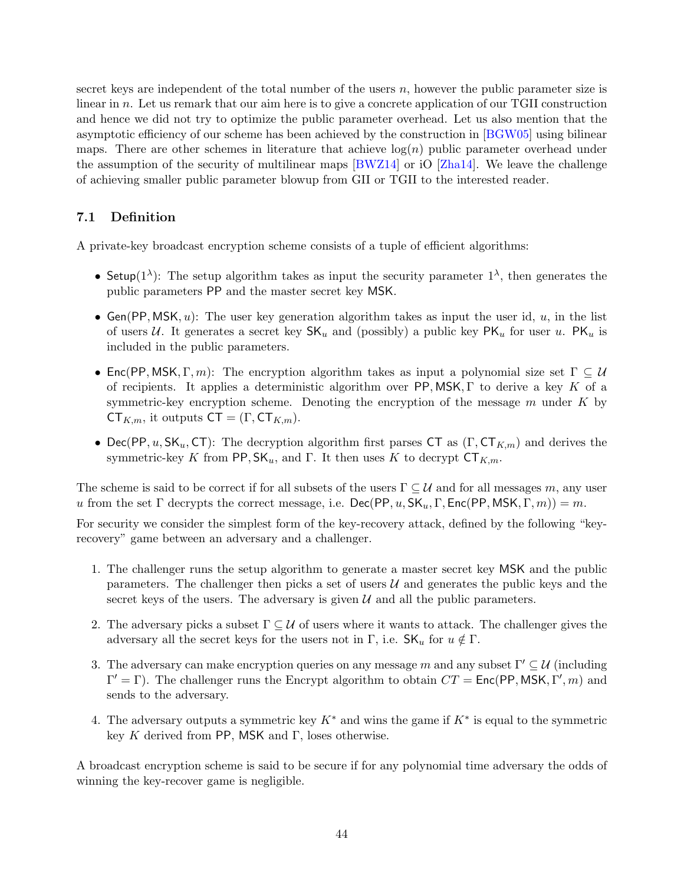secret keys are independent of the total number of the users $n$, however the public parameter size is linear in $n$. Let us remark that our aim here is to give a concrete application of our TGII construction and hence we did not try to optimize the public parameter overhead. Let us also mention that the asymptotic efficiency of our scheme has been achieved by the construction in [BGW05] using bilinear maps. There are other schemes in literature that achieve $\log(n)$ public parameter overhead under the assumption of the security of multilinear maps [BWZ14] or iO [Zha14]. We leave the challenge of achieving smaller public parameter blowup from GII or TGII to the interested reader.

### 7.1 Definition

A private-key broadcast encryption scheme consists of a tuple of efficient algorithms:

- $\mathsf{Setup}(1^\lambda)$: The setup algorithm takes as input the security parameter $1^\lambda$, then generates the public parameters $\mathsf{PP}$ and the master secret key $\mathsf{MSK}$.
- $\mathsf{Gen}(\mathsf{PP}, \mathsf{MSK}, u)$: The user key generation algorithm takes as input the user id, $u$, in the list of users $\mathcal{U}$. It generates a secret key $\mathsf{SK}_u$ and (possibly) a public key $\mathsf{PK}_u$ for user $u$. $\mathsf{PK}_u$ is included in the public parameters.
- $\mathsf{Enc}(\mathsf{PP}, \mathsf{MSK}, \Gamma, m)$: The encryption algorithm takes as input a polynomial size set $\Gamma \subseteq \mathcal{U}$ of recipients. It applies a deterministic algorithm over $\mathsf{PP}, \mathsf{MSK}, \Gamma$ to derive a key $K$ of a symmetric-key encryption scheme. Denoting the encryption of the message $m$ under $K$ by $\mathsf{CT}_{K,m}$, it outputs $\mathsf{CT} = (\Gamma, \mathsf{CT}_{K,m})$.
- $\mathsf{Dec}(\mathsf{PP}, u, \mathsf{SK}_u, \mathsf{CT})$: The decryption algorithm first parses $\mathsf{CT}$ as $(\Gamma, \mathsf{CT}_{K,m})$ and derives the symmetric-key $K$ from $\mathsf{PP}, \mathsf{SK}_u$, and $\Gamma$. It then uses $K$ to decrypt $\mathsf{CT}_{K,m}$.

The scheme is said to be correct if for all subsets of the users $\Gamma \subseteq \mathcal{U}$ and for all messages $m$, any user $u$ from the set $\Gamma$ decrypts the correct message, i.e. $\mathsf{Dec}(\mathsf{PP}, u, \mathsf{SK}_u, \Gamma, \mathsf{Enc}(\mathsf{PP}, \mathsf{MSK}, \Gamma, m)) = m$.

For security we consider the simplest form of the key-recovery attack, defined by the following "key-recovery" game between an adversary and a challenger.

1. The challenger runs the setup algorithm to generate a master secret key $\mathsf{MSK}$ and the public parameters. The challenger then picks a set of users $\mathcal{U}$ and generates the public keys and the secret keys of the users. The adversary is given $\mathcal{U}$ and all the public parameters.
2. The adversary picks a subset $\Gamma \subseteq \mathcal{U}$ of users where it wants to attack. The challenger gives the adversary all the secret keys for the users not in $\Gamma$, i.e. $\mathsf{SK}_u$ for $u \notin \Gamma$.
3. The adversary can make encryption queries on any message $m$ and any subset $\Gamma' \subseteq \mathcal{U}$ (including $\Gamma' = \Gamma$). The challenger runs the Encrypt algorithm to obtain $CT = \mathsf{Enc}(\mathsf{PP}, \mathsf{MSK}, \Gamma', m)$ and sends to the adversary.
4. The adversary outputs a symmetric key $K^*$ and wins the game if $K^*$ is equal to the symmetric key $K$ derived from $\mathsf{PP}$, $\mathsf{MSK}$ and $\Gamma$, loses otherwise.

A broadcast encryption scheme is said to be secure if for any polynomial time adversary the odds of winning the key-recover game is negligible.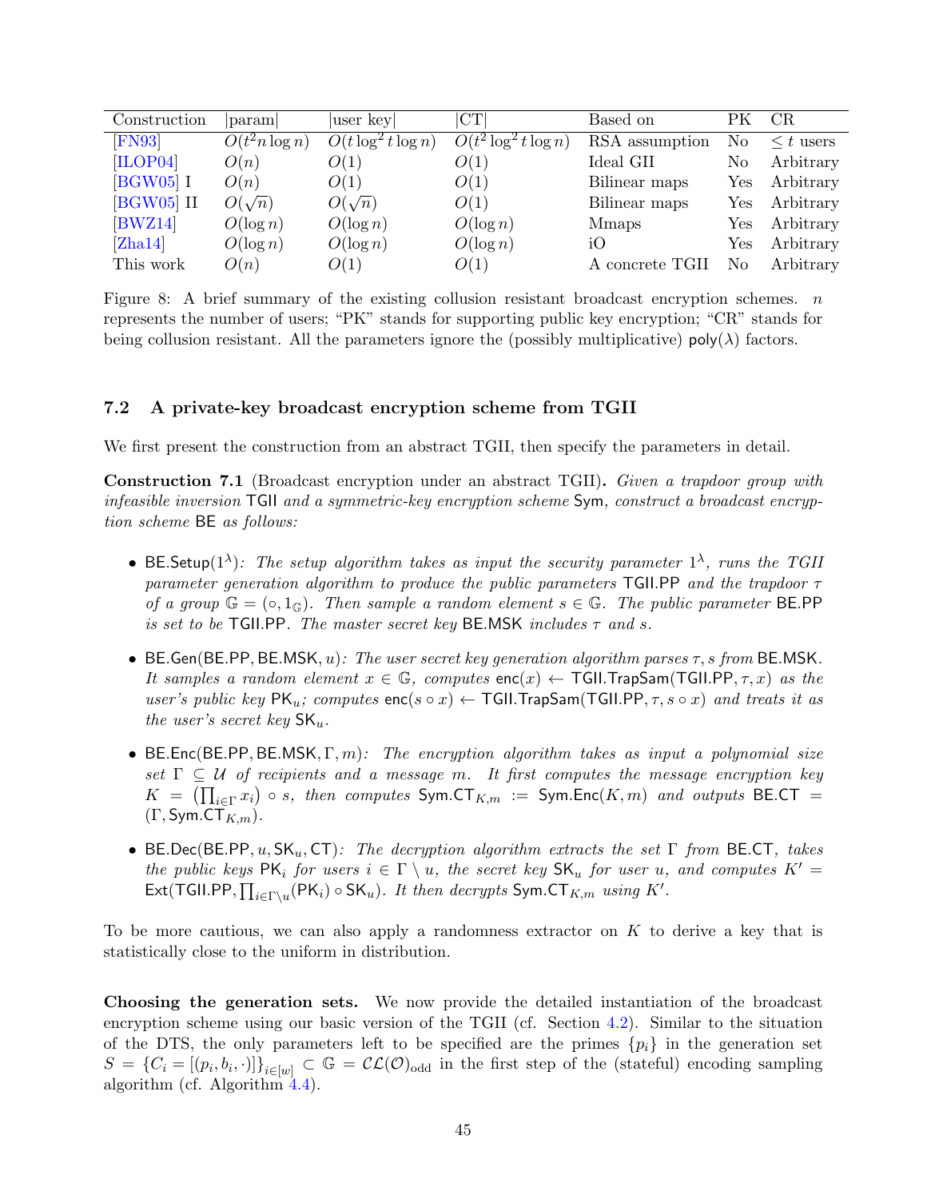| Construction | \|param\| | \|user key\| | \|CT\| | Based on | PK | CR |
|---|---|---|---|---|---|---|
| [FN93] | $O(t^2 n \log n)$ | $O(t \log^2 t \log n)$ | $O(t^2 \log^2 t \log n)$ | RSA assumption | No | $\leq t$ users |
| [ILOP04] | $O(n)$ | $O(1)$ | $O(1)$ | Ideal GII | No | Arbitrary |
| [BGW05] I | $O(n)$ | $O(1)$ | $O(1)$ | Bilinear maps | Yes | Arbitrary |
| [BGW05] II | $O(\sqrt{n})$ | $O(\sqrt{n})$ | $O(1)$ | Bilinear maps | Yes | Arbitrary |
| [BWZ14] | $O(\log n)$ | $O(\log n)$ | $O(\log n)$ | Mmaps | Yes | Arbitrary |
| [Zha14] | $O(\log n)$ | $O(\log n)$ | $O(\log n)$ | iO | Yes | Arbitrary |
| This work | $O(n)$ | $O(1)$ | $O(1)$ | A concrete TGII | No | Arbitrary |

Figure 8: A brief summary of the existing collusion resistant broadcast encryption schemes. $n$ represents the number of users; "PK" stands for supporting public key encryption; "CR" stands for being collusion resistant. All the parameters ignore the (possibly multiplicative) $\mathsf{poly}(\lambda)$ factors.

### 7.2 A private-key broadcast encryption scheme from TGII

We first present the construction from an abstract TGII, then specify the parameters in detail.

**Construction 7.1** (Broadcast encryption under an abstract TGII)**.** *Given a trapdoor group with infeasible inversion* $\mathsf{TGII}$ *and a symmetric-key encryption scheme* $\mathsf{Sym}$*, construct a broadcast encryption scheme* $\mathsf{BE}$ *as follows:*

- $\mathsf{BE.Setup}(1^\lambda)$*: The setup algorithm takes as input the security parameter* $1^\lambda$*, runs the TGII parameter generation algorithm to produce the public parameters* $\mathsf{TGII.PP}$ *and the trapdoor* $\tau$ *of a group* $\mathbb{G} = (\circ, 1_{\mathbb{G}})$*. Then sample a random element* $s \in \mathbb{G}$*. The public parameter* $\mathsf{BE.PP}$ *is set to be* $\mathsf{TGII.PP}$*. The master secret key* $\mathsf{BE.MSK}$ *includes* $\tau$ *and* $s$*.*
- $\mathsf{BE.Gen}(\mathsf{BE.PP}, \mathsf{BE.MSK}, u)$*: The user secret key generation algorithm parses* $\tau, s$ *from* $\mathsf{BE.MSK}$*. It samples a random element* $x \in \mathbb{G}$*, computes* $\mathsf{enc}(x) \leftarrow \mathsf{TGII.TrapSam}(\mathsf{TGII.PP}, \tau, x)$ *as the user's public key* $\mathsf{PK}_u$*; computes* $\mathsf{enc}(s \circ x) \leftarrow \mathsf{TGII.TrapSam}(\mathsf{TGII.PP}, \tau, s \circ x)$ *and treats it as the user's secret key* $\mathsf{SK}_u$*.*
- $\mathsf{BE.Enc}(\mathsf{BE.PP}, \mathsf{BE.MSK}, \Gamma, m)$*: The encryption algorithm takes as input a polynomial size set* $\Gamma \subseteq \mathcal{U}$ *of recipients and a message* $m$*. It first computes the message encryption key* $K = \left(\prod_{i \in \Gamma} x_i\right) \circ s$*, then computes* $\mathsf{Sym.CT}_{K,m} := \mathsf{Sym.Enc}(K, m)$ *and outputs* $\mathsf{BE.CT} = (\Gamma, \mathsf{Sym.CT}_{K,m})$*.*
- $\mathsf{BE.Dec}(\mathsf{BE.PP}, u, \mathsf{SK}_u, \mathsf{CT})$*: The decryption algorithm extracts the set* $\Gamma$ *from* $\mathsf{BE.CT}$*, takes the public keys* $\mathsf{PK}_i$ *for users* $i \in \Gamma \setminus u$*, the secret key* $\mathsf{SK}_u$ *for user* $u$*, and computes* $K' = \mathsf{Ext}(\mathsf{TGII.PP}, \prod_{i \in \Gamma \setminus u}(\mathsf{PK}_i) \circ \mathsf{SK}_u)$*. It then decrypts* $\mathsf{Sym.CT}_{K,m}$ *using* $K'$*.*

To be more cautious, we can also apply a randomness extractor on $K$ to derive a key that is statistically close to the uniform in distribution.

**Choosing the generation sets.** We now provide the detailed instantiation of the broadcast encryption scheme using our basic version of the TGII (cf. Section 4.2). Similar to the situation of the DTS, the only parameters left to be specified are the primes $\{p_i\}$ in the generation set $S = \{C_i = [(p_i, b_i, \cdot)]\}_{i \in [w]} \subset \mathbb{G} = \mathcal{CL}(\mathcal{O})_{\text{odd}}$ in the first step of the (stateful) encoding sampling algorithm (cf. Algorithm 4.4).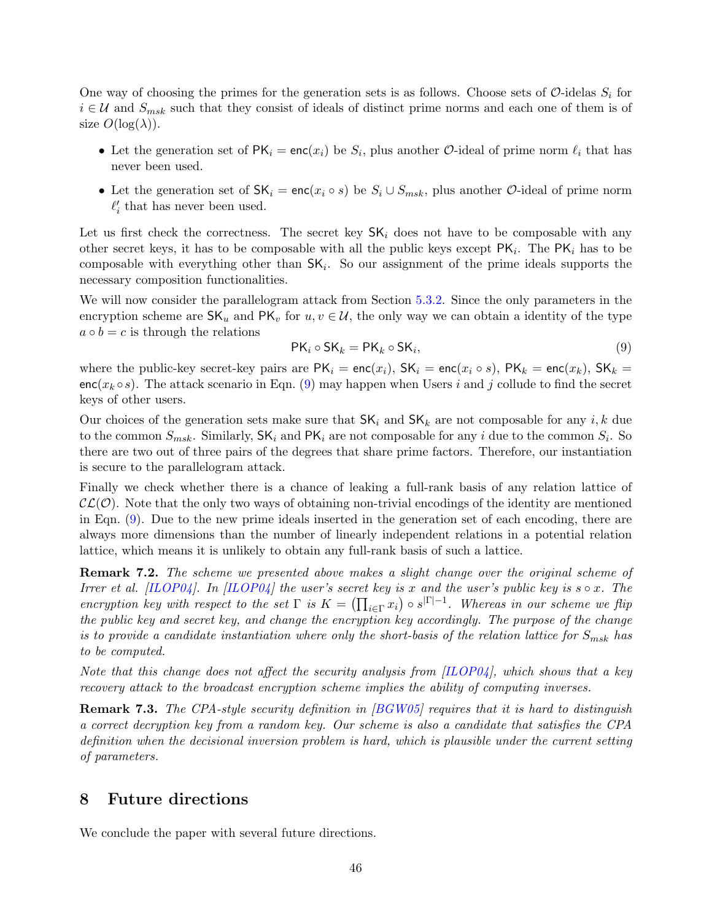One way of choosing the primes for the generation sets is as follows. Choose sets of $\mathcal{O}$-idelas $S_i$ for $i \in \mathcal{U}$ and $S_{msk}$ such that they consist of ideals of distinct prime norms and each one of them is of size $O(\log(\lambda))$.

- Let the generation set of $\mathsf{PK}_i = \mathsf{enc}(x_i)$ be $S_i$, plus another $\mathcal{O}$-ideal of prime norm $\ell_i$ that has never been used.
- Let the generation set of $\mathsf{SK}_i = \mathsf{enc}(x_i \circ s)$ be $S_i \cup S_{msk}$, plus another $\mathcal{O}$-ideal of prime norm $\ell_i'$ that has never been used.

Let us first check the correctness. The secret key $\mathsf{SK}_i$ does not have to be composable with any other secret keys, it has to be composable with all the public keys except $\mathsf{PK}_i$. The $\mathsf{PK}_i$ has to be composable with everything other than $\mathsf{SK}_i$. So our assignment of the prime ideals supports the necessary composition functionalities.

We will now consider the parallelogram attack from Section 5.3.2. Since the only parameters in the encryption scheme are $\mathsf{SK}_u$ and $\mathsf{PK}_v$ for $u, v \in \mathcal{U}$, the only way we can obtain a identity of the type $a \circ b = c$ is through the relations

$$\mathsf{PK}_i \circ \mathsf{SK}_k = \mathsf{PK}_k \circ \mathsf{SK}_i, \tag{9}$$

where the public-key secret-key pairs are $\mathsf{PK}_i = \mathsf{enc}(x_i)$, $\mathsf{SK}_i = \mathsf{enc}(x_i \circ s)$, $\mathsf{PK}_k = \mathsf{enc}(x_k)$, $\mathsf{SK}_k = \mathsf{enc}(x_k \circ s)$. The attack scenario in Eqn. (9) may happen when Users $i$ and $j$ collude to find the secret keys of other users.

Our choices of the generation sets make sure that $\mathsf{SK}_i$ and $\mathsf{SK}_k$ are not composable for any $i, k$ due to the common $S_{msk}$. Similarly, $\mathsf{SK}_i$ and $\mathsf{PK}_i$ are not composable for any $i$ due to the common $S_i$. So there are two out of three pairs of the degrees that share prime factors. Therefore, our instantiation is secure to the parallelogram attack.

Finally we check whether there is a chance of leaking a full-rank basis of any relation lattice of $\mathcal{CL}(\mathcal{O})$. Note that the only two ways of obtaining non-trivial encodings of the identity are mentioned in Eqn. (9). Due to the new prime ideals inserted in the generation set of each encoding, there are always more dimensions than the number of linearly independent relations in a potential relation lattice, which means it is unlikely to obtain any full-rank basis of such a lattice.

**Remark 7.2.** *The scheme we presented above makes a slight change over the original scheme of Irrer et al. [ILOP04]. In [ILOP04] the user's secret key is $x$ and the user's public key is $s \circ x$. The encryption key with respect to the set $\Gamma$ is $K = \left(\prod_{i \in \Gamma} x_i\right) \circ s^{|\Gamma|-1}$. Whereas in our scheme we flip the public key and secret key, and change the encryption key accordingly. The purpose of the change is to provide a candidate instantiation where only the short-basis of the relation lattice for $S_{msk}$ has to be computed.*

*Note that this change does not affect the security analysis from [ILOP04], which shows that a key recovery attack to the broadcast encryption scheme implies the ability of computing inverses.*

**Remark 7.3.** *The CPA-style security definition in [BGW05] requires that it is hard to distinguish a correct decryption key from a random key. Our scheme is also a candidate that satisfies the CPA definition when the decisional inversion problem is hard, which is plausible under the current setting of parameters.*

## 8 Future directions

We conclude the paper with several future directions.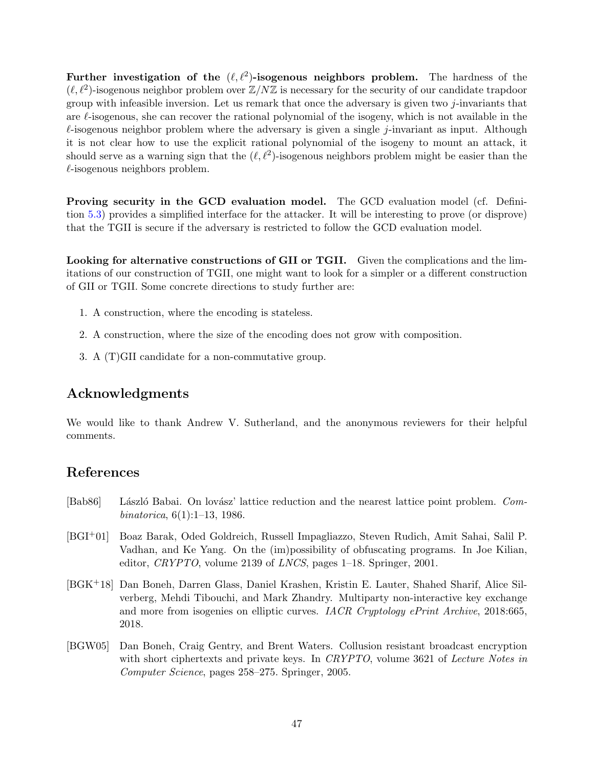**Further investigation of the $(\ell, \ell^2)$-isogenous neighbors problem.** The hardness of the $(\ell, \ell^2)$-isogenous neighbor problem over $\mathbb{Z}/N\mathbb{Z}$ is necessary for the security of our candidate trapdoor group with infeasible inversion. Let us remark that once the adversary is given two $j$-invariants that are $\ell$-isogenous, she can recover the rational polynomial of the isogeny, which is not available in the $\ell$-isogenous neighbor problem where the adversary is given a single $j$-invariant as input. Although it is not clear how to use the explicit rational polynomial of the isogeny to mount an attack, it should serve as a warning sign that the $(\ell, \ell^2)$-isogenous neighbors problem might be easier than the $\ell$-isogenous neighbors problem.

**Proving security in the GCD evaluation model.** The GCD evaluation model (cf. Definition 5.3) provides a simplified interface for the attacker. It will be interesting to prove (or disprove) that the TGII is secure if the adversary is restricted to follow the GCD evaluation model.

**Looking for alternative constructions of GII or TGII.** Given the complications and the limitations of our construction of TGII, one might want to look for a simpler or a different construction of GII or TGII. Some concrete directions to study further are:

1. A construction, where the encoding is stateless.
2. A construction, where the size of the encoding does not grow with composition.
3. A (T)GII candidate for a non-commutative group.

## Acknowledgments

We would like to thank Andrew V. Sutherland, and the anonymous reviewers for their helpful comments.

## References

[Bab86] László Babai. On lovász' lattice reduction and the nearest lattice point problem. *Combinatorica*, 6(1):1–13, 1986.

[BGI+01] Boaz Barak, Oded Goldreich, Russell Impagliazzo, Steven Rudich, Amit Sahai, Salil P. Vadhan, and Ke Yang. On the (im)possibility of obfuscating programs. In Joe Kilian, editor, *CRYPTO*, volume 2139 of *LNCS*, pages 1–18. Springer, 2001.

[BGK+18] Dan Boneh, Darren Glass, Daniel Krashen, Kristin E. Lauter, Shahed Sharif, Alice Silverberg, Mehdi Tibouchi, and Mark Zhandry. Multiparty non-interactive key exchange and more from isogenies on elliptic curves. *IACR Cryptology ePrint Archive*, 2018:665, 2018.

[BGW05] Dan Boneh, Craig Gentry, and Brent Waters. Collusion resistant broadcast encryption with short ciphertexts and private keys. In *CRYPTO*, volume 3621 of *Lecture Notes in Computer Science*, pages 258–275. Springer, 2005.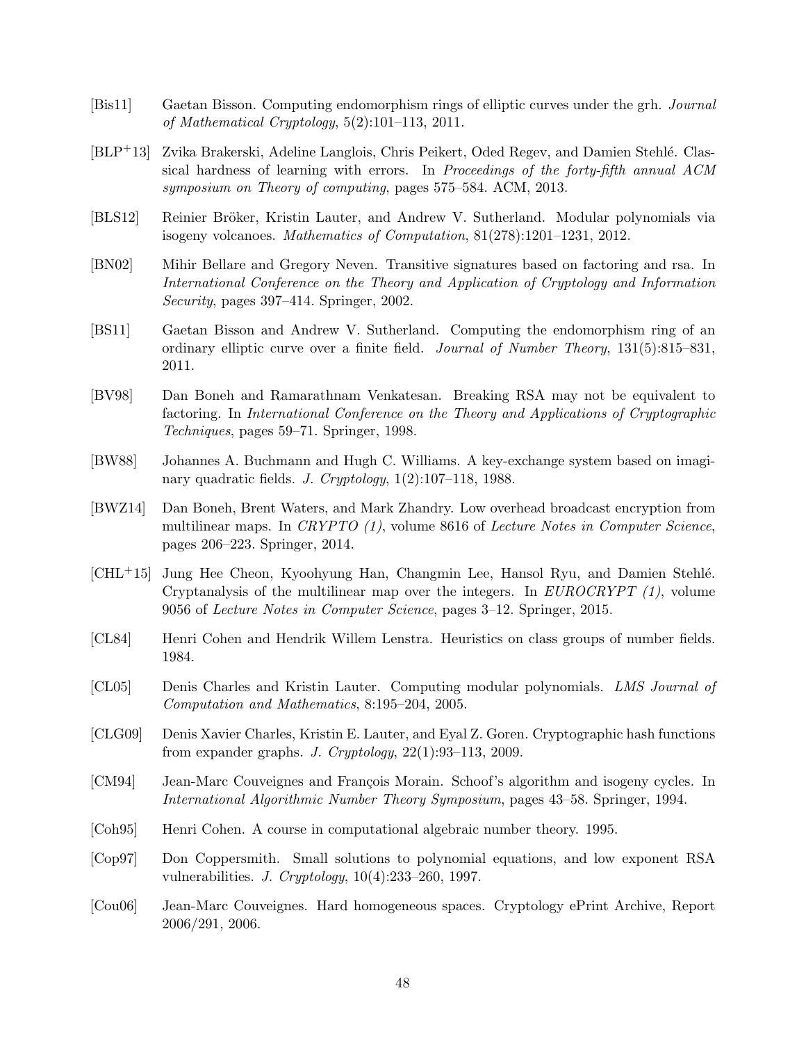[Bis11] Gaetan Bisson. Computing endomorphism rings of elliptic curves under the grh. *Journal of Mathematical Cryptology*, 5(2):101–113, 2011.

[BLP+13] Zvika Brakerski, Adeline Langlois, Chris Peikert, Oded Regev, and Damien Stehlé. Classical hardness of learning with errors. In *Proceedings of the forty-fifth annual ACM symposium on Theory of computing*, pages 575–584. ACM, 2013.

[BLS12] Reinier Bröker, Kristin Lauter, and Andrew V. Sutherland. Modular polynomials via isogeny volcanoes. *Mathematics of Computation*, 81(278):1201–1231, 2012.

[BN02] Mihir Bellare and Gregory Neven. Transitive signatures based on factoring and rsa. In *International Conference on the Theory and Application of Cryptology and Information Security*, pages 397–414. Springer, 2002.

[BS11] Gaetan Bisson and Andrew V. Sutherland. Computing the endomorphism ring of an ordinary elliptic curve over a finite field. *Journal of Number Theory*, 131(5):815–831, 2011.

[BV98] Dan Boneh and Ramarathnam Venkatesan. Breaking RSA may not be equivalent to factoring. In *International Conference on the Theory and Applications of Cryptographic Techniques*, pages 59–71. Springer, 1998.

[BW88] Johannes A. Buchmann and Hugh C. Williams. A key-exchange system based on imaginary quadratic fields. *J. Cryptology*, 1(2):107–118, 1988.

[BWZ14] Dan Boneh, Brent Waters, and Mark Zhandry. Low overhead broadcast encryption from multilinear maps. In *CRYPTO (1)*, volume 8616 of *Lecture Notes in Computer Science*, pages 206–223. Springer, 2014.

[CHL+15] Jung Hee Cheon, Kyoohyung Han, Changmin Lee, Hansol Ryu, and Damien Stehlé. Cryptanalysis of the multilinear map over the integers. In *EUROCRYPT (1)*, volume 9056 of *Lecture Notes in Computer Science*, pages 3–12. Springer, 2015.

[CL84] Henri Cohen and Hendrik Willem Lenstra. Heuristics on class groups of number fields. 1984.

[CL05] Denis Charles and Kristin Lauter. Computing modular polynomials. *LMS Journal of Computation and Mathematics*, 8:195–204, 2005.

[CLG09] Denis Xavier Charles, Kristin E. Lauter, and Eyal Z. Goren. Cryptographic hash functions from expander graphs. *J. Cryptology*, 22(1):93–113, 2009.

[CM94] Jean-Marc Couveignes and François Morain. Schoof's algorithm and isogeny cycles. In *International Algorithmic Number Theory Symposium*, pages 43–58. Springer, 1994.

[Coh95] Henri Cohen. A course in computational algebraic number theory. 1995.

[Cop97] Don Coppersmith. Small solutions to polynomial equations, and low exponent RSA vulnerabilities. *J. Cryptology*, 10(4):233–260, 1997.

[Cou06] Jean-Marc Couveignes. Hard homogeneous spaces. Cryptology ePrint Archive, Report 2006/291, 2006.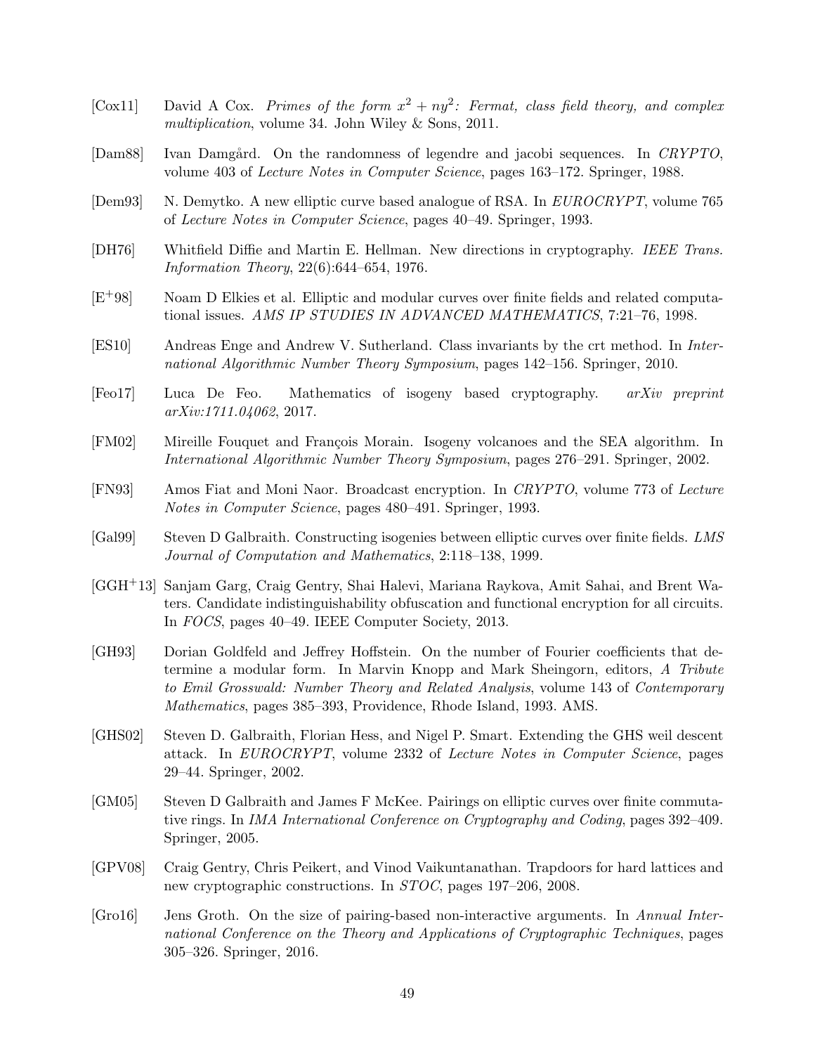[Cox11] David A Cox. *Primes of the form $x^2 + ny^2$: Fermat, class field theory, and complex multiplication*, volume 34. John Wiley & Sons, 2011.

[Dam88] Ivan Damgård. On the randomness of legendre and jacobi sequences. In *CRYPTO*, volume 403 of *Lecture Notes in Computer Science*, pages 163–172. Springer, 1988.

[Dem93] N. Demytko. A new elliptic curve based analogue of RSA. In *EUROCRYPT*, volume 765 of *Lecture Notes in Computer Science*, pages 40–49. Springer, 1993.

[DH76] Whitfield Diffie and Martin E. Hellman. New directions in cryptography. *IEEE Trans. Information Theory*, 22(6):644–654, 1976.

[E+98] Noam D Elkies et al. Elliptic and modular curves over finite fields and related computational issues. *AMS IP STUDIES IN ADVANCED MATHEMATICS*, 7:21–76, 1998.

[ES10] Andreas Enge and Andrew V. Sutherland. Class invariants by the crt method. In *International Algorithmic Number Theory Symposium*, pages 142–156. Springer, 2010.

[Feo17] Luca De Feo. Mathematics of isogeny based cryptography. *arXiv preprint arXiv:1711.04062*, 2017.

[FM02] Mireille Fouquet and François Morain. Isogeny volcanoes and the SEA algorithm. In *International Algorithmic Number Theory Symposium*, pages 276–291. Springer, 2002.

[FN93] Amos Fiat and Moni Naor. Broadcast encryption. In *CRYPTO*, volume 773 of *Lecture Notes in Computer Science*, pages 480–491. Springer, 1993.

[Gal99] Steven D Galbraith. Constructing isogenies between elliptic curves over finite fields. *LMS Journal of Computation and Mathematics*, 2:118–138, 1999.

[GGH+13] Sanjam Garg, Craig Gentry, Shai Halevi, Mariana Raykova, Amit Sahai, and Brent Waters. Candidate indistinguishability obfuscation and functional encryption for all circuits. In *FOCS*, pages 40–49. IEEE Computer Society, 2013.

[GH93] Dorian Goldfeld and Jeffrey Hoffstein. On the number of Fourier coefficients that determine a modular form. In Marvin Knopp and Mark Sheingorn, editors, *A Tribute to Emil Grosswald: Number Theory and Related Analysis*, volume 143 of *Contemporary Mathematics*, pages 385–393, Providence, Rhode Island, 1993. AMS.

[GHS02] Steven D. Galbraith, Florian Hess, and Nigel P. Smart. Extending the GHS weil descent attack. In *EUROCRYPT*, volume 2332 of *Lecture Notes in Computer Science*, pages 29–44. Springer, 2002.

[GM05] Steven D Galbraith and James F McKee. Pairings on elliptic curves over finite commutative rings. In *IMA International Conference on Cryptography and Coding*, pages 392–409. Springer, 2005.

[GPV08] Craig Gentry, Chris Peikert, and Vinod Vaikuntanathan. Trapdoors for hard lattices and new cryptographic constructions. In *STOC*, pages 197–206, 2008.

[Gro16] Jens Groth. On the size of pairing-based non-interactive arguments. In *Annual International Conference on the Theory and Applications of Cryptographic Techniques*, pages 305–326. Springer, 2016.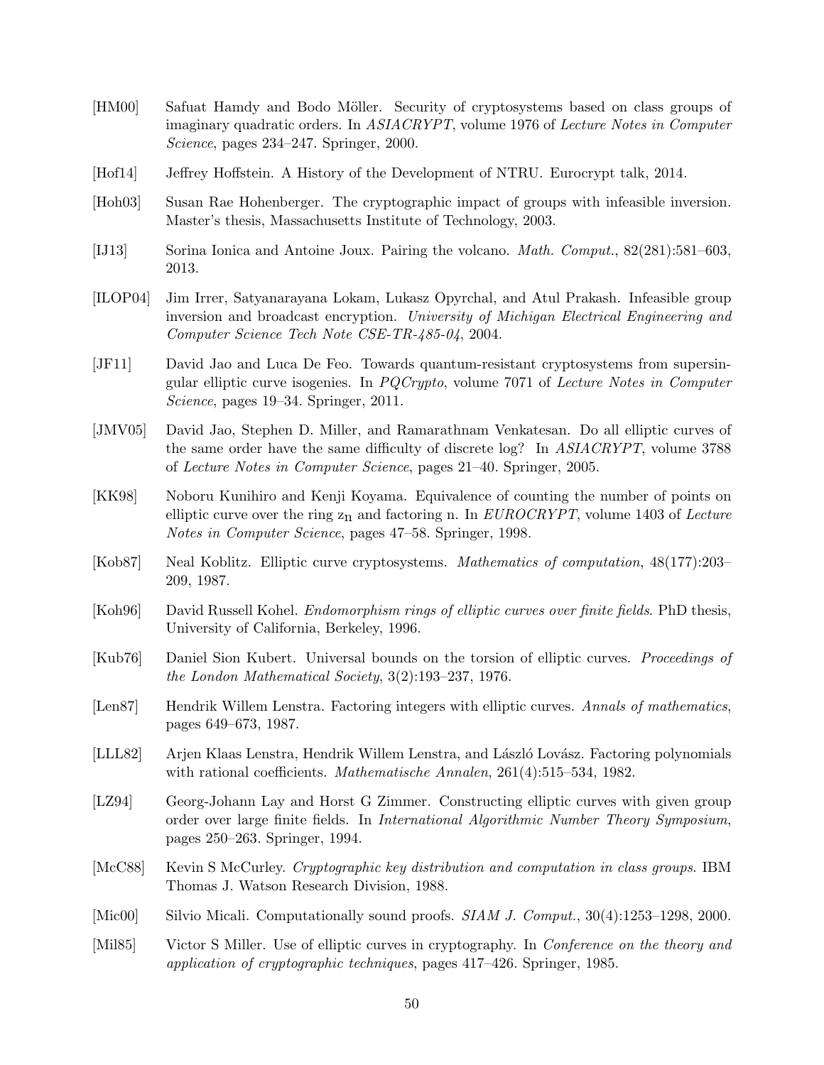[HM00] Safuat Hamdy and Bodo Möller. Security of cryptosystems based on class groups of imaginary quadratic orders. In *ASIACRYPT*, volume 1976 of *Lecture Notes in Computer Science*, pages 234–247. Springer, 2000.

[Hof14] Jeffrey Hoffstein. A History of the Development of NTRU. Eurocrypt talk, 2014.

[Hoh03] Susan Rae Hohenberger. The cryptographic impact of groups with infeasible inversion. Master's thesis, Massachusetts Institute of Technology, 2003.

[IJ13] Sorina Ionica and Antoine Joux. Pairing the volcano. *Math. Comput.*, 82(281):581–603, 2013.

[ILOP04] Jim Irrer, Satyanarayana Lokam, Lukasz Opyrchal, and Atul Prakash. Infeasible group inversion and broadcast encryption. *University of Michigan Electrical Engineering and Computer Science Tech Note CSE-TR-485-04*, 2004.

[JF11] David Jao and Luca De Feo. Towards quantum-resistant cryptosystems from supersingular elliptic curve isogenies. In *PQCrypto*, volume 7071 of *Lecture Notes in Computer Science*, pages 19–34. Springer, 2011.

[JMV05] David Jao, Stephen D. Miller, and Ramarathnam Venkatesan. Do all elliptic curves of the same order have the same difficulty of discrete log? In *ASIACRYPT*, volume 3788 of *Lecture Notes in Computer Science*, pages 21–40. Springer, 2005.

[KK98] Noboru Kunihiro and Kenji Koyama. Equivalence of counting the number of points on elliptic curve over the ring $z_n$ and factoring n. In *EUROCRYPT*, volume 1403 of *Lecture Notes in Computer Science*, pages 47–58. Springer, 1998.

[Kob87] Neal Koblitz. Elliptic curve cryptosystems. *Mathematics of computation*, 48(177):203–209, 1987.

[Koh96] David Russell Kohel. *Endomorphism rings of elliptic curves over finite fields*. PhD thesis, University of California, Berkeley, 1996.

[Kub76] Daniel Sion Kubert. Universal bounds on the torsion of elliptic curves. *Proceedings of the London Mathematical Society*, 3(2):193–237, 1976.

[Len87] Hendrik Willem Lenstra. Factoring integers with elliptic curves. *Annals of mathematics*, pages 649–673, 1987.

[LLL82] Arjen Klaas Lenstra, Hendrik Willem Lenstra, and László Lovász. Factoring polynomials with rational coefficients. *Mathematische Annalen*, 261(4):515–534, 1982.

[LZ94] Georg-Johann Lay and Horst G Zimmer. Constructing elliptic curves with given group order over large finite fields. In *International Algorithmic Number Theory Symposium*, pages 250–263. Springer, 1994.

[McC88] Kevin S McCurley. *Cryptographic key distribution and computation in class groups*. IBM Thomas J. Watson Research Division, 1988.

[Mic00] Silvio Micali. Computationally sound proofs. *SIAM J. Comput.*, 30(4):1253–1298, 2000.

[Mil85] Victor S Miller. Use of elliptic curves in cryptography. In *Conference on the theory and application of cryptographic techniques*, pages 417–426. Springer, 1985.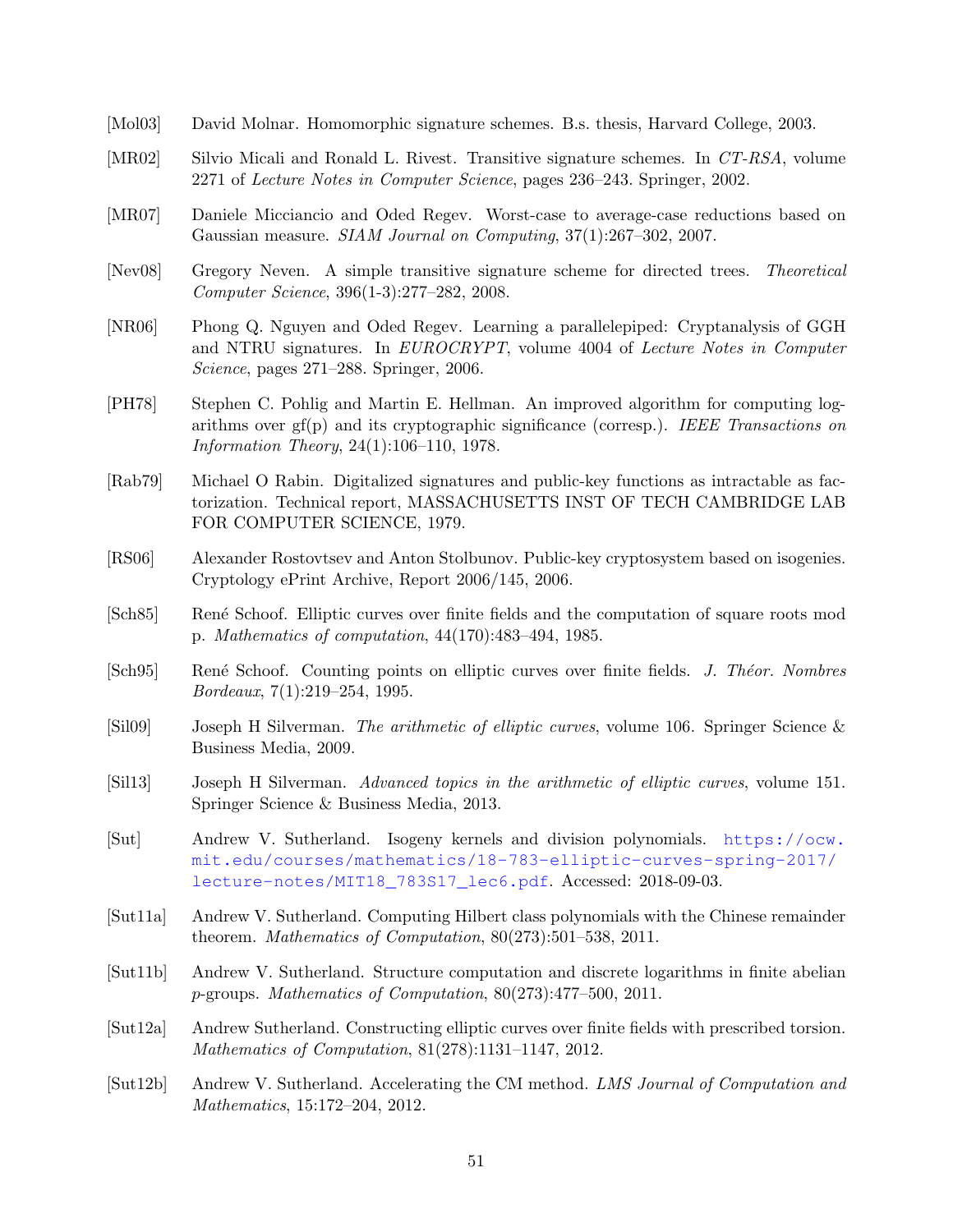[Mol03] David Molnar. Homomorphic signature schemes. B.s. thesis, Harvard College, 2003.

[MR02] Silvio Micali and Ronald L. Rivest. Transitive signature schemes. In *CT-RSA*, volume 2271 of *Lecture Notes in Computer Science*, pages 236–243. Springer, 2002.

[MR07] Daniele Micciancio and Oded Regev. Worst-case to average-case reductions based on Gaussian measure. *SIAM Journal on Computing*, 37(1):267–302, 2007.

[Nev08] Gregory Neven. A simple transitive signature scheme for directed trees. *Theoretical Computer Science*, 396(1-3):277–282, 2008.

[NR06] Phong Q. Nguyen and Oded Regev. Learning a parallelepiped: Cryptanalysis of GGH and NTRU signatures. In *EUROCRYPT*, volume 4004 of *Lecture Notes in Computer Science*, pages 271–288. Springer, 2006.

[PH78] Stephen C. Pohlig and Martin E. Hellman. An improved algorithm for computing logarithms over gf(p) and its cryptographic significance (corresp.). *IEEE Transactions on Information Theory*, 24(1):106–110, 1978.

[Rab79] Michael O Rabin. Digitalized signatures and public-key functions as intractable as factorization. Technical report, MASSACHUSETTS INST OF TECH CAMBRIDGE LAB FOR COMPUTER SCIENCE, 1979.

[RS06] Alexander Rostovtsev and Anton Stolbunov. Public-key cryptosystem based on isogenies. Cryptology ePrint Archive, Report 2006/145, 2006.

[Sch85] René Schoof. Elliptic curves over finite fields and the computation of square roots mod p. *Mathematics of computation*, 44(170):483–494, 1985.

[Sch95] René Schoof. Counting points on elliptic curves over finite fields. *J. Théor. Nombres Bordeaux*, 7(1):219–254, 1995.

[Sil09] Joseph H Silverman. *The arithmetic of elliptic curves*, volume 106. Springer Science & Business Media, 2009.

[Sil13] Joseph H Silverman. *Advanced topics in the arithmetic of elliptic curves*, volume 151. Springer Science & Business Media, 2013.

[Sut] Andrew V. Sutherland. Isogeny kernels and division polynomials. https://ocw.mit.edu/courses/mathematics/18-783-elliptic-curves-spring-2017/lecture-notes/MIT18_783S17_lec6.pdf. Accessed: 2018-09-03.

[Sut11a] Andrew V. Sutherland. Computing Hilbert class polynomials with the Chinese remainder theorem. *Mathematics of Computation*, 80(273):501–538, 2011.

[Sut11b] Andrew V. Sutherland. Structure computation and discrete logarithms in finite abelian $p$-groups. *Mathematics of Computation*, 80(273):477–500, 2011.

[Sut12a] Andrew Sutherland. Constructing elliptic curves over finite fields with prescribed torsion. *Mathematics of Computation*, 81(278):1131–1147, 2012.

[Sut12b] Andrew V. Sutherland. Accelerating the CM method. *LMS Journal of Computation and Mathematics*, 15:172–204, 2012.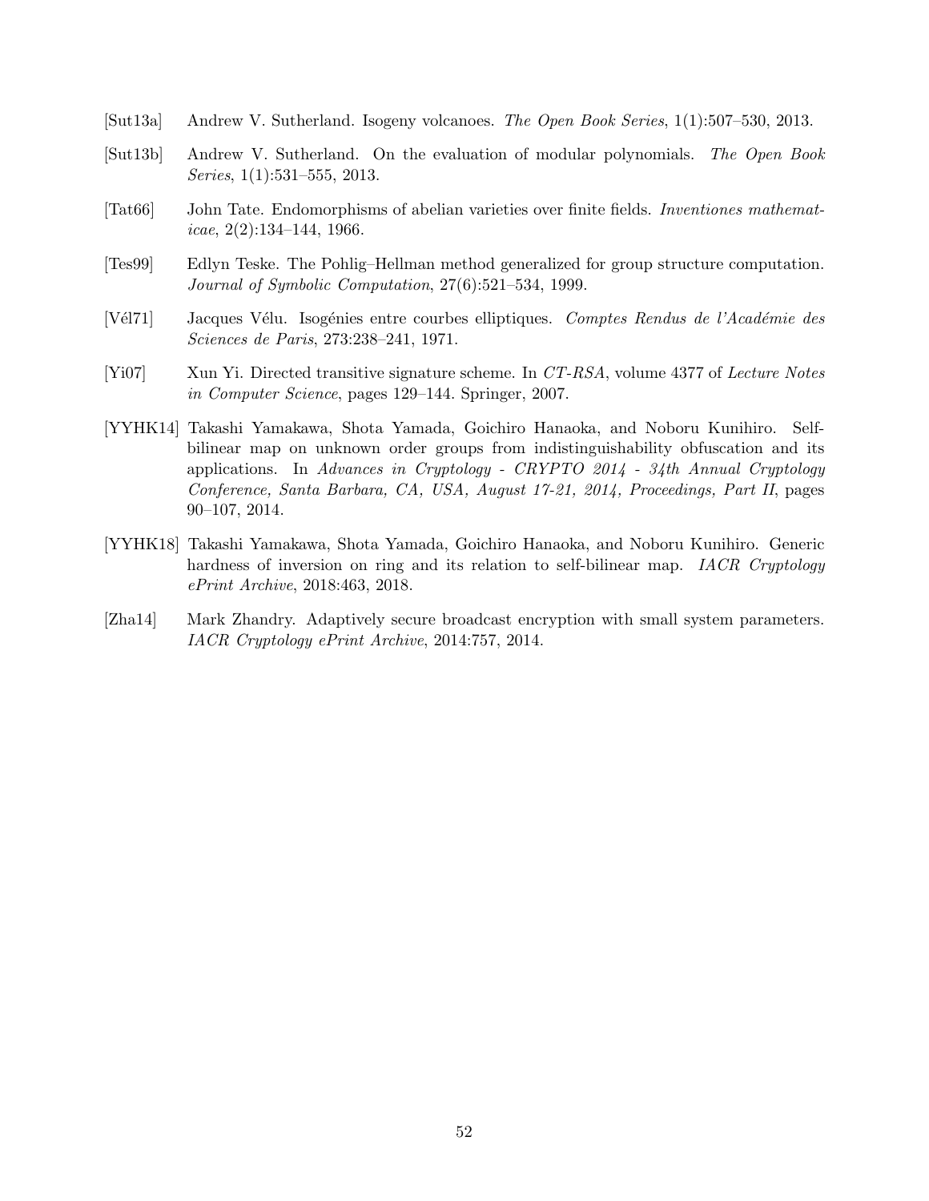[Sut13a] Andrew V. Sutherland. Isogeny volcanoes. *The Open Book Series*, 1(1):507–530, 2013.

[Sut13b] Andrew V. Sutherland. On the evaluation of modular polynomials. *The Open Book Series*, 1(1):531–555, 2013.

[Tat66] John Tate. Endomorphisms of abelian varieties over finite fields. *Inventiones mathematicae*, 2(2):134–144, 1966.

[Tes99] Edlyn Teske. The Pohlig–Hellman method generalized for group structure computation. *Journal of Symbolic Computation*, 27(6):521–534, 1999.

[Vél71] Jacques Vélu. Isogénies entre courbes elliptiques. *Comptes Rendus de l'Académie des Sciences de Paris*, 273:238–241, 1971.

[Yi07] Xun Yi. Directed transitive signature scheme. In *CT-RSA*, volume 4377 of *Lecture Notes in Computer Science*, pages 129–144. Springer, 2007.

[YYHK14] Takashi Yamakawa, Shota Yamada, Goichiro Hanaoka, and Noboru Kunihiro. Self-bilinear map on unknown order groups from indistinguishability obfuscation and its applications. In *Advances in Cryptology - CRYPTO 2014 - 34th Annual Cryptology Conference, Santa Barbara, CA, USA, August 17-21, 2014, Proceedings, Part II*, pages 90–107, 2014.

[YYHK18] Takashi Yamakawa, Shota Yamada, Goichiro Hanaoka, and Noboru Kunihiro. Generic hardness of inversion on ring and its relation to self-bilinear map. *IACR Cryptology ePrint Archive*, 2018:463, 2018.

[Zha14] Mark Zhandry. Adaptively secure broadcast encryption with small system parameters. *IACR Cryptology ePrint Archive*, 2014:757, 2014.